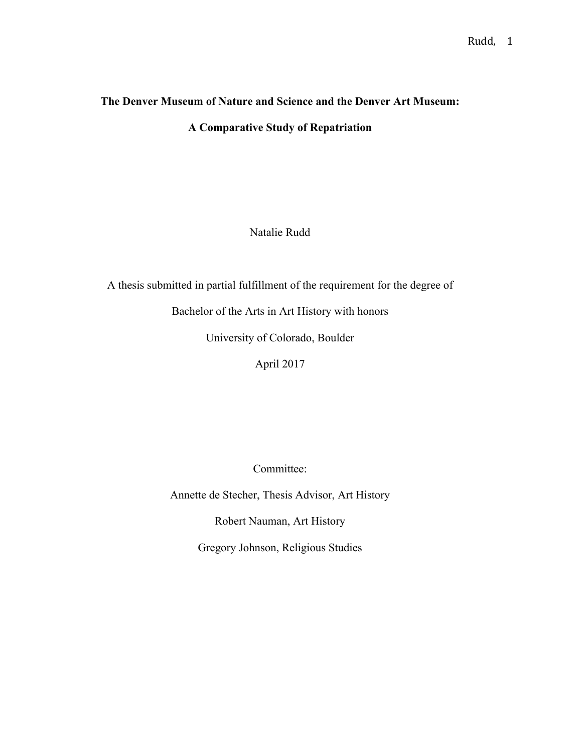# The Denver Museum of Nature and Science and the Denver Art Museum:

# A Comparative Study of Repatriation

Natalie Rudd

A thesis submitted in partial fulfillment of the requirement for the degree of

Bachelor of the Arts in Art History with honors

University of Colorado, Boulder

April 2017

Committee:

Annette de Stecher, Thesis Advisor, Art History

Robert Nauman, Art History

Gregory Johnson, Religious Studies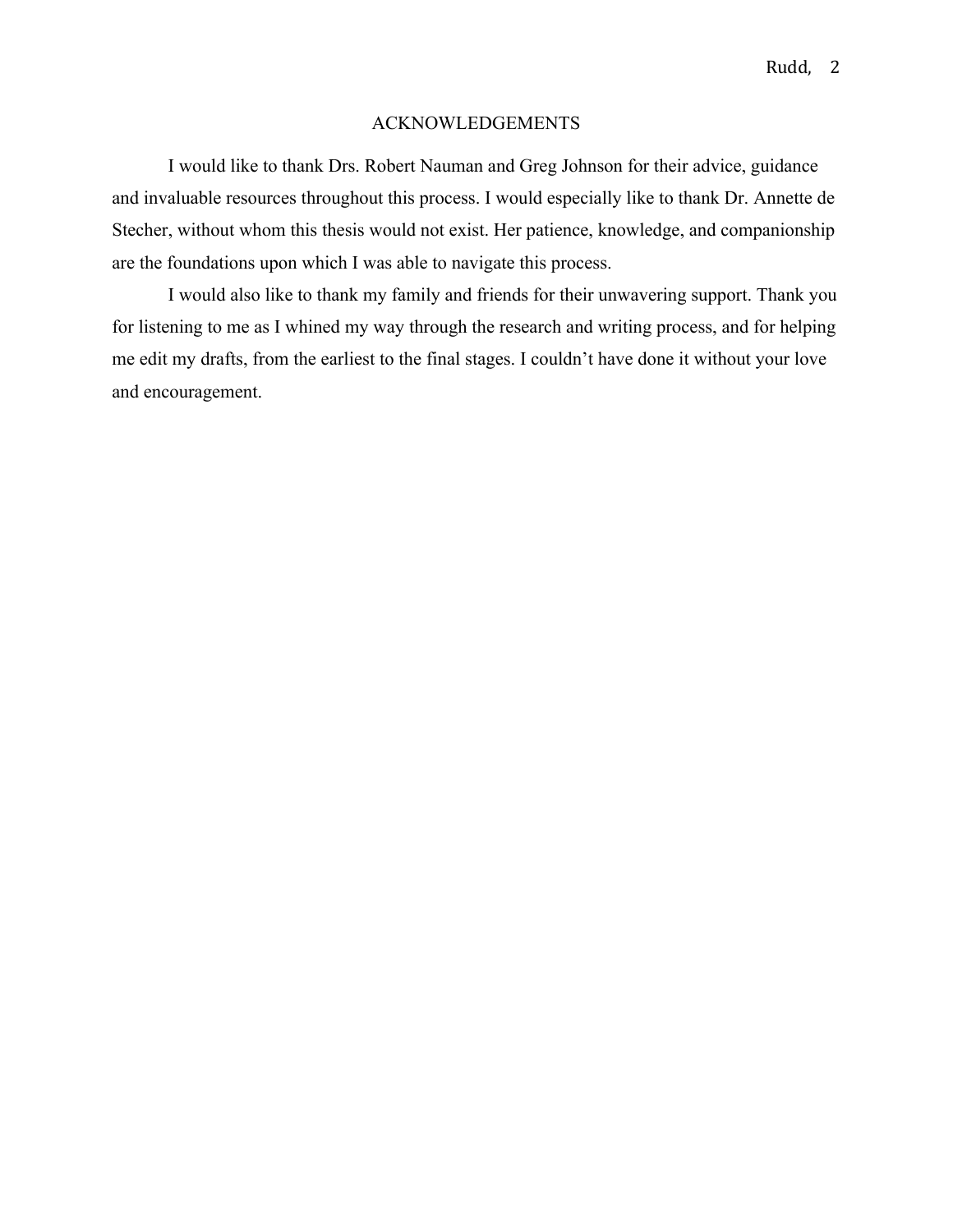# ACKNOWLEDGEMENTS

I would like to thank Drs. Robert Nauman and Greg Johnson for their advice, guidance and invaluable resources throughout this process. I would especially like to thank Dr. Annette de Stecher, without whom this thesis would not exist. Her patience, knowledge, and companionship are the foundations upon which I was able to navigate this process.

I would also like to thank my family and friends for their unwavering support. Thank you for listening to me as I whined my way through the research and writing process, and for helping me edit my drafts, from the earliest to the final stages. I couldn't have done it without your love and encouragement.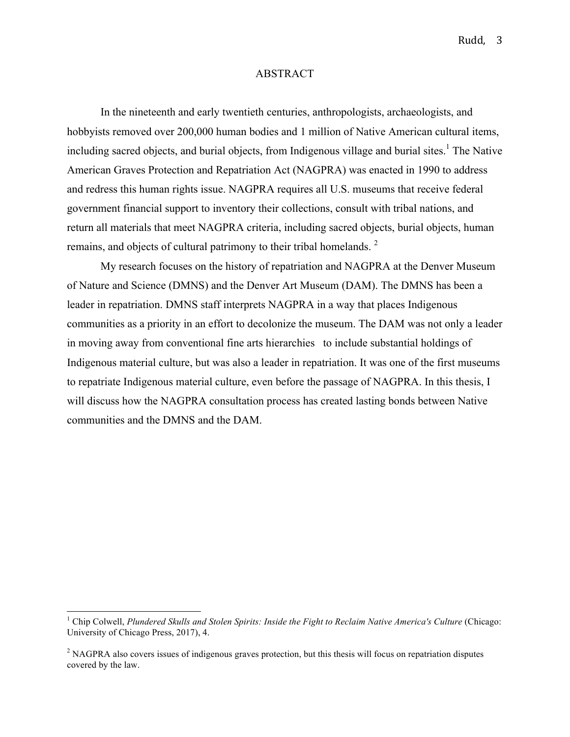# ABSTRACT

In the nineteenth and early twentieth centuries, anthropologists, archaeologists, and hobbyists removed over 200,000 human bodies and 1 million of Native American cultural items, including sacred objects, and burial objects, from Indigenous village and burial sites.[1] The Native American Graves Protection and Repatriation Act (NAGPRA) was enacted in 1990 to address and redress this human rights issue. NAGPRA requires all U.S. museums that receive federal government financial support to inventory their collections, consult with tribal nations, and return all materials that meet NAGPRA criteria, including sacred objects, burial objects, human remains, and objects of cultural patrimony to their tribal homelands. [2]

My research focuses on the history of repatriation and NAGPRA at the Denver Museum of Nature and Science (DMNS) and the Denver Art Museum (DAM). The DMNS has been a leader in repatriation. DMNS staff interprets NAGPRA in a way that places Indigenous communities as a priority in an effort to decolonize the museum. The DAM was not only a leader in moving away from conventional fine arts hierarchies to include substantial holdings of Indigenous material culture, but was also a leader in repatriation. It was one of the first museums to repatriate Indigenous material culture, even before the passage of NAGPRA. In this thesis, I will discuss how the NAGPRA consultation process has created lasting bonds between Native communities and the DMNS and the DAM.

---

[1] Chip Colwell, *Plundered Skulls and Stolen Spirits: Inside the Fight to Reclaim Native America's Culture* (Chicago: University of Chicago Press, 2017), 4.

[2] NAGPRA also covers issues of indigenous graves protection, but this thesis will focus on repatriation disputes covered by the law.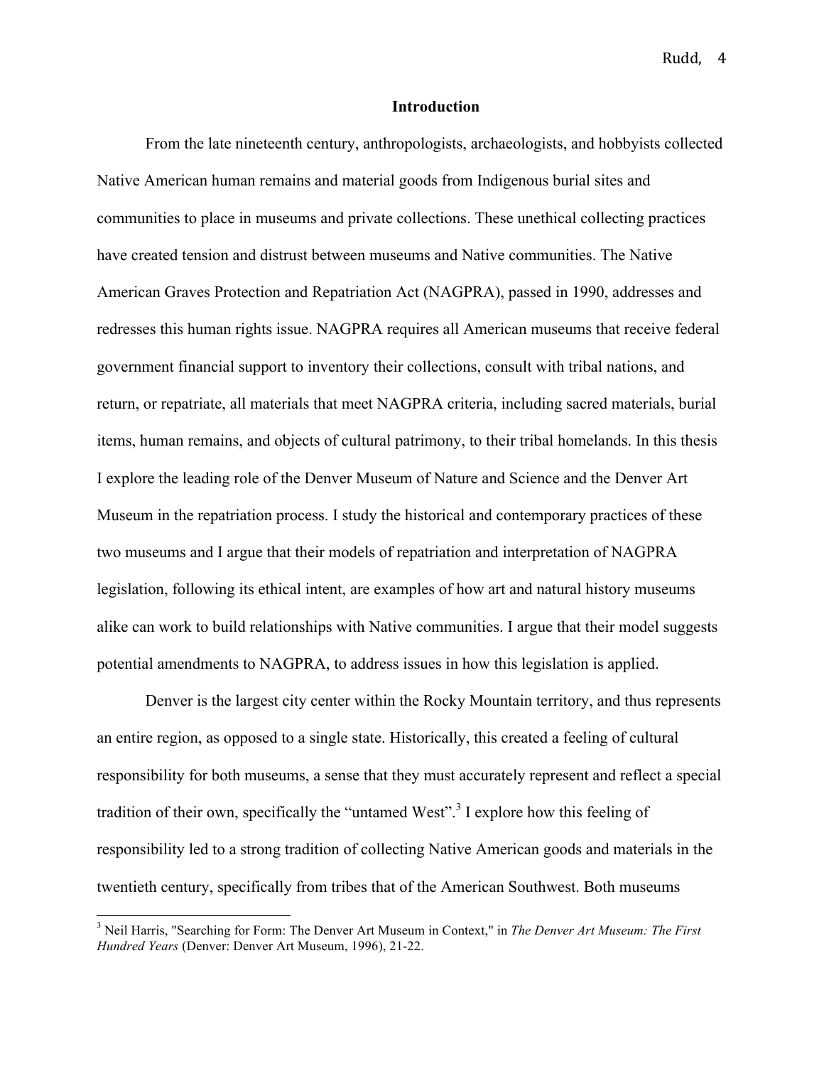## Introduction

From the late nineteenth century, anthropologists, archaeologists, and hobbyists collected Native American human remains and material goods from Indigenous burial sites and communities to place in museums and private collections. These unethical collecting practices have created tension and distrust between museums and Native communities. The Native American Graves Protection and Repatriation Act (NAGPRA), passed in 1990, addresses and redresses this human rights issue. NAGPRA requires all American museums that receive federal government financial support to inventory their collections, consult with tribal nations, and return, or repatriate, all materials that meet NAGPRA criteria, including sacred materials, burial items, human remains, and objects of cultural patrimony, to their tribal homelands. In this thesis I explore the leading role of the Denver Museum of Nature and Science and the Denver Art Museum in the repatriation process. I study the historical and contemporary practices of these two museums and I argue that their models of repatriation and interpretation of NAGPRA legislation, following its ethical intent, are examples of how art and natural history museums alike can work to build relationships with Native communities. I argue that their model suggests potential amendments to NAGPRA, to address issues in how this legislation is applied.

Denver is the largest city center within the Rocky Mountain territory, and thus represents an entire region, as opposed to a single state. Historically, this created a feeling of cultural responsibility for both museums, a sense that they must accurately represent and reflect a special tradition of their own, specifically the "untamed West".[3] I explore how this feeling of responsibility led to a strong tradition of collecting Native American goods and materials in the twentieth century, specifically from tribes that of the American Southwest. Both museums

---

[3] Neil Harris, "Searching for Form: The Denver Art Museum in Context," in *The Denver Art Museum: The First Hundred Years* (Denver: Denver Art Museum, 1996), 21-22.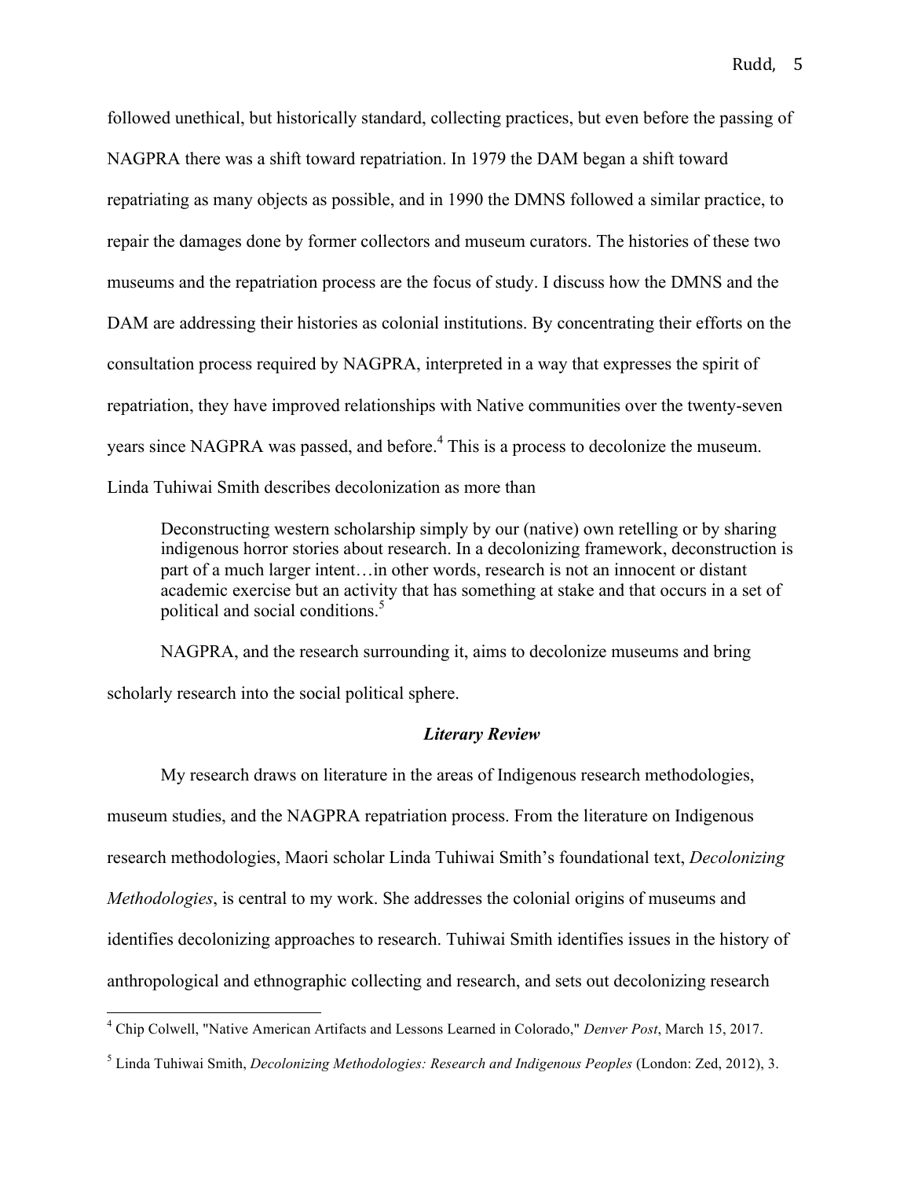followed unethical, but historically standard, collecting practices, but even before the passing of NAGPRA there was a shift toward repatriation. In 1979 the DAM began a shift toward repatriating as many objects as possible, and in 1990 the DMNS followed a similar practice, to repair the damages done by former collectors and museum curators. The histories of these two museums and the repatriation process are the focus of study. I discuss how the DMNS and the DAM are addressing their histories as colonial institutions. By concentrating their efforts on the consultation process required by NAGPRA, interpreted in a way that expresses the spirit of repatriation, they have improved relationships with Native communities over the twenty-seven years since NAGPRA was passed, and before.[4] This is a process to decolonize the museum. Linda Tuhiwai Smith describes decolonization as more than

> Deconstructing western scholarship simply by our (native) own retelling or by sharing indigenous horror stories about research. In a decolonizing framework, deconstruction is part of a much larger intent…in other words, research is not an innocent or distant academic exercise but an activity that has something at stake and that occurs in a set of political and social conditions.[5]

NAGPRA, and the research surrounding it, aims to decolonize museums and bring scholarly research into the social political sphere.

### *Literary Review*

My research draws on literature in the areas of Indigenous research methodologies, museum studies, and the NAGPRA repatriation process. From the literature on Indigenous research methodologies, Maori scholar Linda Tuhiwai Smith's foundational text, *Decolonizing Methodologies*, is central to my work. She addresses the colonial origins of museums and identifies decolonizing approaches to research. Tuhiwai Smith identifies issues in the history of anthropological and ethnographic collecting and research, and sets out decolonizing research

---

[4] Chip Colwell, "Native American Artifacts and Lessons Learned in Colorado," *Denver Post*, March 15, 2017.

[5] Linda Tuhiwai Smith, *Decolonizing Methodologies: Research and Indigenous Peoples* (London: Zed, 2012), 3.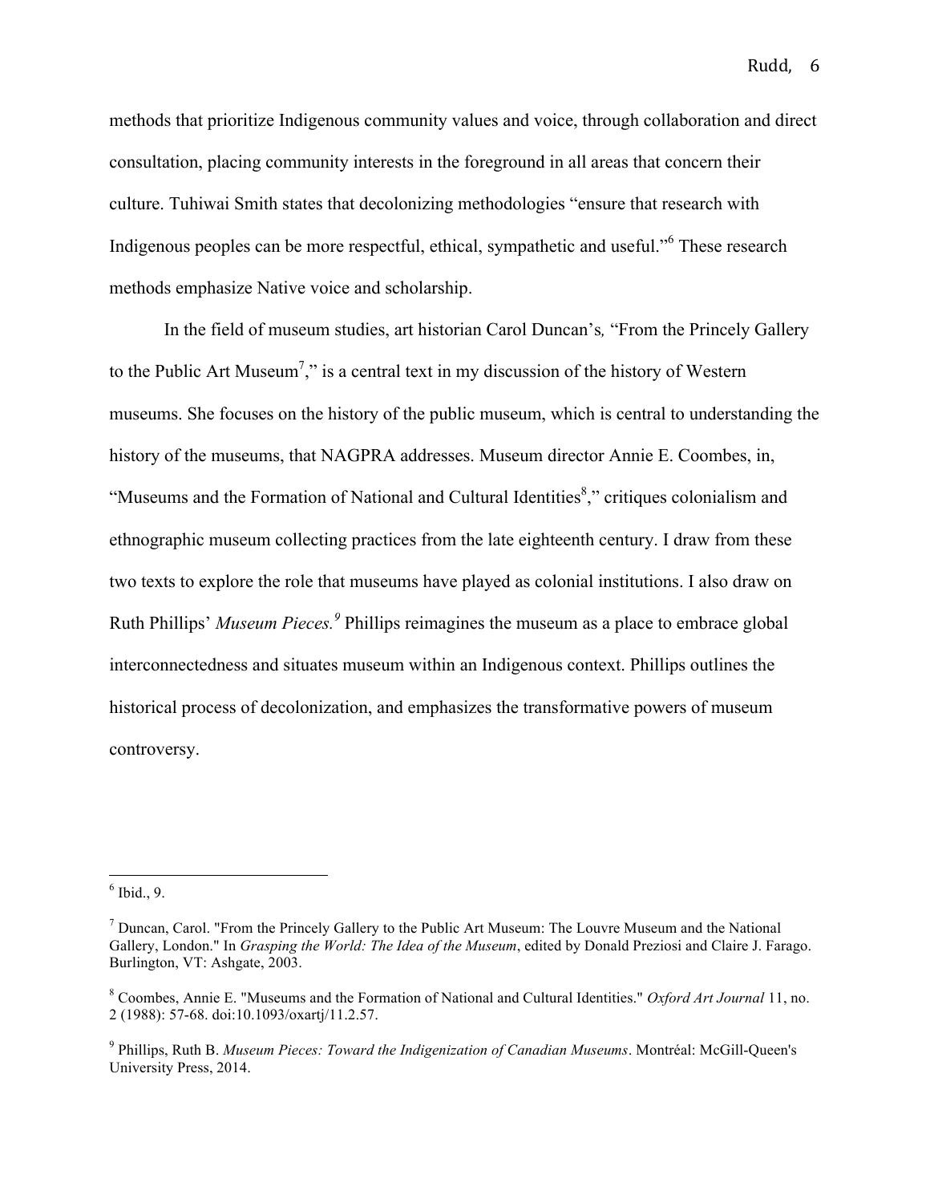methods that prioritize Indigenous community values and voice, through collaboration and direct consultation, placing community interests in the foreground in all areas that concern their culture. Tuhiwai Smith states that decolonizing methodologies "ensure that research with Indigenous peoples can be more respectful, ethical, sympathetic and useful."[6] These research methods emphasize Native voice and scholarship.

In the field of museum studies, art historian Carol Duncan's, "From the Princely Gallery to the Public Art Museum[7]," is a central text in my discussion of the history of Western museums. She focuses on the history of the public museum, which is central to understanding the history of the museums, that NAGPRA addresses. Museum director Annie E. Coombes, in, "Museums and the Formation of National and Cultural Identities[8]," critiques colonialism and ethnographic museum collecting practices from the late eighteenth century. I draw from these two texts to explore the role that museums have played as colonial institutions. I also draw on Ruth Phillips' *Museum Pieces.*[9] Phillips reimagines the museum as a place to embrace global interconnectedness and situates museum within an Indigenous context. Phillips outlines the historical process of decolonization, and emphasizes the transformative powers of museum controversy.

---

[6] Ibid., 9.

[7] Duncan, Carol. "From the Princely Gallery to the Public Art Museum: The Louvre Museum and the National Gallery, London." In *Grasping the World: The Idea of the Museum*, edited by Donald Preziosi and Claire J. Farago. Burlington, VT: Ashgate, 2003.

[8] Coombes, Annie E. "Museums and the Formation of National and Cultural Identities." *Oxford Art Journal* 11, no. 2 (1988): 57-68. doi:10.1093/oxartj/11.2.57.

[9] Phillips, Ruth B. *Museum Pieces: Toward the Indigenization of Canadian Museums*. Montréal: McGill-Queen's University Press, 2014.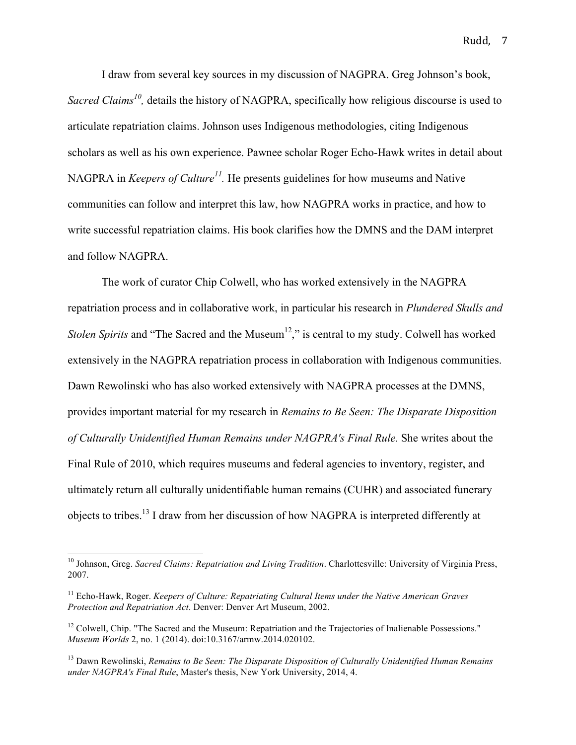I draw from several key sources in my discussion of NAGPRA. Greg Johnson's book, *Sacred Claims*[10], details the history of NAGPRA, specifically how religious discourse is used to articulate repatriation claims. Johnson uses Indigenous methodologies, citing Indigenous scholars as well as his own experience. Pawnee scholar Roger Echo-Hawk writes in detail about NAGPRA in *Keepers of Culture*[11]. He presents guidelines for how museums and Native communities can follow and interpret this law, how NAGPRA works in practice, and how to write successful repatriation claims. His book clarifies how the DMNS and the DAM interpret and follow NAGPRA.

The work of curator Chip Colwell, who has worked extensively in the NAGPRA repatriation process and in collaborative work, in particular his research in *Plundered Skulls and Stolen Spirits* and "The Sacred and the Museum[12]," is central to my study. Colwell has worked extensively in the NAGPRA repatriation process in collaboration with Indigenous communities. Dawn Rewolinski who has also worked extensively with NAGPRA processes at the DMNS, provides important material for my research in *Remains to Be Seen: The Disparate Disposition of Culturally Unidentified Human Remains under NAGPRA's Final Rule.* She writes about the Final Rule of 2010, which requires museums and federal agencies to inventory, register, and ultimately return all culturally unidentifiable human remains (CUHR) and associated funerary objects to tribes.[13] I draw from her discussion of how NAGPRA is interpreted differently at

---

[10] Johnson, Greg. *Sacred Claims: Repatriation and Living Tradition*. Charlottesville: University of Virginia Press, 2007.

[11] Echo-Hawk, Roger. *Keepers of Culture: Repatriating Cultural Items under the Native American Graves Protection and Repatriation Act*. Denver: Denver Art Museum, 2002.

[12] Colwell, Chip. "The Sacred and the Museum: Repatriation and the Trajectories of Inalienable Possessions." *Museum Worlds* 2, no. 1 (2014). doi:10.3167/armw.2014.020102.

[13] Dawn Rewolinski, *Remains to Be Seen: The Disparate Disposition of Culturally Unidentified Human Remains under NAGPRA's Final Rule*, Master's thesis, New York University, 2014, 4.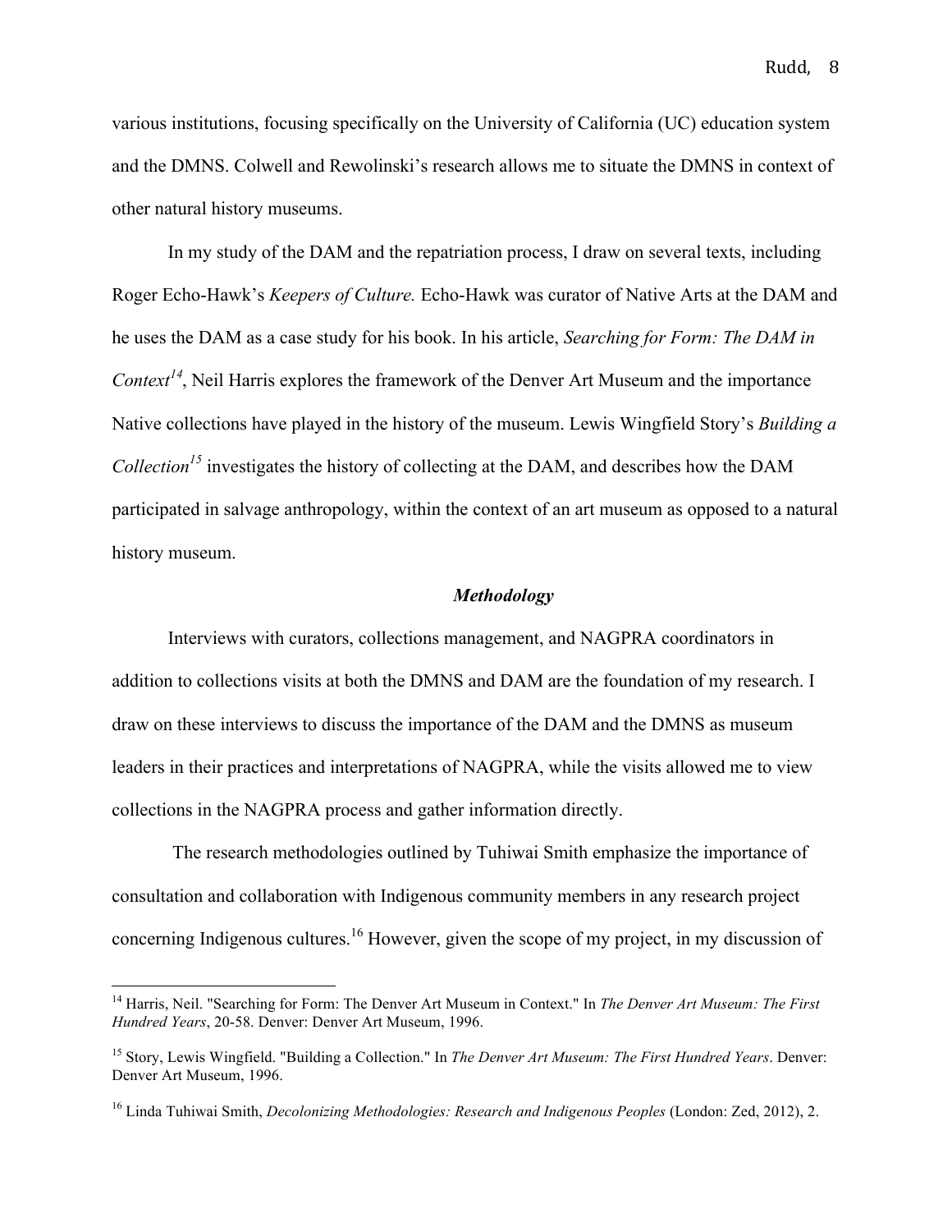various institutions, focusing specifically on the University of California (UC) education system and the DMNS. Colwell and Rewolinski's research allows me to situate the DMNS in context of other natural history museums.

In my study of the DAM and the repatriation process, I draw on several texts, including Roger Echo-Hawk's *Keepers of Culture.* Echo-Hawk was curator of Native Arts at the DAM and he uses the DAM as a case study for his book. In his article, *Searching for Form: The DAM in Context*[14], Neil Harris explores the framework of the Denver Art Museum and the importance Native collections have played in the history of the museum. Lewis Wingfield Story's *Building a Collection*[15] investigates the history of collecting at the DAM, and describes how the DAM participated in salvage anthropology, within the context of an art museum as opposed to a natural history museum.

### *Methodology*

Interviews with curators, collections management, and NAGPRA coordinators in addition to collections visits at both the DMNS and DAM are the foundation of my research. I draw on these interviews to discuss the importance of the DAM and the DMNS as museum leaders in their practices and interpretations of NAGPRA, while the visits allowed me to view collections in the NAGPRA process and gather information directly.

The research methodologies outlined by Tuhiwai Smith emphasize the importance of consultation and collaboration with Indigenous community members in any research project concerning Indigenous cultures.[16] However, given the scope of my project, in my discussion of

---

[14] Harris, Neil. "Searching for Form: The Denver Art Museum in Context." In *The Denver Art Museum: The First Hundred Years*, 20-58. Denver: Denver Art Museum, 1996.

[15] Story, Lewis Wingfield. "Building a Collection." In *The Denver Art Museum: The First Hundred Years*. Denver: Denver Art Museum, 1996.

[16] Linda Tuhiwai Smith, *Decolonizing Methodologies: Research and Indigenous Peoples* (London: Zed, 2012), 2.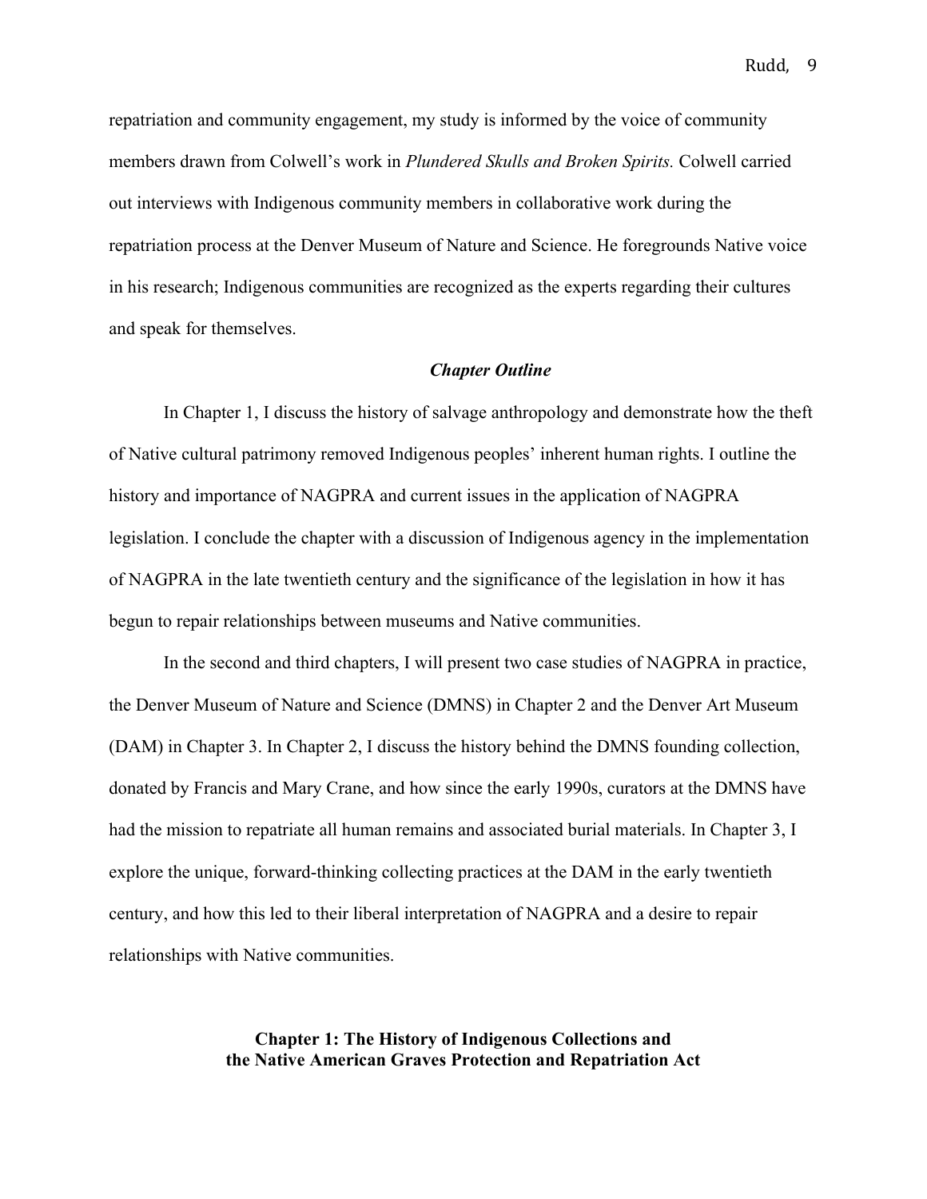repatriation and community engagement, my study is informed by the voice of community members drawn from Colwell's work in *Plundered Skulls and Broken Spirits.* Colwell carried out interviews with Indigenous community members in collaborative work during the repatriation process at the Denver Museum of Nature and Science. He foregrounds Native voice in his research; Indigenous communities are recognized as the experts regarding their cultures and speak for themselves.

### *Chapter Outline*

In Chapter 1, I discuss the history of salvage anthropology and demonstrate how the theft of Native cultural patrimony removed Indigenous peoples' inherent human rights. I outline the history and importance of NAGPRA and current issues in the application of NAGPRA legislation. I conclude the chapter with a discussion of Indigenous agency in the implementation of NAGPRA in the late twentieth century and the significance of the legislation in how it has begun to repair relationships between museums and Native communities.

In the second and third chapters, I will present two case studies of NAGPRA in practice, the Denver Museum of Nature and Science (DMNS) in Chapter 2 and the Denver Art Museum (DAM) in Chapter 3. In Chapter 2, I discuss the history behind the DMNS founding collection, donated by Francis and Mary Crane, and how since the early 1990s, curators at the DMNS have had the mission to repatriate all human remains and associated burial materials. In Chapter 3, I explore the unique, forward-thinking collecting practices at the DAM in the early twentieth century, and how this led to their liberal interpretation of NAGPRA and a desire to repair relationships with Native communities.

## Chapter 1: The History of Indigenous Collections and the Native American Graves Protection and Repatriation Act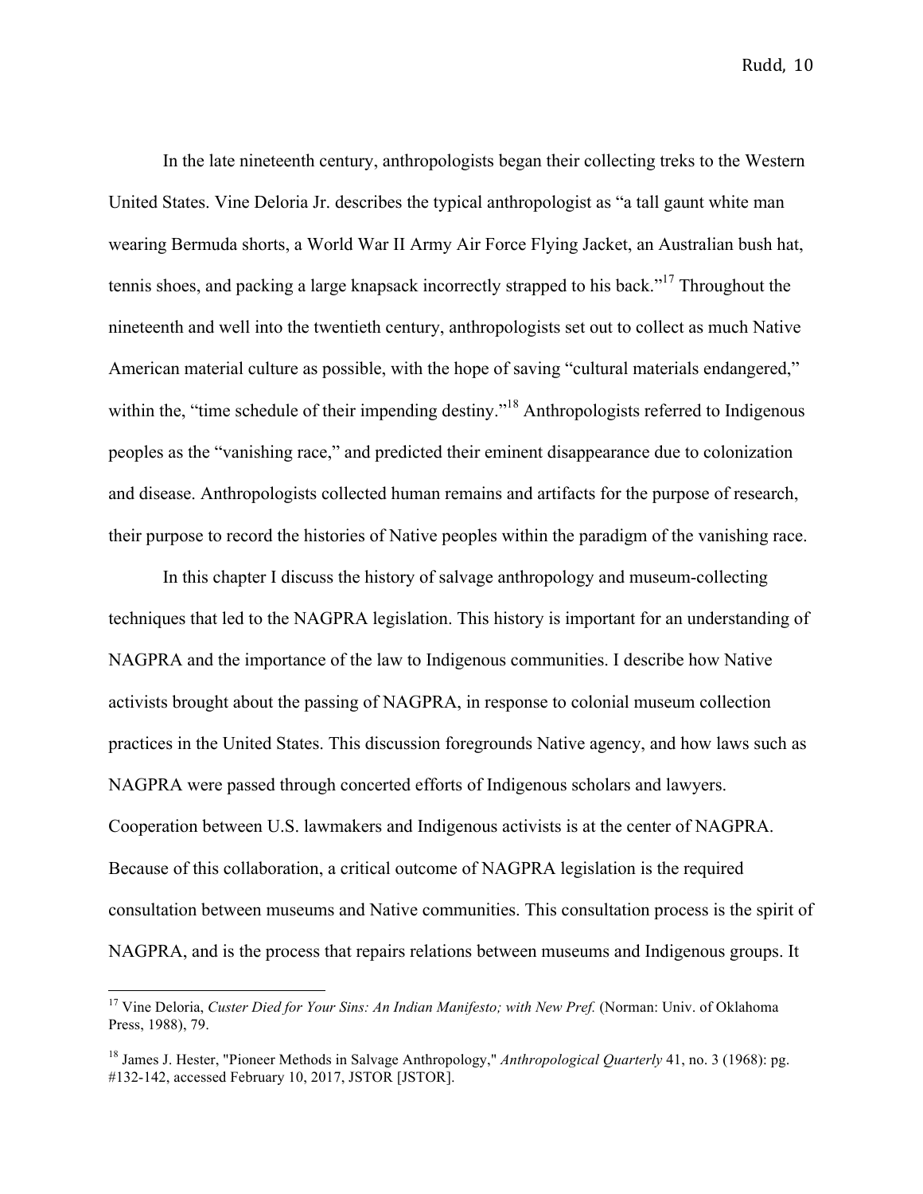In the late nineteenth century, anthropologists began their collecting treks to the Western United States. Vine Deloria Jr. describes the typical anthropologist as "a tall gaunt white man wearing Bermuda shorts, a World War II Army Air Force Flying Jacket, an Australian bush hat, tennis shoes, and packing a large knapsack incorrectly strapped to his back."[17] Throughout the nineteenth and well into the twentieth century, anthropologists set out to collect as much Native American material culture as possible, with the hope of saving "cultural materials endangered," within the, "time schedule of their impending destiny."[18] Anthropologists referred to Indigenous peoples as the "vanishing race," and predicted their eminent disappearance due to colonization and disease. Anthropologists collected human remains and artifacts for the purpose of research, their purpose to record the histories of Native peoples within the paradigm of the vanishing race.

In this chapter I discuss the history of salvage anthropology and museum-collecting techniques that led to the NAGPRA legislation. This history is important for an understanding of NAGPRA and the importance of the law to Indigenous communities. I describe how Native activists brought about the passing of NAGPRA, in response to colonial museum collection practices in the United States. This discussion foregrounds Native agency, and how laws such as NAGPRA were passed through concerted efforts of Indigenous scholars and lawyers. Cooperation between U.S. lawmakers and Indigenous activists is at the center of NAGPRA. Because of this collaboration, a critical outcome of NAGPRA legislation is the required consultation between museums and Native communities. This consultation process is the spirit of NAGPRA, and is the process that repairs relations between museums and Indigenous groups. It

---

[17] Vine Deloria, *Custer Died for Your Sins: An Indian Manifesto; with New Pref.* (Norman: Univ. of Oklahoma Press, 1988), 79.

[18] James J. Hester, "Pioneer Methods in Salvage Anthropology," *Anthropological Quarterly* 41, no. 3 (1968): pg. #132-142, accessed February 10, 2017, JSTOR [JSTOR].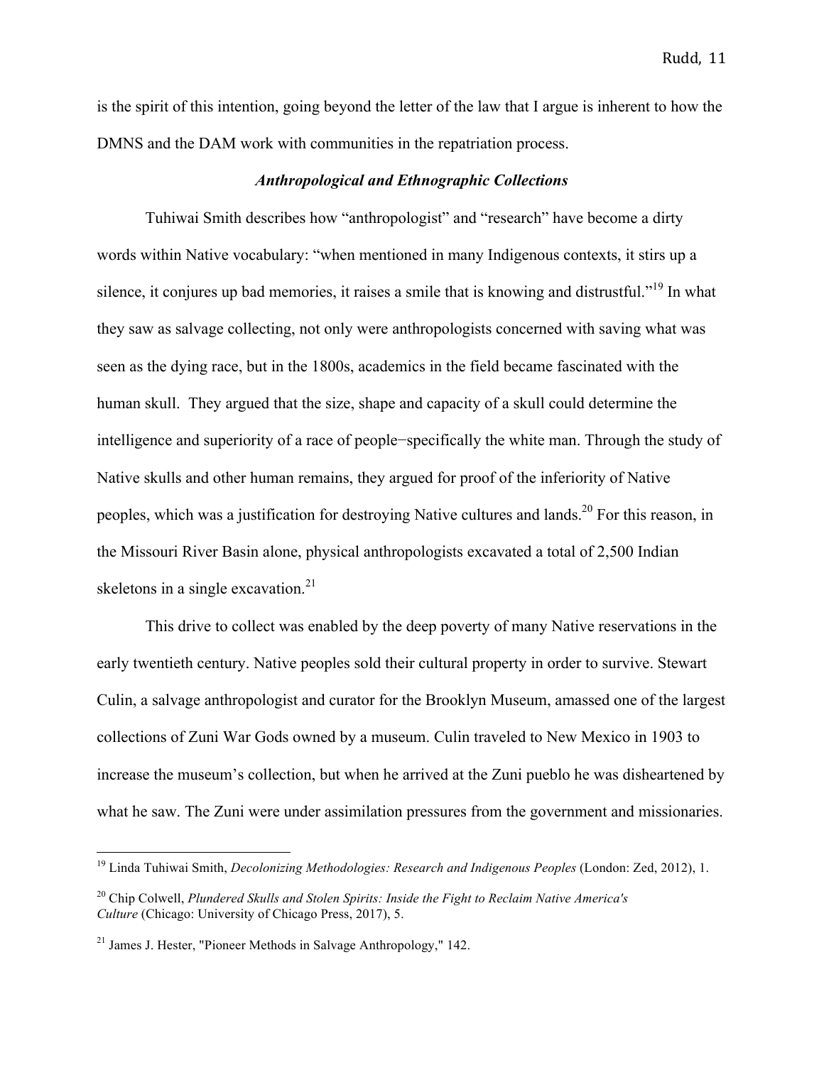is the spirit of this intention, going beyond the letter of the law that I argue is inherent to how the DMNS and the DAM work with communities in the repatriation process.

### *Anthropological and Ethnographic Collections*

Tuhiwai Smith describes how "anthropologist" and "research" have become a dirty words within Native vocabulary: "when mentioned in many Indigenous contexts, it stirs up a silence, it conjures up bad memories, it raises a smile that is knowing and distrustful."[19] In what they saw as salvage collecting, not only were anthropologists concerned with saving what was seen as the dying race, but in the 1800s, academics in the field became fascinated with the human skull. They argued that the size, shape and capacity of a skull could determine the intelligence and superiority of a race of people−specifically the white man. Through the study of Native skulls and other human remains, they argued for proof of the inferiority of Native peoples, which was a justification for destroying Native cultures and lands.[20] For this reason, in the Missouri River Basin alone, physical anthropologists excavated a total of 2,500 Indian skeletons in a single excavation.[21]

This drive to collect was enabled by the deep poverty of many Native reservations in the early twentieth century. Native peoples sold their cultural property in order to survive. Stewart Culin, a salvage anthropologist and curator for the Brooklyn Museum, amassed one of the largest collections of Zuni War Gods owned by a museum. Culin traveled to New Mexico in 1903 to increase the museum's collection, but when he arrived at the Zuni pueblo he was disheartened by what he saw. The Zuni were under assimilation pressures from the government and missionaries.

---

[19] Linda Tuhiwai Smith, *Decolonizing Methodologies: Research and Indigenous Peoples* (London: Zed, 2012), 1.

[20] Chip Colwell, *Plundered Skulls and Stolen Spirits: Inside the Fight to Reclaim Native America's Culture* (Chicago: University of Chicago Press, 2017), 5.

[21] James J. Hester, "Pioneer Methods in Salvage Anthropology," 142.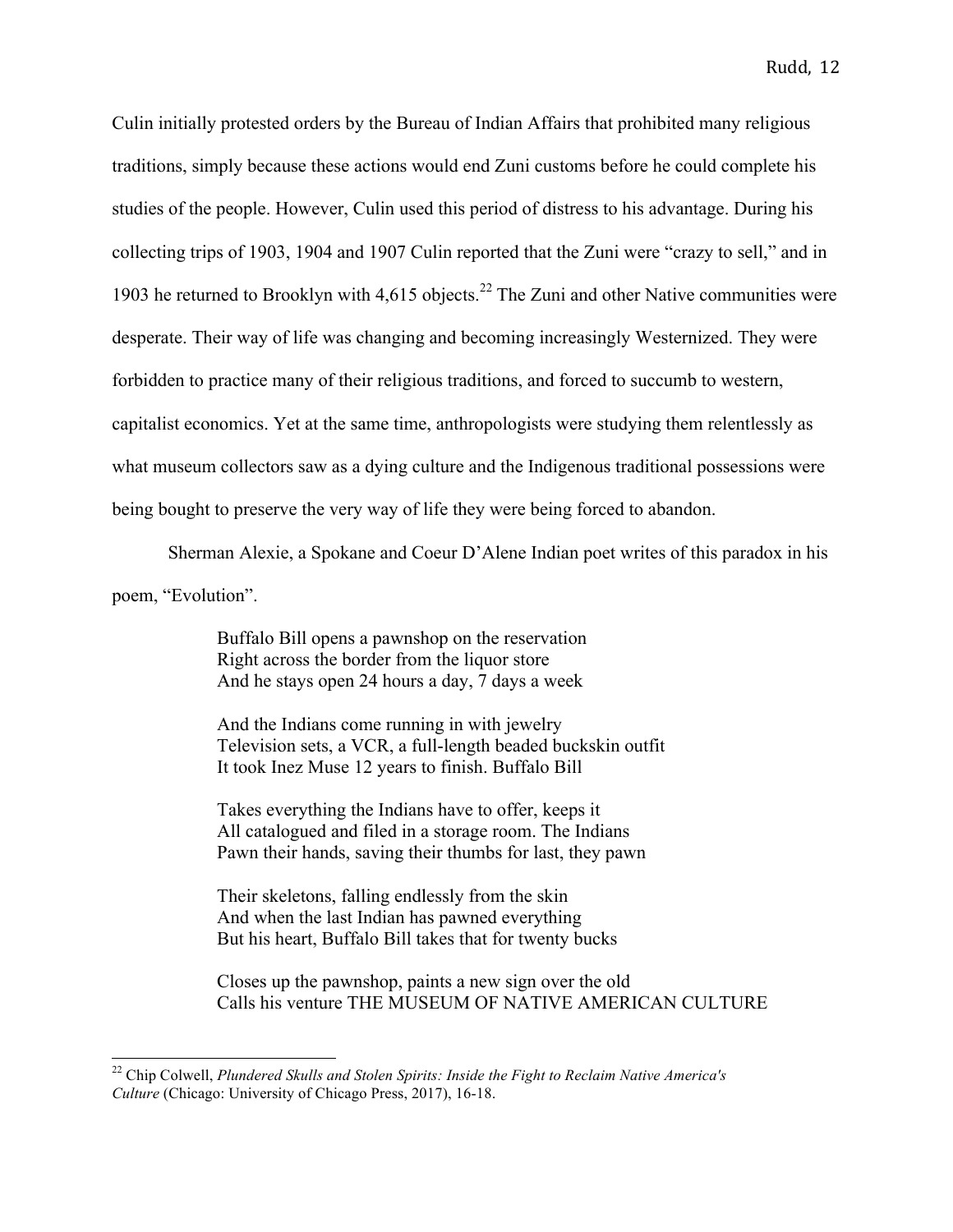Culin initially protested orders by the Bureau of Indian Affairs that prohibited many religious traditions, simply because these actions would end Zuni customs before he could complete his studies of the people. However, Culin used this period of distress to his advantage. During his collecting trips of 1903, 1904 and 1907 Culin reported that the Zuni were "crazy to sell," and in 1903 he returned to Brooklyn with 4,615 objects.[22] The Zuni and other Native communities were desperate. Their way of life was changing and becoming increasingly Westernized. They were forbidden to practice many of their religious traditions, and forced to succumb to western, capitalist economics. Yet at the same time, anthropologists were studying them relentlessly as what museum collectors saw as a dying culture and the Indigenous traditional possessions were being bought to preserve the very way of life they were being forced to abandon.

Sherman Alexie, a Spokane and Coeur D'Alene Indian poet writes of this paradox in his poem, "Evolution".

> Buffalo Bill opens a pawnshop on the reservation
> Right across the border from the liquor store
> And he stays open 24 hours a day, 7 days a week
>
> And the Indians come running in with jewelry
> Television sets, a VCR, a full-length beaded buckskin outfit
> It took Inez Muse 12 years to finish. Buffalo Bill
>
> Takes everything the Indians have to offer, keeps it
> All catalogued and filed in a storage room. The Indians
> Pawn their hands, saving their thumbs for last, they pawn
>
> Their skeletons, falling endlessly from the skin
> And when the last Indian has pawned everything
> But his heart, Buffalo Bill takes that for twenty bucks
>
> Closes up the pawnshop, paints a new sign over the old
> Calls his venture THE MUSEUM OF NATIVE AMERICAN CULTURE

---

[22] Chip Colwell, *Plundered Skulls and Stolen Spirits: Inside the Fight to Reclaim Native America's Culture* (Chicago: University of Chicago Press, 2017), 16-18.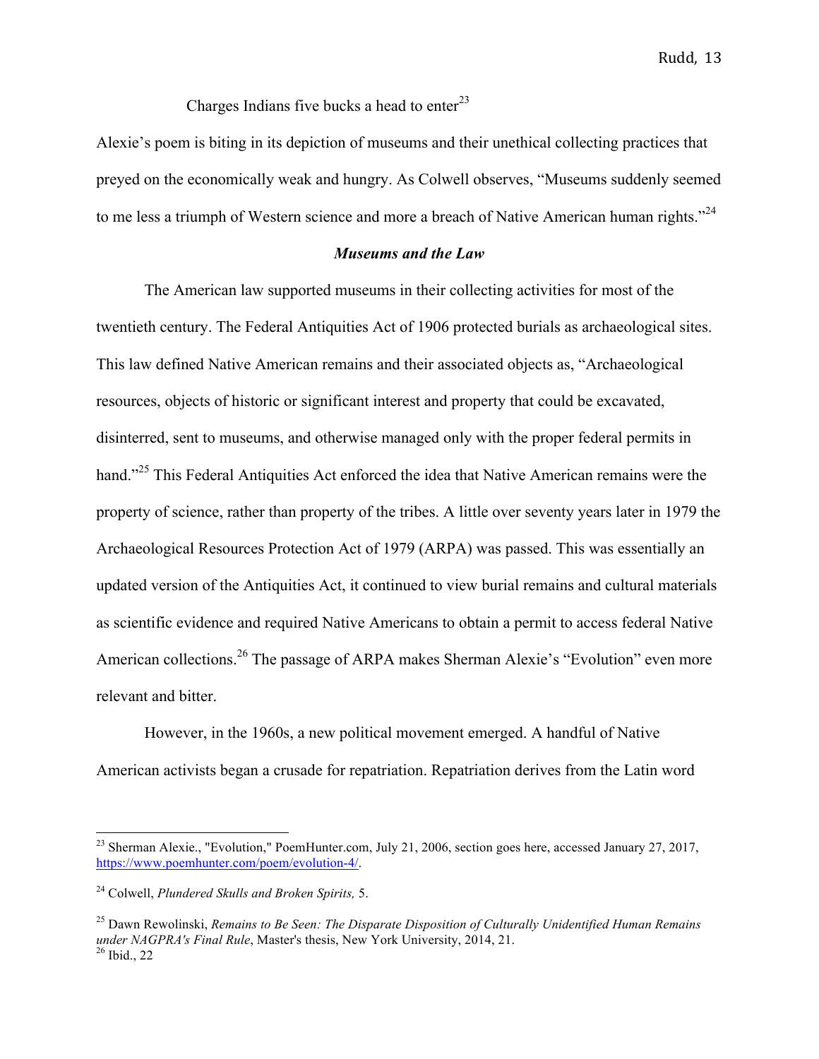Charges Indians five bucks a head to enter[23]

Alexie's poem is biting in its depiction of museums and their unethical collecting practices that preyed on the economically weak and hungry. As Colwell observes, "Museums suddenly seemed to me less a triumph of Western science and more a breach of Native American human rights."[24]

### *Museums and the Law*

The American law supported museums in their collecting activities for most of the twentieth century. The Federal Antiquities Act of 1906 protected burials as archaeological sites. This law defined Native American remains and their associated objects as, "Archaeological resources, objects of historic or significant interest and property that could be excavated, disinterred, sent to museums, and otherwise managed only with the proper federal permits in hand."[25] This Federal Antiquities Act enforced the idea that Native American remains were the property of science, rather than property of the tribes. A little over seventy years later in 1979 the Archaeological Resources Protection Act of 1979 (ARPA) was passed. This was essentially an updated version of the Antiquities Act, it continued to view burial remains and cultural materials as scientific evidence and required Native Americans to obtain a permit to access federal Native American collections.[26] The passage of ARPA makes Sherman Alexie's "Evolution" even more relevant and bitter.

However, in the 1960s, a new political movement emerged. A handful of Native American activists began a crusade for repatriation. Repatriation derives from the Latin word

---

[23] Sherman Alexie., "Evolution," PoemHunter.com, July 21, 2006, section goes here, accessed January 27, 2017, https://www.poemhunter.com/poem/evolution-4/.

[24] Colwell, *Plundered Skulls and Broken Spirits,* 5.

[25] Dawn Rewolinski, *Remains to Be Seen: The Disparate Disposition of Culturally Unidentified Human Remains under NAGPRA's Final Rule*, Master's thesis, New York University, 2014, 21.

[26] Ibid., 22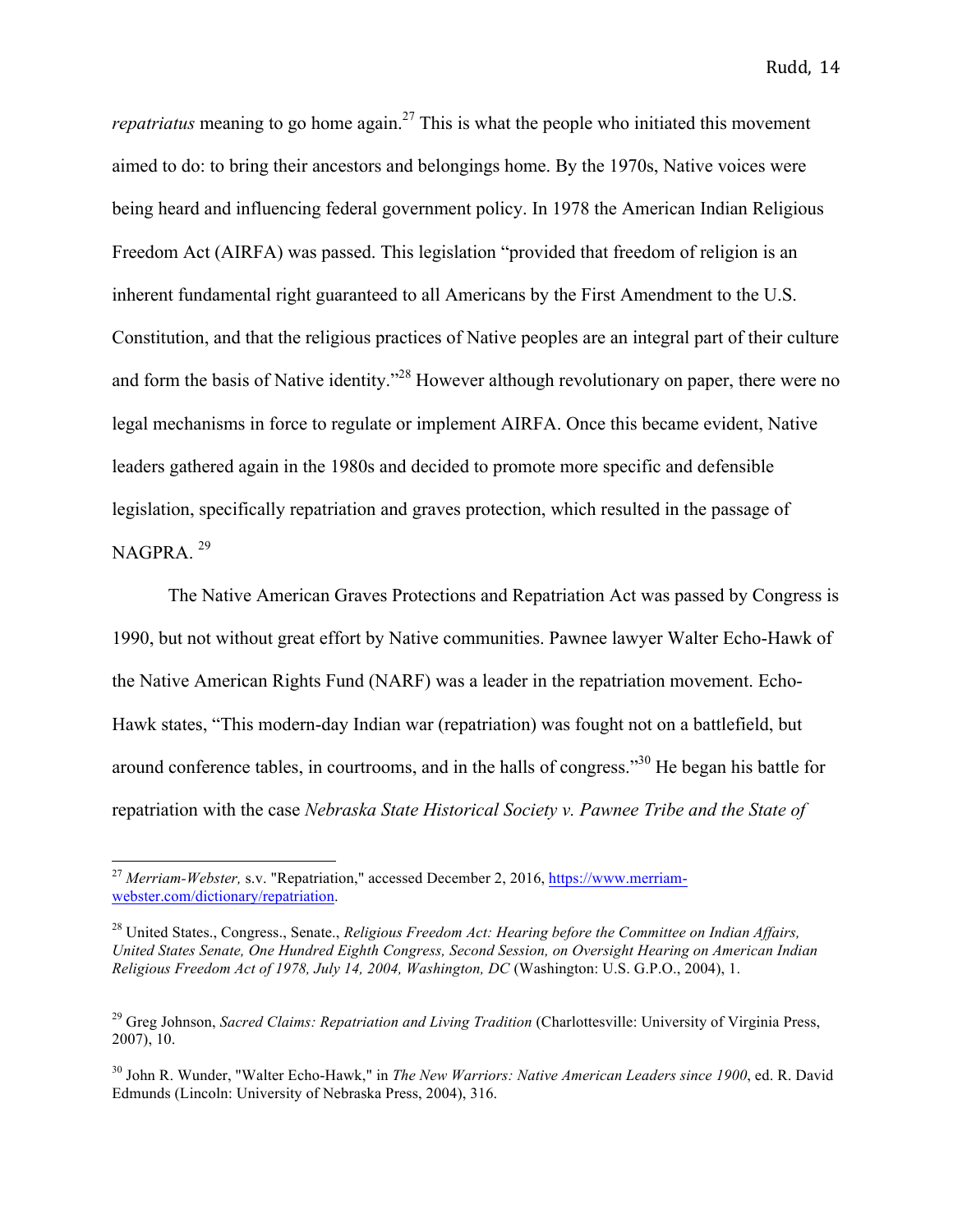*repatriatus* meaning to go home again.[27] This is what the people who initiated this movement aimed to do: to bring their ancestors and belongings home. By the 1970s, Native voices were being heard and influencing federal government policy. In 1978 the American Indian Religious Freedom Act (AIRFA) was passed. This legislation "provided that freedom of religion is an inherent fundamental right guaranteed to all Americans by the First Amendment to the U.S. Constitution, and that the religious practices of Native peoples are an integral part of their culture and form the basis of Native identity."[28] However although revolutionary on paper, there were no legal mechanisms in force to regulate or implement AIRFA. Once this became evident, Native leaders gathered again in the 1980s and decided to promote more specific and defensible legislation, specifically repatriation and graves protection, which resulted in the passage of NAGPRA.[29]

The Native American Graves Protections and Repatriation Act was passed by Congress is 1990, but not without great effort by Native communities. Pawnee lawyer Walter Echo-Hawk of the Native American Rights Fund (NARF) was a leader in the repatriation movement. Echo-Hawk states, "This modern-day Indian war (repatriation) was fought not on a battlefield, but around conference tables, in courtrooms, and in the halls of congress."[30] He began his battle for repatriation with the case *Nebraska State Historical Society v. Pawnee Tribe and the State of*

---

[27] *Merriam-Webster,* s.v. "Repatriation," accessed December 2, 2016, https://www.merriam-webster.com/dictionary/repatriation.

[28] United States., Congress., Senate., *Religious Freedom Act: Hearing before the Committee on Indian Affairs, United States Senate, One Hundred Eighth Congress, Second Session, on Oversight Hearing on American Indian Religious Freedom Act of 1978, July 14, 2004, Washington, DC* (Washington: U.S. G.P.O., 2004), 1.

[29] Greg Johnson, *Sacred Claims: Repatriation and Living Tradition* (Charlottesville: University of Virginia Press, 2007), 10.

[30] John R. Wunder, "Walter Echo-Hawk," in *The New Warriors: Native American Leaders since 1900*, ed. R. David Edmunds (Lincoln: University of Nebraska Press, 2004), 316.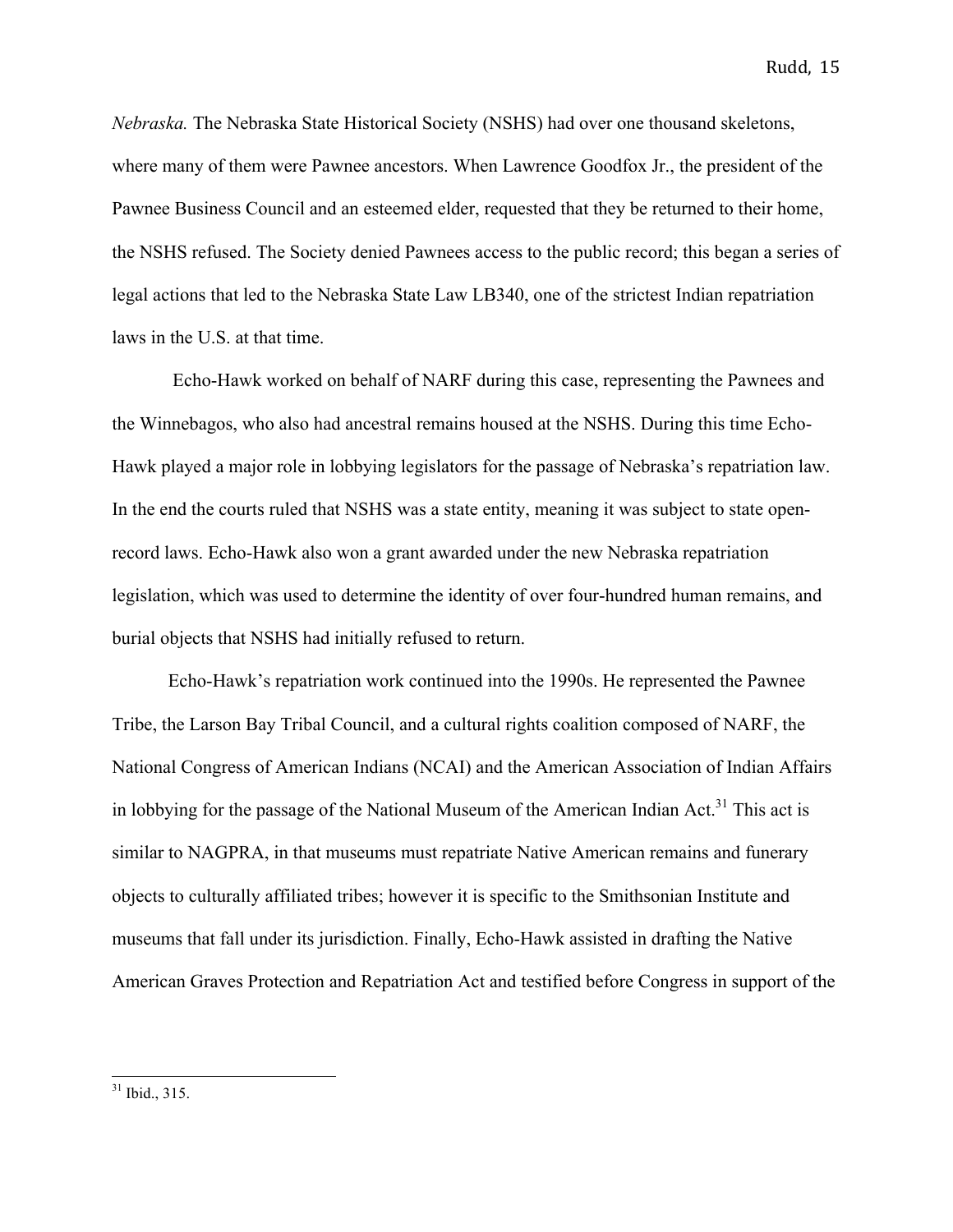*Nebraska.* The Nebraska State Historical Society (NSHS) had over one thousand skeletons, where many of them were Pawnee ancestors. When Lawrence Goodfox Jr., the president of the Pawnee Business Council and an esteemed elder, requested that they be returned to their home, the NSHS refused. The Society denied Pawnees access to the public record; this began a series of legal actions that led to the Nebraska State Law LB340, one of the strictest Indian repatriation laws in the U.S. at that time.

Echo-Hawk worked on behalf of NARF during this case, representing the Pawnees and the Winnebagos, who also had ancestral remains housed at the NSHS. During this time Echo-Hawk played a major role in lobbying legislators for the passage of Nebraska's repatriation law. In the end the courts ruled that NSHS was a state entity, meaning it was subject to state open-record laws. Echo-Hawk also won a grant awarded under the new Nebraska repatriation legislation, which was used to determine the identity of over four-hundred human remains, and burial objects that NSHS had initially refused to return.

Echo-Hawk's repatriation work continued into the 1990s. He represented the Pawnee Tribe, the Larson Bay Tribal Council, and a cultural rights coalition composed of NARF, the National Congress of American Indians (NCAI) and the American Association of Indian Affairs in lobbying for the passage of the National Museum of the American Indian Act.[31] This act is similar to NAGPRA, in that museums must repatriate Native American remains and funerary objects to culturally affiliated tribes; however it is specific to the Smithsonian Institute and museums that fall under its jurisdiction. Finally, Echo-Hawk assisted in drafting the Native American Graves Protection and Repatriation Act and testified before Congress in support of the

[31] Ibid., 315.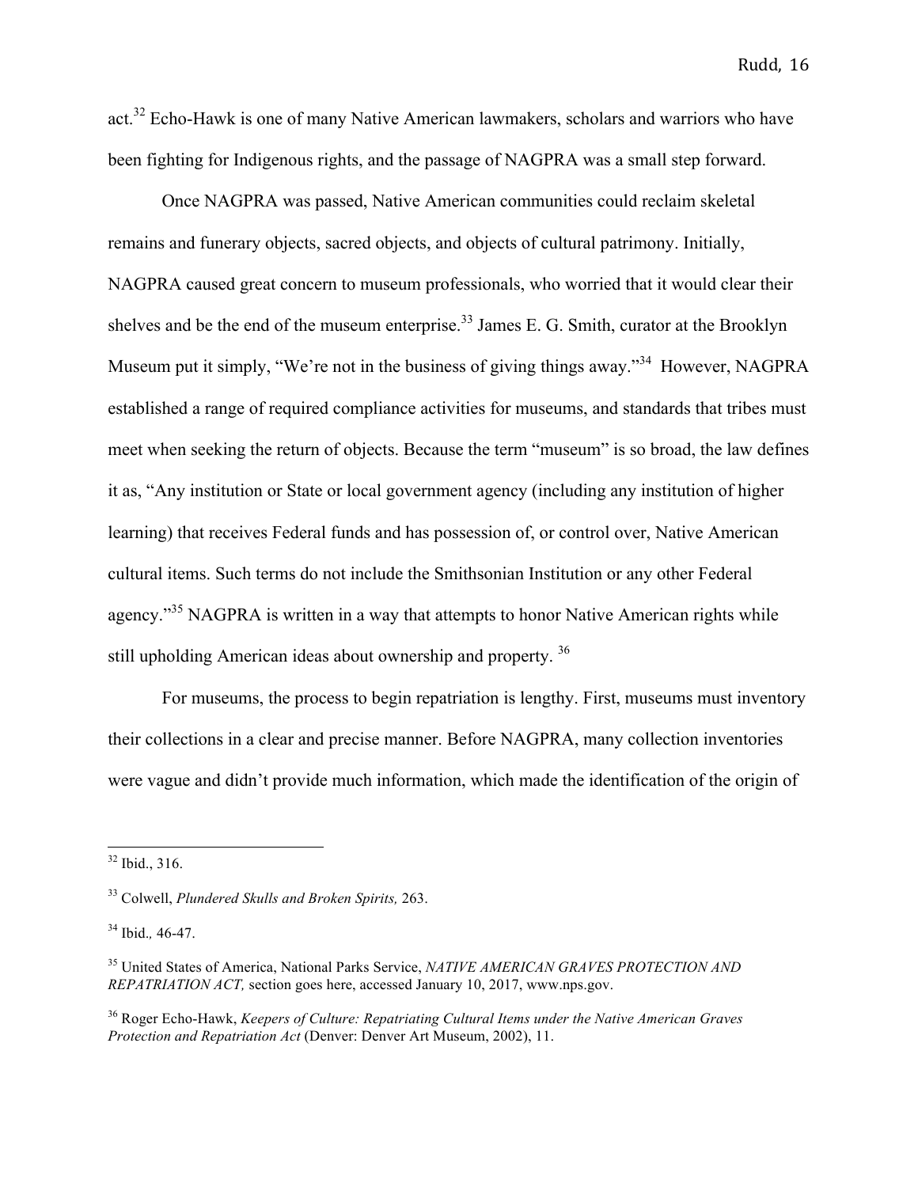act.[32] Echo-Hawk is one of many Native American lawmakers, scholars and warriors who have been fighting for Indigenous rights, and the passage of NAGPRA was a small step forward.

Once NAGPRA was passed, Native American communities could reclaim skeletal remains and funerary objects, sacred objects, and objects of cultural patrimony. Initially, NAGPRA caused great concern to museum professionals, who worried that it would clear their shelves and be the end of the museum enterprise.[33] James E. G. Smith, curator at the Brooklyn Museum put it simply, "We're not in the business of giving things away."[34] However, NAGPRA established a range of required compliance activities for museums, and standards that tribes must meet when seeking the return of objects. Because the term "museum" is so broad, the law defines it as, "Any institution or State or local government agency (including any institution of higher learning) that receives Federal funds and has possession of, or control over, Native American cultural items. Such terms do not include the Smithsonian Institution or any other Federal agency."[35] NAGPRA is written in a way that attempts to honor Native American rights while still upholding American ideas about ownership and property. [36]

For museums, the process to begin repatriation is lengthy. First, museums must inventory their collections in a clear and precise manner. Before NAGPRA, many collection inventories were vague and didn't provide much information, which made the identification of the origin of

---

[32] Ibid., 316.

[33] Colwell, *Plundered Skulls and Broken Spirits,* 263.

[34] Ibid., 46-47.

[35] United States of America, National Parks Service, *NATIVE AMERICAN GRAVES PROTECTION AND REPATRIATION ACT,* section goes here, accessed January 10, 2017, www.nps.gov.

[36] Roger Echo-Hawk, *Keepers of Culture: Repatriating Cultural Items under the Native American Graves Protection and Repatriation Act* (Denver: Denver Art Museum, 2002), 11.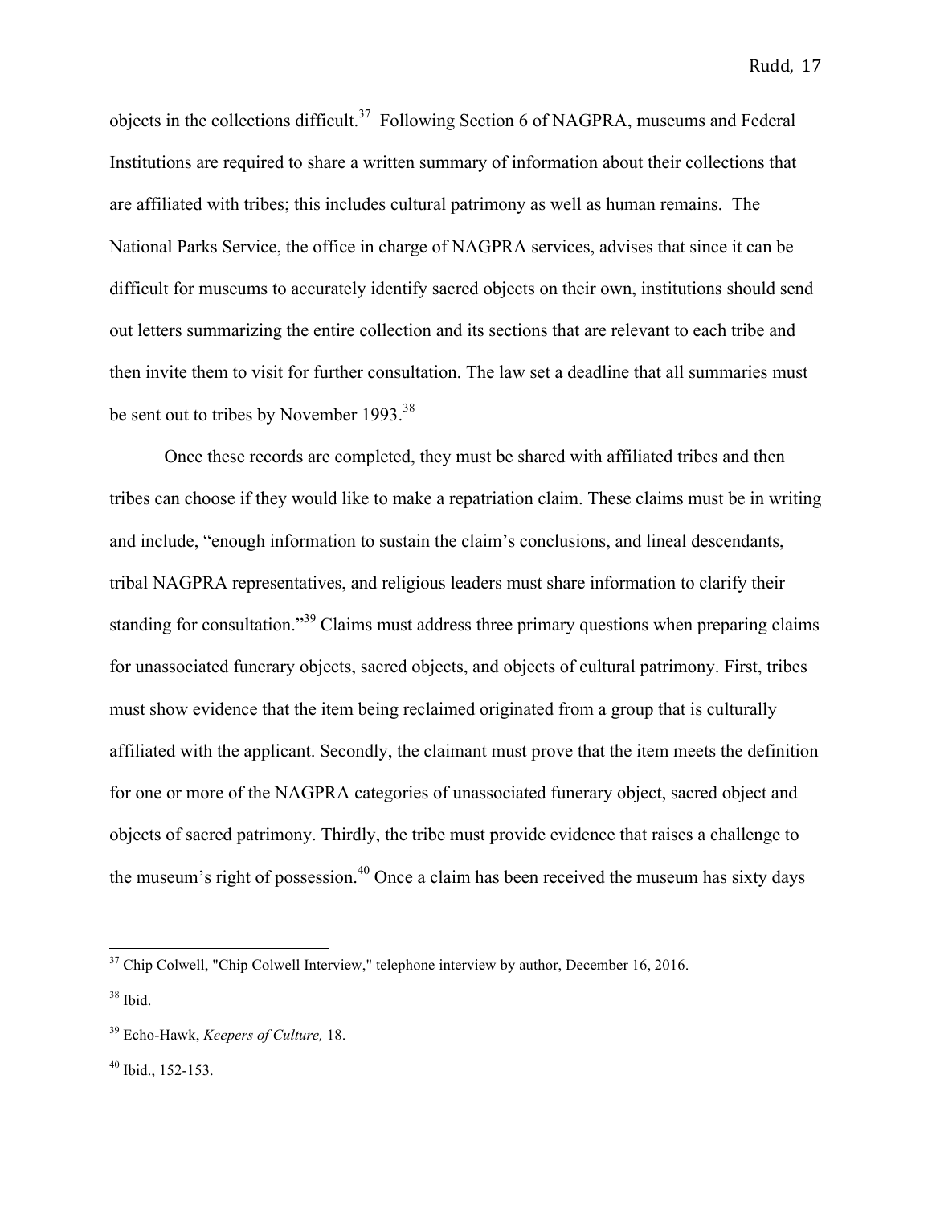objects in the collections difficult.[37] Following Section 6 of NAGPRA, museums and Federal Institutions are required to share a written summary of information about their collections that are affiliated with tribes; this includes cultural patrimony as well as human remains. The National Parks Service, the office in charge of NAGPRA services, advises that since it can be difficult for museums to accurately identify sacred objects on their own, institutions should send out letters summarizing the entire collection and its sections that are relevant to each tribe and then invite them to visit for further consultation. The law set a deadline that all summaries must be sent out to tribes by November 1993.[38]

Once these records are completed, they must be shared with affiliated tribes and then tribes can choose if they would like to make a repatriation claim. These claims must be in writing and include, "enough information to sustain the claim's conclusions, and lineal descendants, tribal NAGPRA representatives, and religious leaders must share information to clarify their standing for consultation."[39] Claims must address three primary questions when preparing claims for unassociated funerary objects, sacred objects, and objects of cultural patrimony. First, tribes must show evidence that the item being reclaimed originated from a group that is culturally affiliated with the applicant. Secondly, the claimant must prove that the item meets the definition for one or more of the NAGPRA categories of unassociated funerary object, sacred object and objects of sacred patrimony. Thirdly, the tribe must provide evidence that raises a challenge to the museum's right of possession.[40] Once a claim has been received the museum has sixty days

---

[37] Chip Colwell, "Chip Colwell Interview," telephone interview by author, December 16, 2016.

[38] Ibid.

[39] Echo-Hawk, *Keepers of Culture,* 18.

[40] Ibid., 152-153.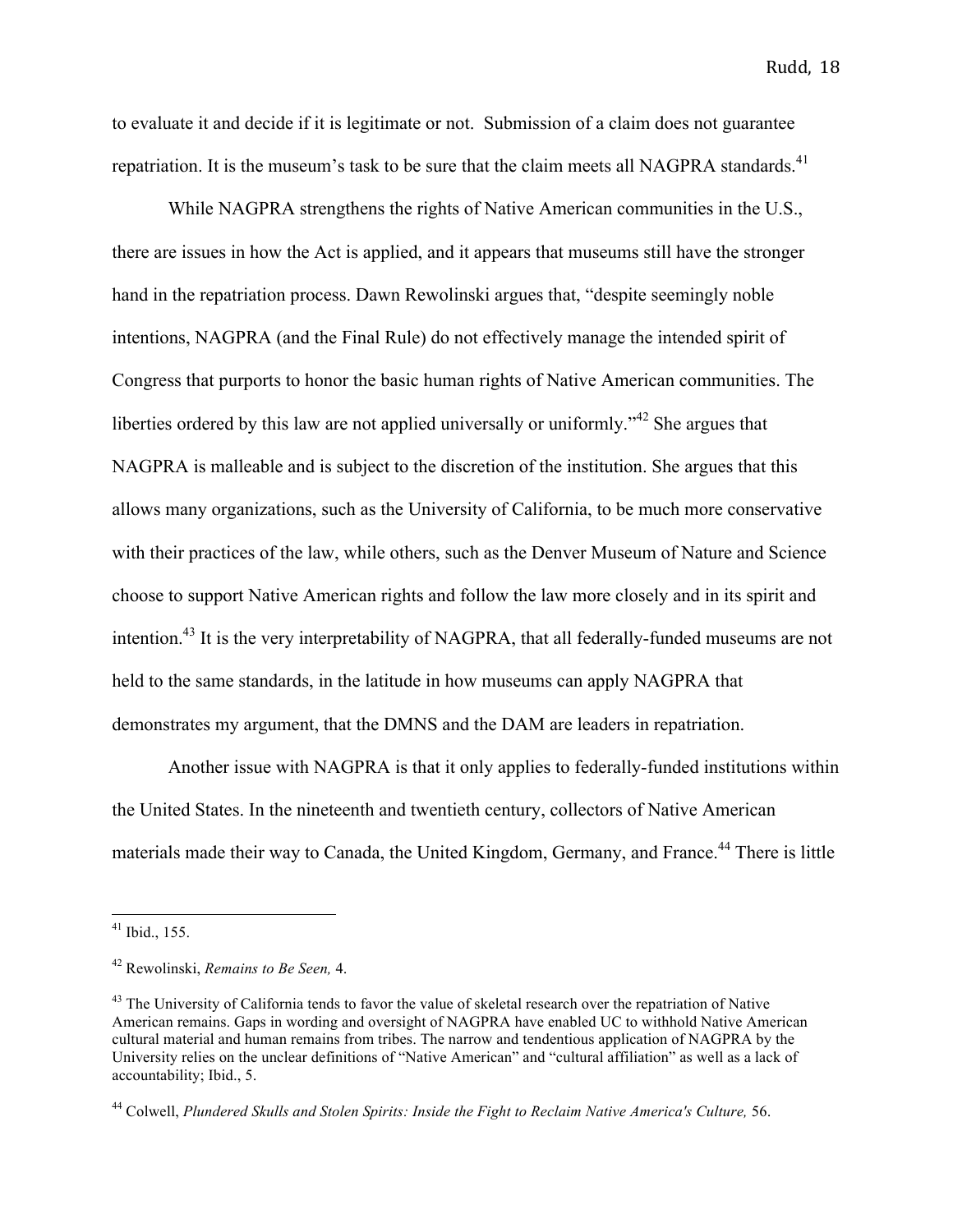to evaluate it and decide if it is legitimate or not. Submission of a claim does not guarantee repatriation. It is the museum's task to be sure that the claim meets all NAGPRA standards.[41]

While NAGPRA strengthens the rights of Native American communities in the U.S., there are issues in how the Act is applied, and it appears that museums still have the stronger hand in the repatriation process. Dawn Rewolinski argues that, "despite seemingly noble intentions, NAGPRA (and the Final Rule) do not effectively manage the intended spirit of Congress that purports to honor the basic human rights of Native American communities. The liberties ordered by this law are not applied universally or uniformly."[42] She argues that NAGPRA is malleable and is subject to the discretion of the institution. She argues that this allows many organizations, such as the University of California, to be much more conservative with their practices of the law, while others, such as the Denver Museum of Nature and Science choose to support Native American rights and follow the law more closely and in its spirit and intention.[43] It is the very interpretability of NAGPRA, that all federally-funded museums are not held to the same standards, in the latitude in how museums can apply NAGPRA that demonstrates my argument, that the DMNS and the DAM are leaders in repatriation.

Another issue with NAGPRA is that it only applies to federally-funded institutions within the United States. In the nineteenth and twentieth century, collectors of Native American materials made their way to Canada, the United Kingdom, Germany, and France.[44] There is little

---

[41] Ibid., 155.

[42] Rewolinski, *Remains to Be Seen,* 4.

[43] The University of California tends to favor the value of skeletal research over the repatriation of Native American remains. Gaps in wording and oversight of NAGPRA have enabled UC to withhold Native American cultural material and human remains from tribes. The narrow and tendentious application of NAGPRA by the University relies on the unclear definitions of "Native American" and "cultural affiliation" as well as a lack of accountability; Ibid., 5.

[44] Colwell, *Plundered Skulls and Stolen Spirits: Inside the Fight to Reclaim Native America's Culture,* 56.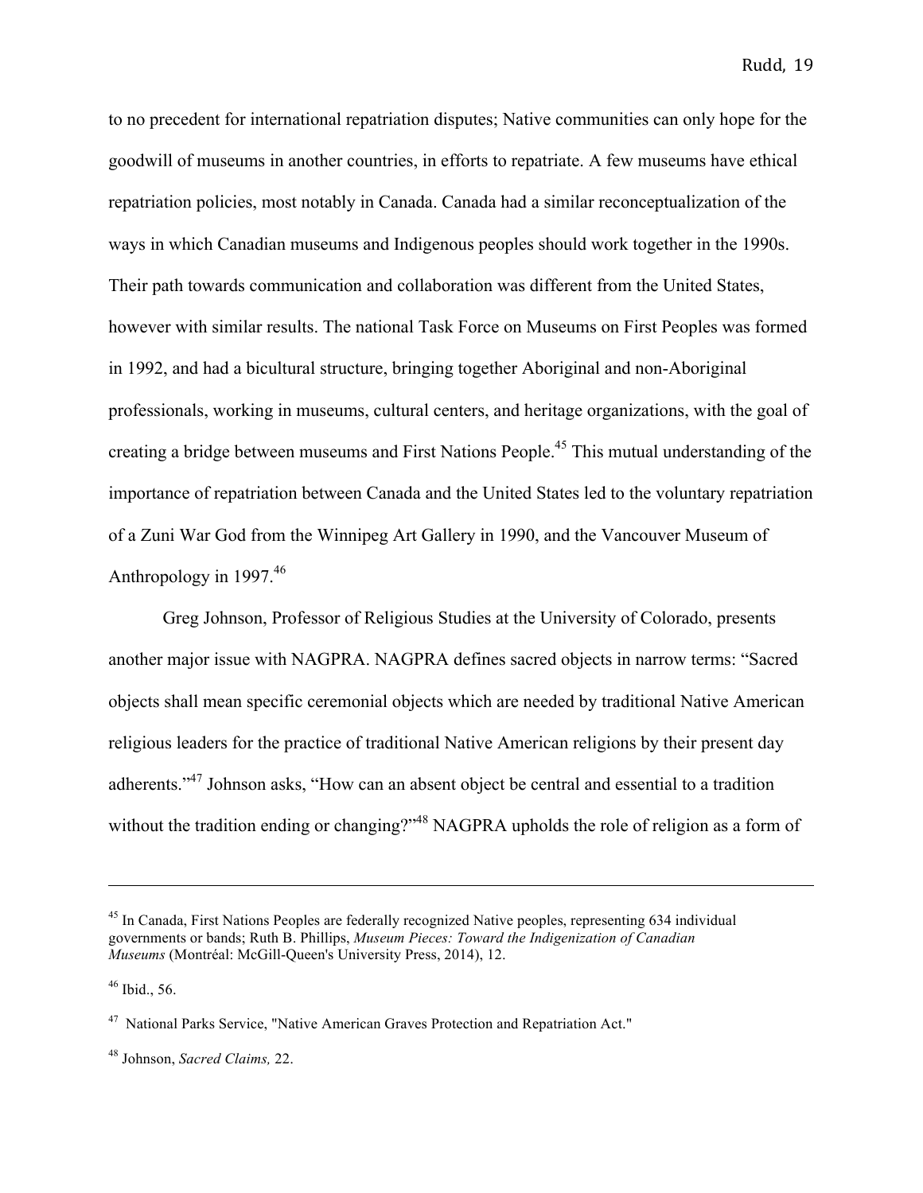to no precedent for international repatriation disputes; Native communities can only hope for the goodwill of museums in another countries, in efforts to repatriate. A few museums have ethical repatriation policies, most notably in Canada. Canada had a similar reconceptualization of the ways in which Canadian museums and Indigenous peoples should work together in the 1990s. Their path towards communication and collaboration was different from the United States, however with similar results. The national Task Force on Museums on First Peoples was formed in 1992, and had a bicultural structure, bringing together Aboriginal and non-Aboriginal professionals, working in museums, cultural centers, and heritage organizations, with the goal of creating a bridge between museums and First Nations People.[45] This mutual understanding of the importance of repatriation between Canada and the United States led to the voluntary repatriation of a Zuni War God from the Winnipeg Art Gallery in 1990, and the Vancouver Museum of Anthropology in 1997.[46]

Greg Johnson, Professor of Religious Studies at the University of Colorado, presents another major issue with NAGPRA. NAGPRA defines sacred objects in narrow terms: "Sacred objects shall mean specific ceremonial objects which are needed by traditional Native American religious leaders for the practice of traditional Native American religions by their present day adherents."[47] Johnson asks, "How can an absent object be central and essential to a tradition without the tradition ending or changing?"[48] NAGPRA upholds the role of religion as a form of

---

[45] In Canada, First Nations Peoples are federally recognized Native peoples, representing 634 individual governments or bands; Ruth B. Phillips, *Museum Pieces: Toward the Indigenization of Canadian Museums* (Montréal: McGill-Queen's University Press, 2014), 12.

[46] Ibid., 56.

[47] National Parks Service, "Native American Graves Protection and Repatriation Act."

[48] Johnson, *Sacred Claims,* 22.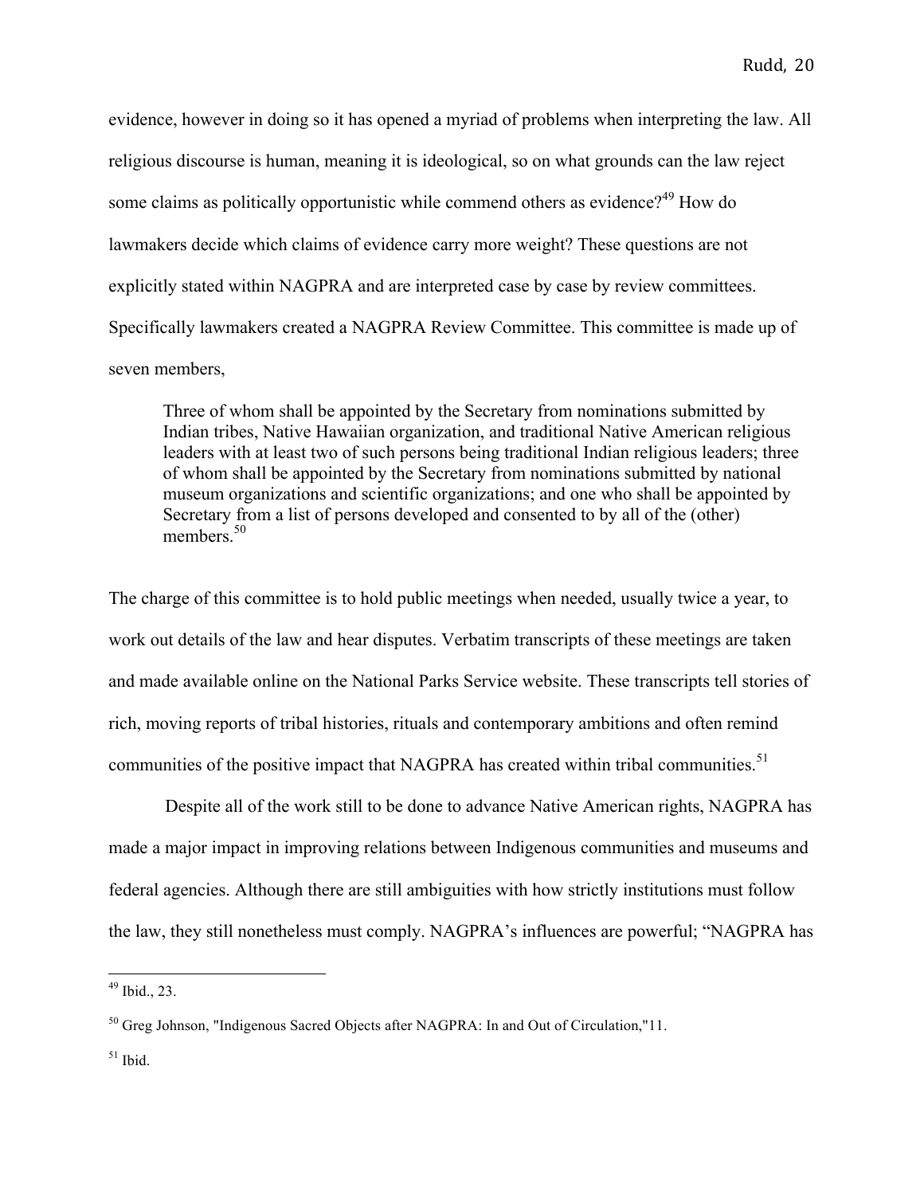evidence, however in doing so it has opened a myriad of problems when interpreting the law. All religious discourse is human, meaning it is ideological, so on what grounds can the law reject some claims as politically opportunistic while commend others as evidence?[49] How do lawmakers decide which claims of evidence carry more weight? These questions are not explicitly stated within NAGPRA and are interpreted case by case by review committees. Specifically lawmakers created a NAGPRA Review Committee. This committee is made up of seven members,

> Three of whom shall be appointed by the Secretary from nominations submitted by Indian tribes, Native Hawaiian organization, and traditional Native American religious leaders with at least two of such persons being traditional Indian religious leaders; three of whom shall be appointed by the Secretary from nominations submitted by national museum organizations and scientific organizations; and one who shall be appointed by Secretary from a list of persons developed and consented to by all of the (other) members.[50]

The charge of this committee is to hold public meetings when needed, usually twice a year, to work out details of the law and hear disputes. Verbatim transcripts of these meetings are taken and made available online on the National Parks Service website. These transcripts tell stories of rich, moving reports of tribal histories, rituals and contemporary ambitions and often remind communities of the positive impact that NAGPRA has created within tribal communities.[51]

Despite all of the work still to be done to advance Native American rights, NAGPRA has made a major impact in improving relations between Indigenous communities and museums and federal agencies. Although there are still ambiguities with how strictly institutions must follow the law, they still nonetheless must comply. NAGPRA's influences are powerful; "NAGPRA has

---

[49] Ibid., 23.

[50] Greg Johnson, "Indigenous Sacred Objects after NAGPRA: In and Out of Circulation,"11.

[51] Ibid.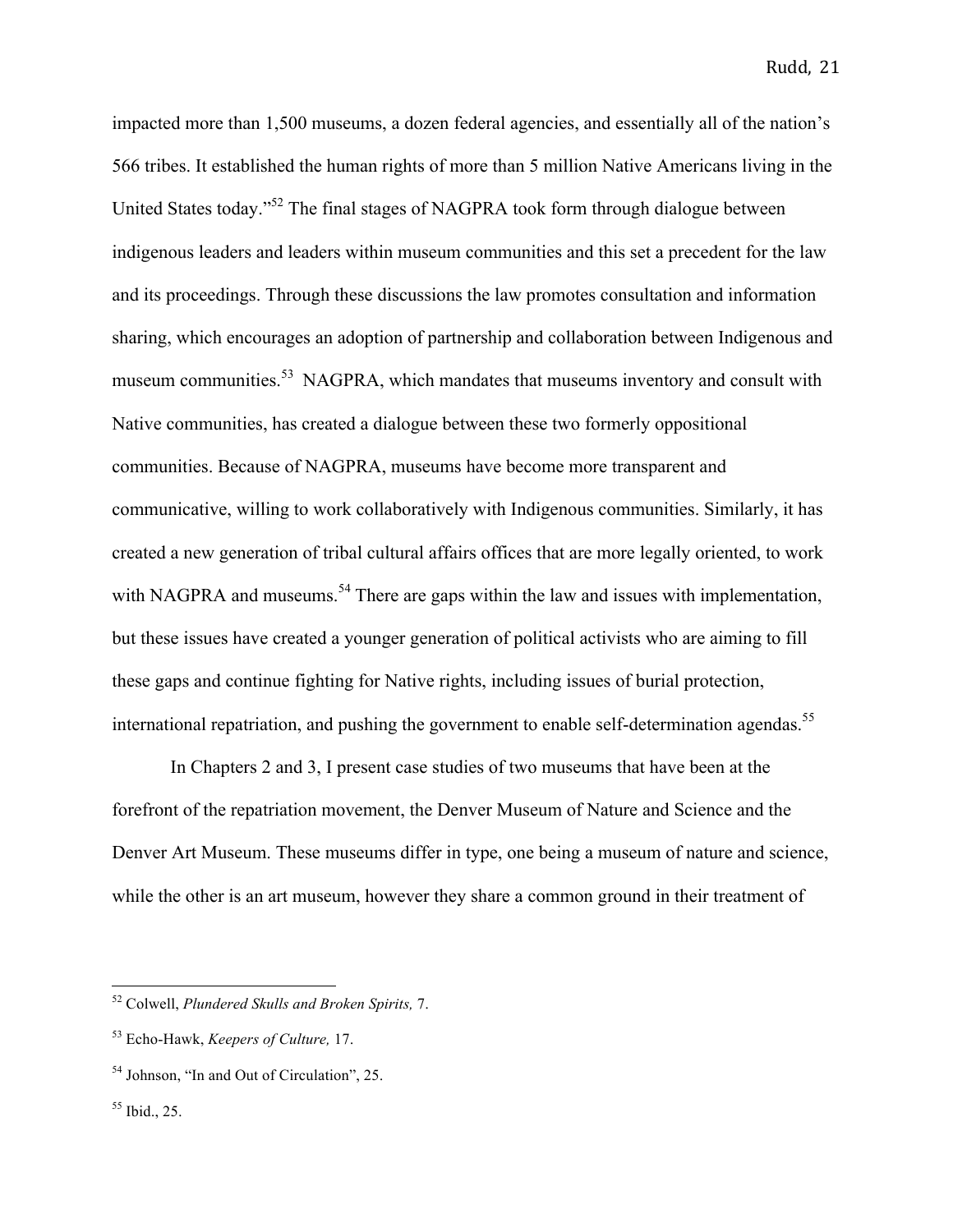impacted more than 1,500 museums, a dozen federal agencies, and essentially all of the nation's 566 tribes. It established the human rights of more than 5 million Native Americans living in the United States today."[52] The final stages of NAGPRA took form through dialogue between indigenous leaders and leaders within museum communities and this set a precedent for the law and its proceedings. Through these discussions the law promotes consultation and information sharing, which encourages an adoption of partnership and collaboration between Indigenous and museum communities.[53] NAGPRA, which mandates that museums inventory and consult with Native communities, has created a dialogue between these two formerly oppositional communities. Because of NAGPRA, museums have become more transparent and communicative, willing to work collaboratively with Indigenous communities. Similarly, it has created a new generation of tribal cultural affairs offices that are more legally oriented, to work with NAGPRA and museums.[54] There are gaps within the law and issues with implementation, but these issues have created a younger generation of political activists who are aiming to fill these gaps and continue fighting for Native rights, including issues of burial protection, international repatriation, and pushing the government to enable self-determination agendas.[55]

In Chapters 2 and 3, I present case studies of two museums that have been at the forefront of the repatriation movement, the Denver Museum of Nature and Science and the Denver Art Museum. These museums differ in type, one being a museum of nature and science, while the other is an art museum, however they share a common ground in their treatment of

---

[52] Colwell, *Plundered Skulls and Broken Spirits,* 7.

[53] Echo-Hawk, *Keepers of Culture,* 17.

[54] Johnson, "In and Out of Circulation", 25.

[55] Ibid., 25.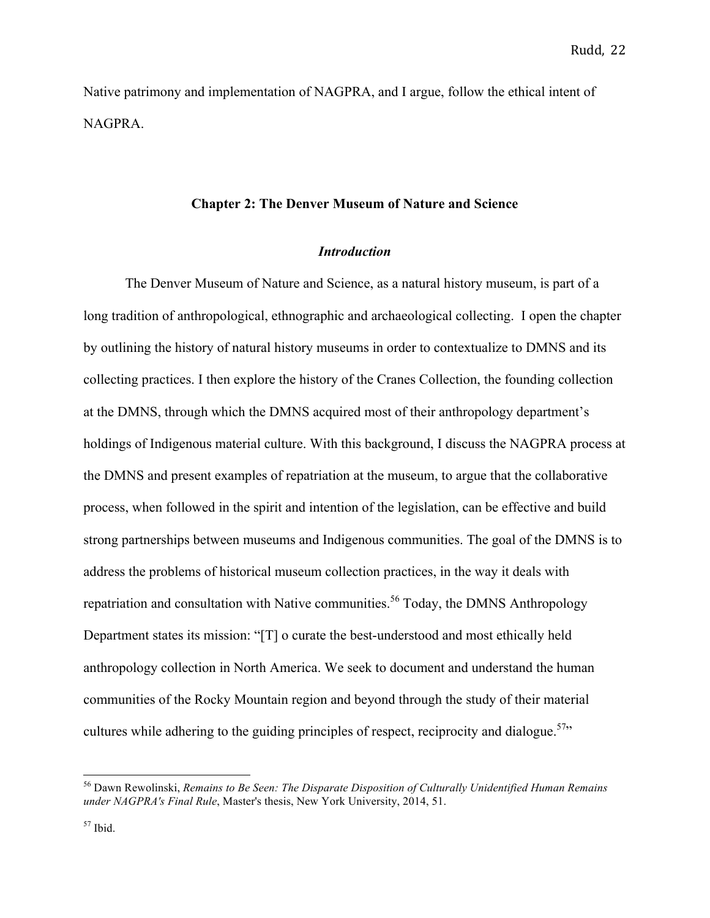Native patrimony and implementation of NAGPRA, and I argue, follow the ethical intent of NAGPRA.

## Chapter 2: The Denver Museum of Nature and Science

### *Introduction*

The Denver Museum of Nature and Science, as a natural history museum, is part of a long tradition of anthropological, ethnographic and archaeological collecting. I open the chapter by outlining the history of natural history museums in order to contextualize to DMNS and its collecting practices. I then explore the history of the Cranes Collection, the founding collection at the DMNS, through which the DMNS acquired most of their anthropology department's holdings of Indigenous material culture. With this background, I discuss the NAGPRA process at the DMNS and present examples of repatriation at the museum, to argue that the collaborative process, when followed in the spirit and intention of the legislation, can be effective and build strong partnerships between museums and Indigenous communities. The goal of the DMNS is to address the problems of historical museum collection practices, in the way it deals with repatriation and consultation with Native communities.[56] Today, the DMNS Anthropology Department states its mission: "[T] o curate the best-understood and most ethically held anthropology collection in North America. We seek to document and understand the human communities of the Rocky Mountain region and beyond through the study of their material cultures while adhering to the guiding principles of respect, reciprocity and dialogue.[57]"

---

[56] Dawn Rewolinski, *Remains to Be Seen: The Disparate Disposition of Culturally Unidentified Human Remains under NAGPRA's Final Rule*, Master's thesis, New York University, 2014, 51.

[57] Ibid.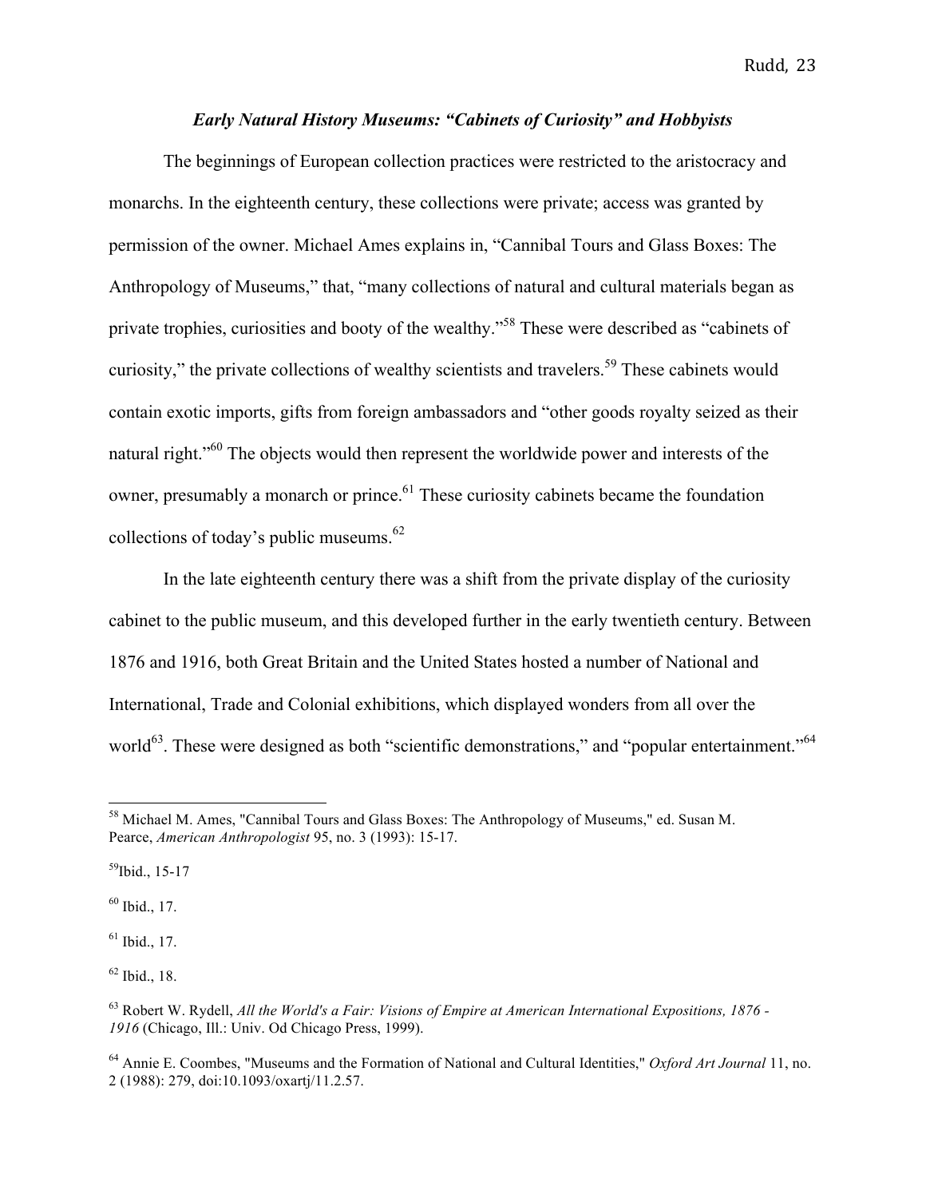### *Early Natural History Museums: "Cabinets of Curiosity" and Hobbyists*

The beginnings of European collection practices were restricted to the aristocracy and monarchs. In the eighteenth century, these collections were private; access was granted by permission of the owner. Michael Ames explains in, "Cannibal Tours and Glass Boxes: The Anthropology of Museums," that, "many collections of natural and cultural materials began as private trophies, curiosities and booty of the wealthy."[58] These were described as "cabinets of curiosity," the private collections of wealthy scientists and travelers.[59] These cabinets would contain exotic imports, gifts from foreign ambassadors and "other goods royalty seized as their natural right."[60] The objects would then represent the worldwide power and interests of the owner, presumably a monarch or prince.[61] These curiosity cabinets became the foundation collections of today's public museums.[62]

In the late eighteenth century there was a shift from the private display of the curiosity cabinet to the public museum, and this developed further in the early twentieth century. Between 1876 and 1916, both Great Britain and the United States hosted a number of National and International, Trade and Colonial exhibitions, which displayed wonders from all over the world[63]. These were designed as both "scientific demonstrations," and "popular entertainment."[64]

---

[58] Michael M. Ames, "Cannibal Tours and Glass Boxes: The Anthropology of Museums," ed. Susan M. Pearce, *American Anthropologist* 95, no. 3 (1993): 15-17.

[59] Ibid., 15-17

[60] Ibid., 17.

[61] Ibid., 17.

[62] Ibid., 18.

[63] Robert W. Rydell, *All the World's a Fair: Visions of Empire at American International Expositions, 1876 - 1916* (Chicago, Ill.: Univ. Od Chicago Press, 1999).

[64] Annie E. Coombes, "Museums and the Formation of National and Cultural Identities," *Oxford Art Journal* 11, no. 2 (1988): 279, doi:10.1093/oxartj/11.2.57.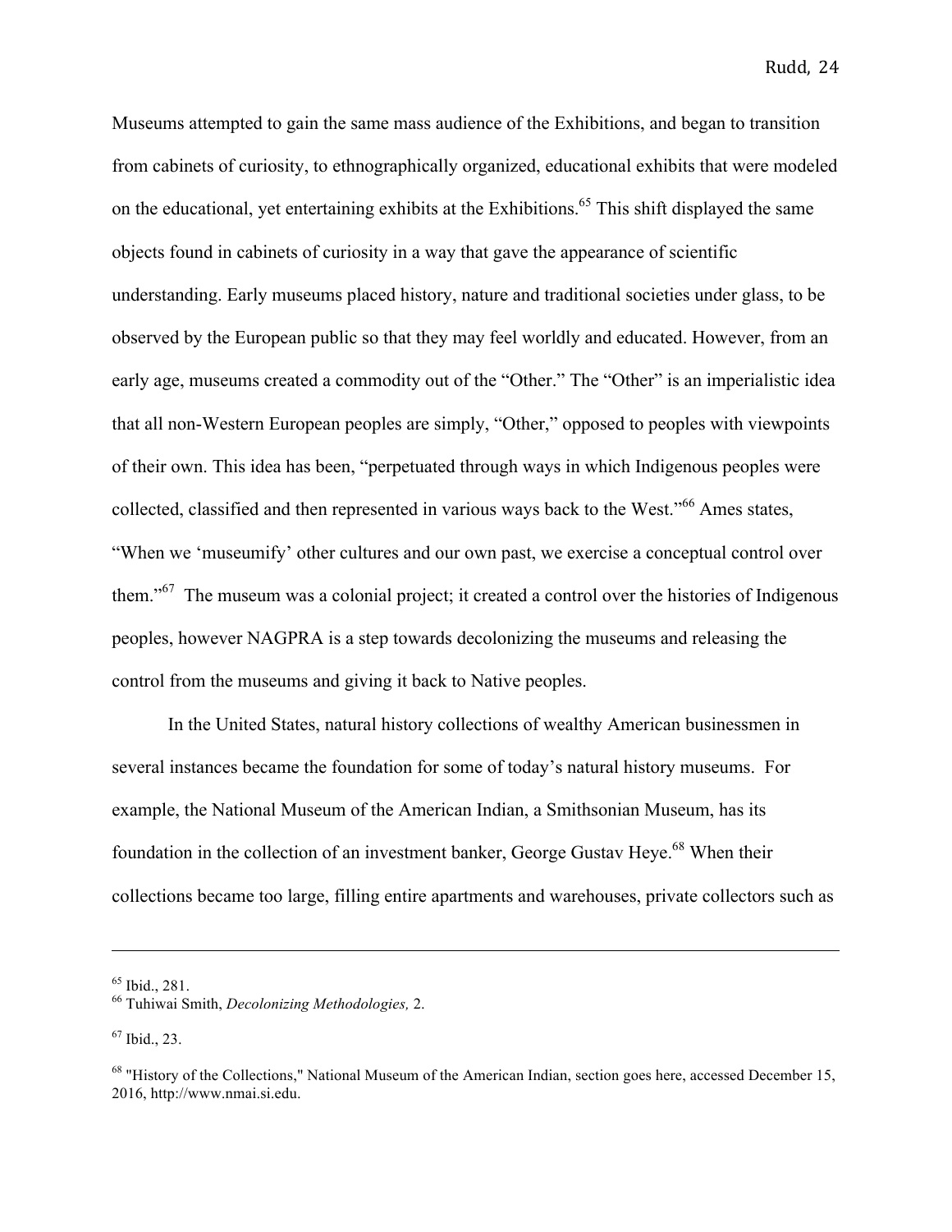Museums attempted to gain the same mass audience of the Exhibitions, and began to transition from cabinets of curiosity, to ethnographically organized, educational exhibits that were modeled on the educational, yet entertaining exhibits at the Exhibitions.[65] This shift displayed the same objects found in cabinets of curiosity in a way that gave the appearance of scientific understanding. Early museums placed history, nature and traditional societies under glass, to be observed by the European public so that they may feel worldly and educated. However, from an early age, museums created a commodity out of the "Other." The "Other" is an imperialistic idea that all non-Western European peoples are simply, "Other," opposed to peoples with viewpoints of their own. This idea has been, "perpetuated through ways in which Indigenous peoples were collected, classified and then represented in various ways back to the West."[66] Ames states, "When we 'museumify' other cultures and our own past, we exercise a conceptual control over them."[67] The museum was a colonial project; it created a control over the histories of Indigenous peoples, however NAGPRA is a step towards decolonizing the museums and releasing the control from the museums and giving it back to Native peoples.

In the United States, natural history collections of wealthy American businessmen in several instances became the foundation for some of today's natural history museums. For example, the National Museum of the American Indian, a Smithsonian Museum, has its foundation in the collection of an investment banker, George Gustav Heye.[68] When their collections became too large, filling entire apartments and warehouses, private collectors such as

---

[65] Ibid., 281.
[66] Tuhiwai Smith, *Decolonizing Methodologies,* 2.

[67] Ibid., 23.

[68] "History of the Collections," National Museum of the American Indian, section goes here, accessed December 15, 2016, http://www.nmai.si.edu.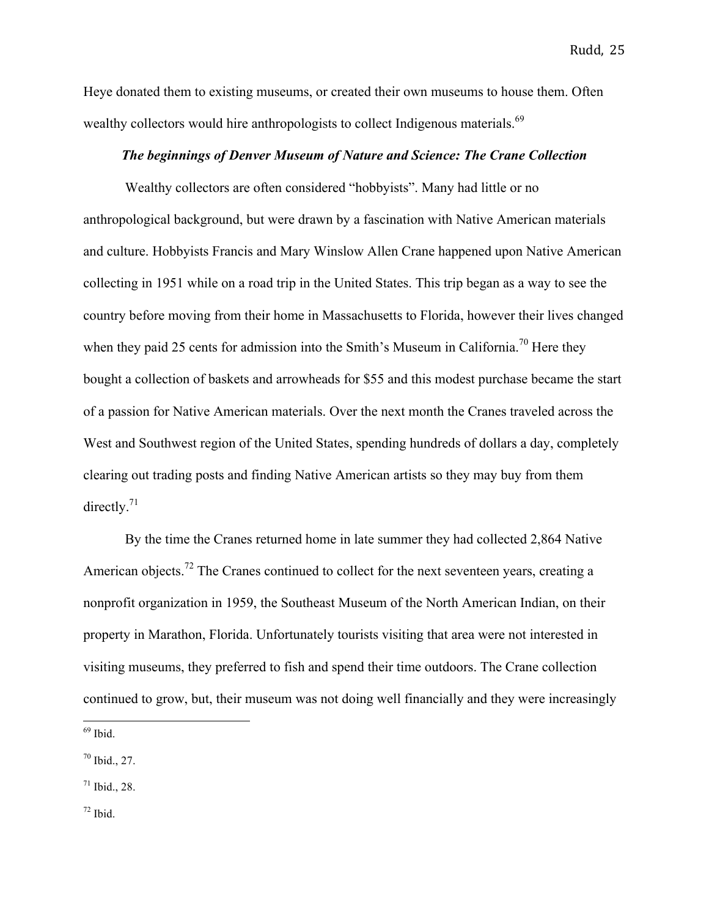Heye donated them to existing museums, or created their own museums to house them. Often wealthy collectors would hire anthropologists to collect Indigenous materials.[69]

### *The beginnings of Denver Museum of Nature and Science: The Crane Collection*

Wealthy collectors are often considered "hobbyists". Many had little or no anthropological background, but were drawn by a fascination with Native American materials and culture. Hobbyists Francis and Mary Winslow Allen Crane happened upon Native American collecting in 1951 while on a road trip in the United States. This trip began as a way to see the country before moving from their home in Massachusetts to Florida, however their lives changed when they paid 25 cents for admission into the Smith's Museum in California.[70] Here they bought a collection of baskets and arrowheads for $55 and this modest purchase became the start of a passion for Native American materials. Over the next month the Cranes traveled across the West and Southwest region of the United States, spending hundreds of dollars a day, completely clearing out trading posts and finding Native American artists so they may buy from them directly.[71]

By the time the Cranes returned home in late summer they had collected 2,864 Native American objects.[72] The Cranes continued to collect for the next seventeen years, creating a nonprofit organization in 1959, the Southeast Museum of the North American Indian, on their property in Marathon, Florida. Unfortunately tourists visiting that area were not interested in visiting museums, they preferred to fish and spend their time outdoors. The Crane collection continued to grow, but, their museum was not doing well financially and they were increasingly

---

[69] Ibid.

[70] Ibid., 27.

[71] Ibid., 28.

[72] Ibid.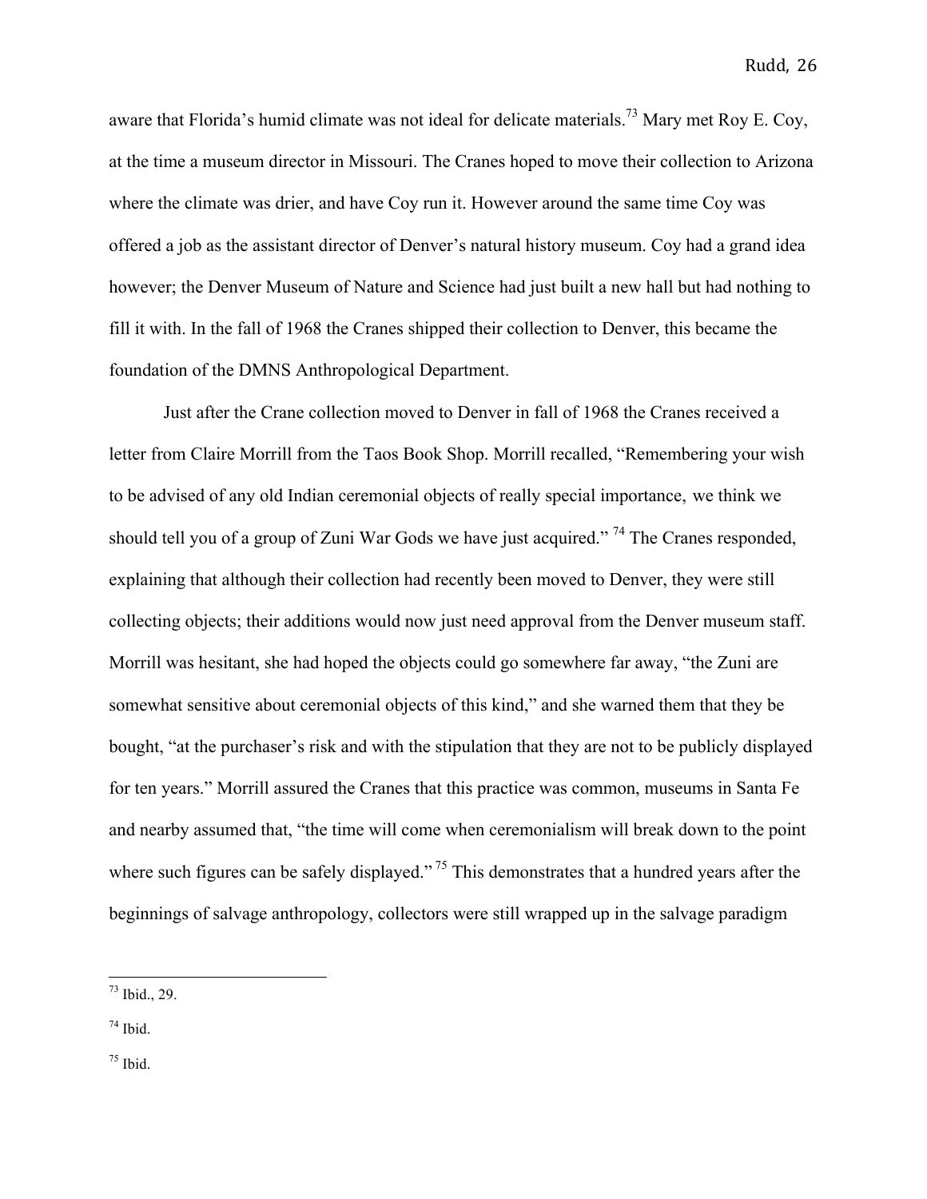aware that Florida's humid climate was not ideal for delicate materials.[73] Mary met Roy E. Coy, at the time a museum director in Missouri. The Cranes hoped to move their collection to Arizona where the climate was drier, and have Coy run it. However around the same time Coy was offered a job as the assistant director of Denver's natural history museum. Coy had a grand idea however; the Denver Museum of Nature and Science had just built a new hall but had nothing to fill it with. In the fall of 1968 the Cranes shipped their collection to Denver, this became the foundation of the DMNS Anthropological Department.

Just after the Crane collection moved to Denver in fall of 1968 the Cranes received a letter from Claire Morrill from the Taos Book Shop. Morrill recalled, "Remembering your wish to be advised of any old Indian ceremonial objects of really special importance, we think we should tell you of a group of Zuni War Gods we have just acquired." [74] The Cranes responded, explaining that although their collection had recently been moved to Denver, they were still collecting objects; their additions would now just need approval from the Denver museum staff. Morrill was hesitant, she had hoped the objects could go somewhere far away, "the Zuni are somewhat sensitive about ceremonial objects of this kind," and she warned them that they be bought, "at the purchaser's risk and with the stipulation that they are not to be publicly displayed for ten years." Morrill assured the Cranes that this practice was common, museums in Santa Fe and nearby assumed that, "the time will come when ceremonialism will break down to the point where such figures can be safely displayed." [75] This demonstrates that a hundred years after the beginnings of salvage anthropology, collectors were still wrapped up in the salvage paradigm

---

[73] Ibid., 29.

[74] Ibid.

[75] Ibid.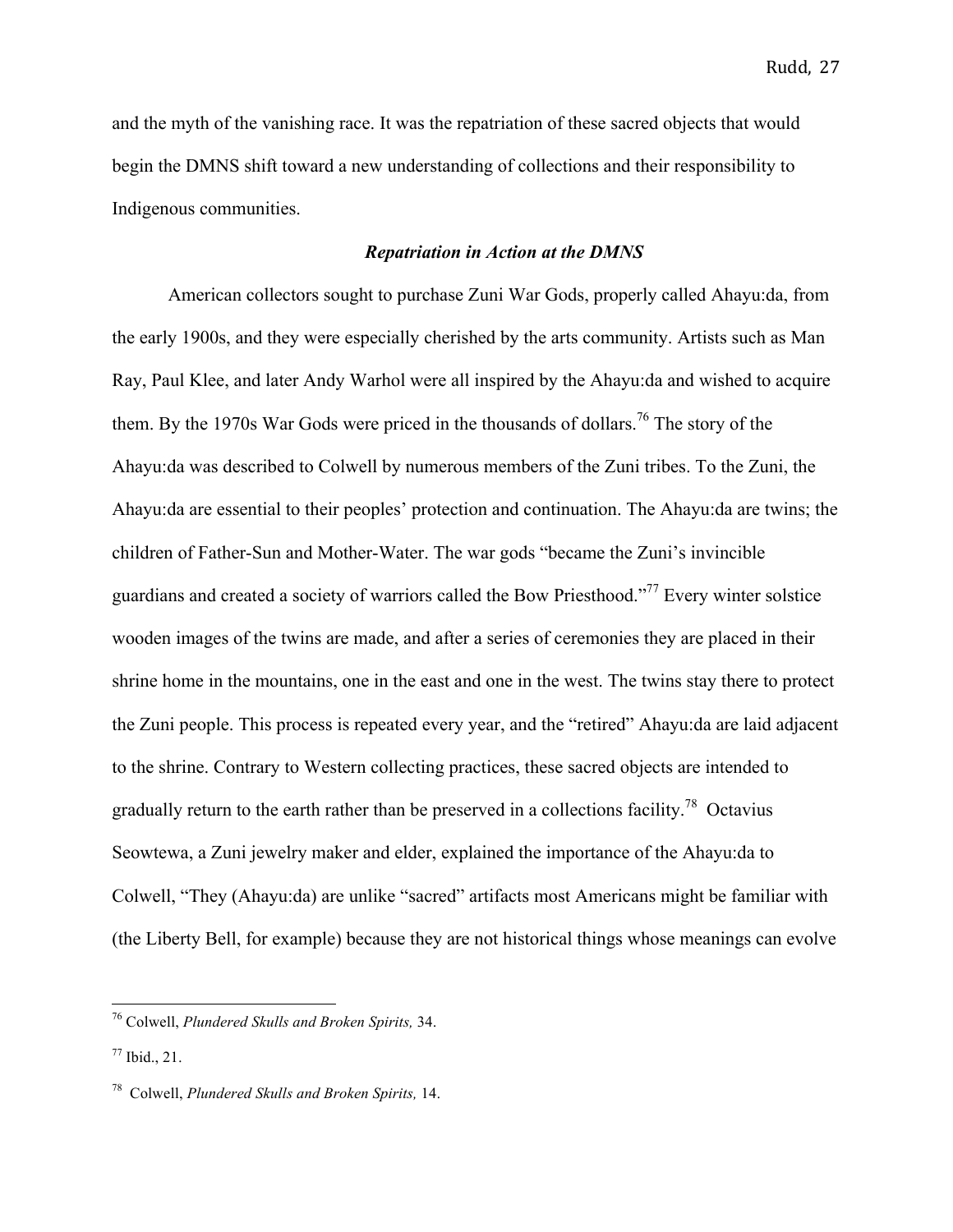and the myth of the vanishing race. It was the repatriation of these sacred objects that would begin the DMNS shift toward a new understanding of collections and their responsibility to Indigenous communities.

### *Repatriation in Action at the DMNS*

American collectors sought to purchase Zuni War Gods, properly called Ahayu:da, from the early 1900s, and they were especially cherished by the arts community. Artists such as Man Ray, Paul Klee, and later Andy Warhol were all inspired by the Ahayu:da and wished to acquire them. By the 1970s War Gods were priced in the thousands of dollars.[76] The story of the Ahayu:da was described to Colwell by numerous members of the Zuni tribes. To the Zuni, the Ahayu:da are essential to their peoples' protection and continuation. The Ahayu:da are twins; the children of Father-Sun and Mother-Water. The war gods "became the Zuni's invincible guardians and created a society of warriors called the Bow Priesthood."[77] Every winter solstice wooden images of the twins are made, and after a series of ceremonies they are placed in their shrine home in the mountains, one in the east and one in the west. The twins stay there to protect the Zuni people. This process is repeated every year, and the "retired" Ahayu:da are laid adjacent to the shrine. Contrary to Western collecting practices, these sacred objects are intended to gradually return to the earth rather than be preserved in a collections facility.[78] Octavius Seowtewa, a Zuni jewelry maker and elder, explained the importance of the Ahayu:da to Colwell, "They (Ahayu:da) are unlike "sacred" artifacts most Americans might be familiar with (the Liberty Bell, for example) because they are not historical things whose meanings can evolve

---

[76] Colwell, *Plundered Skulls and Broken Spirits,* 34.

[77] Ibid., 21.

[78] Colwell, *Plundered Skulls and Broken Spirits,* 14.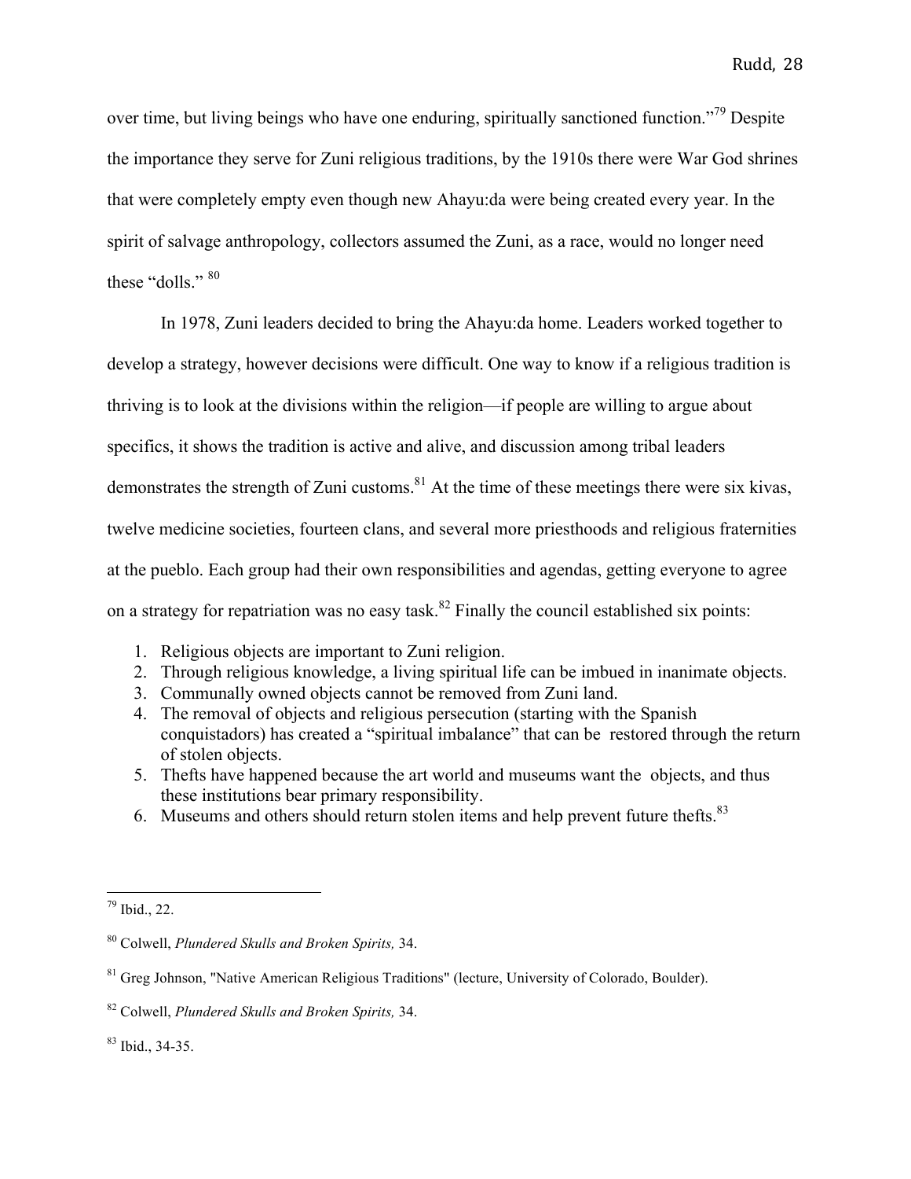over time, but living beings who have one enduring, spiritually sanctioned function."[79] Despite the importance they serve for Zuni religious traditions, by the 1910s there were War God shrines that were completely empty even though new Ahayu:da were being created every year. In the spirit of salvage anthropology, collectors assumed the Zuni, as a race, would no longer need these "dolls." [80]

In 1978, Zuni leaders decided to bring the Ahayu:da home. Leaders worked together to develop a strategy, however decisions were difficult. One way to know if a religious tradition is thriving is to look at the divisions within the religion—if people are willing to argue about specifics, it shows the tradition is active and alive, and discussion among tribal leaders demonstrates the strength of Zuni customs.[81] At the time of these meetings there were six kivas, twelve medicine societies, fourteen clans, and several more priesthoods and religious fraternities at the pueblo. Each group had their own responsibilities and agendas, getting everyone to agree on a strategy for repatriation was no easy task.[82] Finally the council established six points:

1. Religious objects are important to Zuni religion.
2. Through religious knowledge, a living spiritual life can be imbued in inanimate objects.
3. Communally owned objects cannot be removed from Zuni land.
4. The removal of objects and religious persecution (starting with the Spanish conquistadors) has created a "spiritual imbalance" that can be restored through the return of stolen objects.
5. Thefts have happened because the art world and museums want the objects, and thus these institutions bear primary responsibility.
6. Museums and others should return stolen items and help prevent future thefts.[83]

---

[79] Ibid., 22.

[80] Colwell, *Plundered Skulls and Broken Spirits,* 34.

[81] Greg Johnson, "Native American Religious Traditions" (lecture, University of Colorado, Boulder).

[82] Colwell, *Plundered Skulls and Broken Spirits,* 34.

[83] Ibid., 34-35.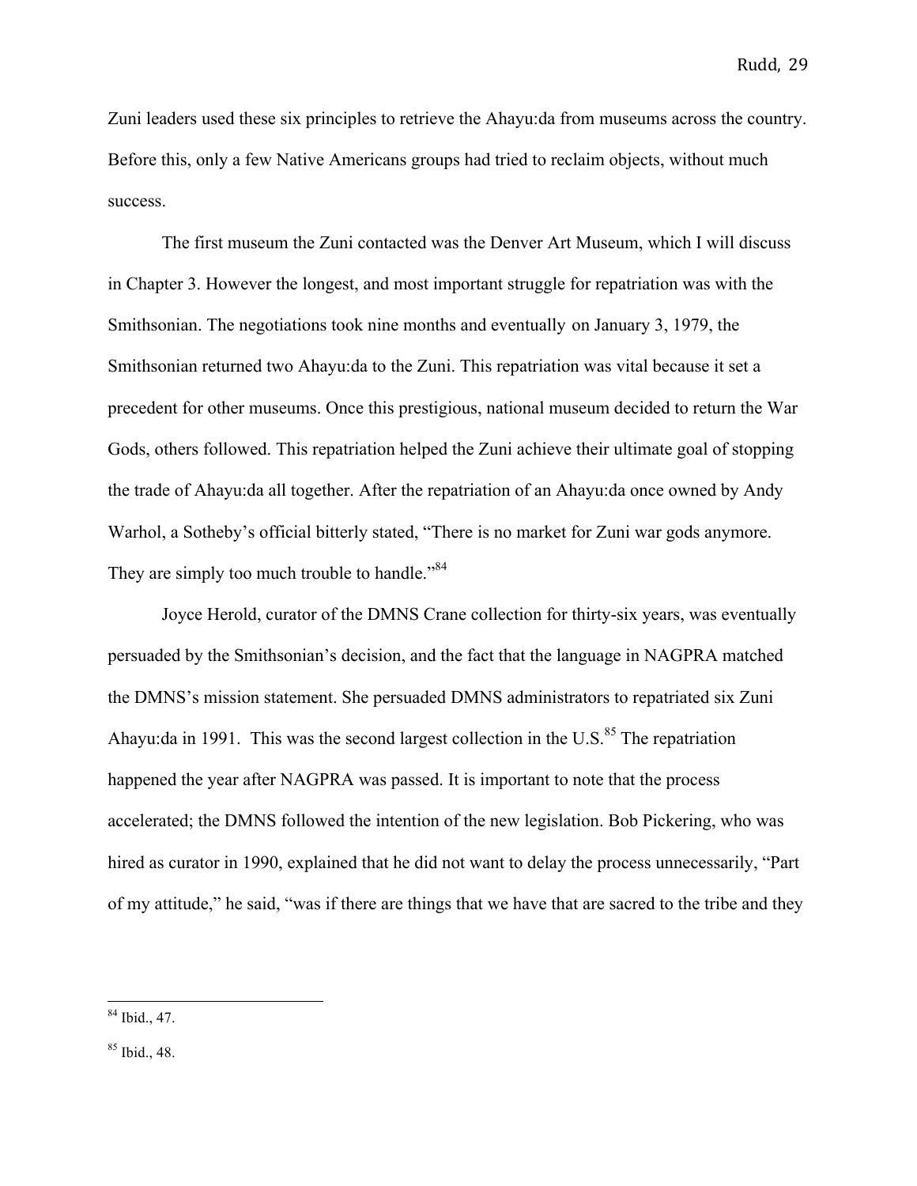Zuni leaders used these six principles to retrieve the Ahayu:da from museums across the country. Before this, only a few Native Americans groups had tried to reclaim objects, without much success.

The first museum the Zuni contacted was the Denver Art Museum, which I will discuss in Chapter 3. However the longest, and most important struggle for repatriation was with the Smithsonian. The negotiations took nine months and eventually on January 3, 1979, the Smithsonian returned two Ahayu:da to the Zuni. This repatriation was vital because it set a precedent for other museums. Once this prestigious, national museum decided to return the War Gods, others followed. This repatriation helped the Zuni achieve their ultimate goal of stopping the trade of Ahayu:da all together. After the repatriation of an Ahayu:da once owned by Andy Warhol, a Sotheby's official bitterly stated, "There is no market for Zuni war gods anymore. They are simply too much trouble to handle."[84]

Joyce Herold, curator of the DMNS Crane collection for thirty-six years, was eventually persuaded by the Smithsonian's decision, and the fact that the language in NAGPRA matched the DMNS's mission statement. She persuaded DMNS administrators to repatriated six Zuni Ahayu:da in 1991. This was the second largest collection in the U.S.[85] The repatriation happened the year after NAGPRA was passed. It is important to note that the process accelerated; the DMNS followed the intention of the new legislation. Bob Pickering, who was hired as curator in 1990, explained that he did not want to delay the process unnecessarily, "Part of my attitude," he said, "was if there are things that we have that are sacred to the tribe and they

---

[84] Ibid., 47.

[85] Ibid., 48.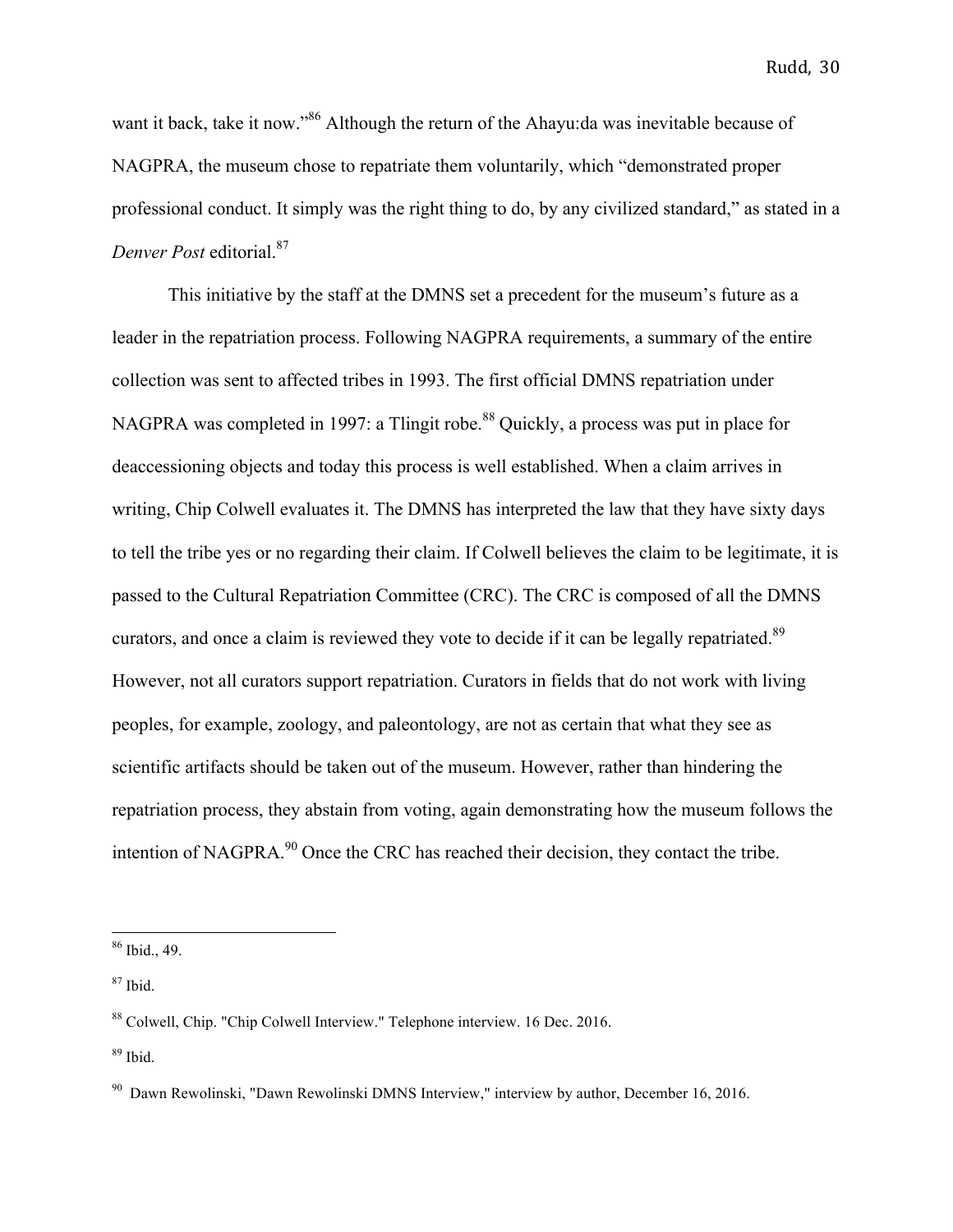want it back, take it now."[86] Although the return of the Ahayu:da was inevitable because of NAGPRA, the museum chose to repatriate them voluntarily, which "demonstrated proper professional conduct. It simply was the right thing to do, by any civilized standard," as stated in a *Denver Post* editorial.[87]

This initiative by the staff at the DMNS set a precedent for the museum's future as a leader in the repatriation process. Following NAGPRA requirements, a summary of the entire collection was sent to affected tribes in 1993. The first official DMNS repatriation under NAGPRA was completed in 1997: a Tlingit robe.[88] Quickly, a process was put in place for deaccessioning objects and today this process is well established. When a claim arrives in writing, Chip Colwell evaluates it. The DMNS has interpreted the law that they have sixty days to tell the tribe yes or no regarding their claim. If Colwell believes the claim to be legitimate, it is passed to the Cultural Repatriation Committee (CRC). The CRC is composed of all the DMNS curators, and once a claim is reviewed they vote to decide if it can be legally repatriated.[89] However, not all curators support repatriation. Curators in fields that do not work with living peoples, for example, zoology, and paleontology, are not as certain that what they see as scientific artifacts should be taken out of the museum. However, rather than hindering the repatriation process, they abstain from voting, again demonstrating how the museum follows the intention of NAGPRA.[90] Once the CRC has reached their decision, they contact the tribe.

---

[86] Ibid., 49.

[87] Ibid.

[88] Colwell, Chip. "Chip Colwell Interview." Telephone interview. 16 Dec. 2016.

[89] Ibid.

[90] Dawn Rewolinski, "Dawn Rewolinski DMNS Interview," interview by author, December 16, 2016.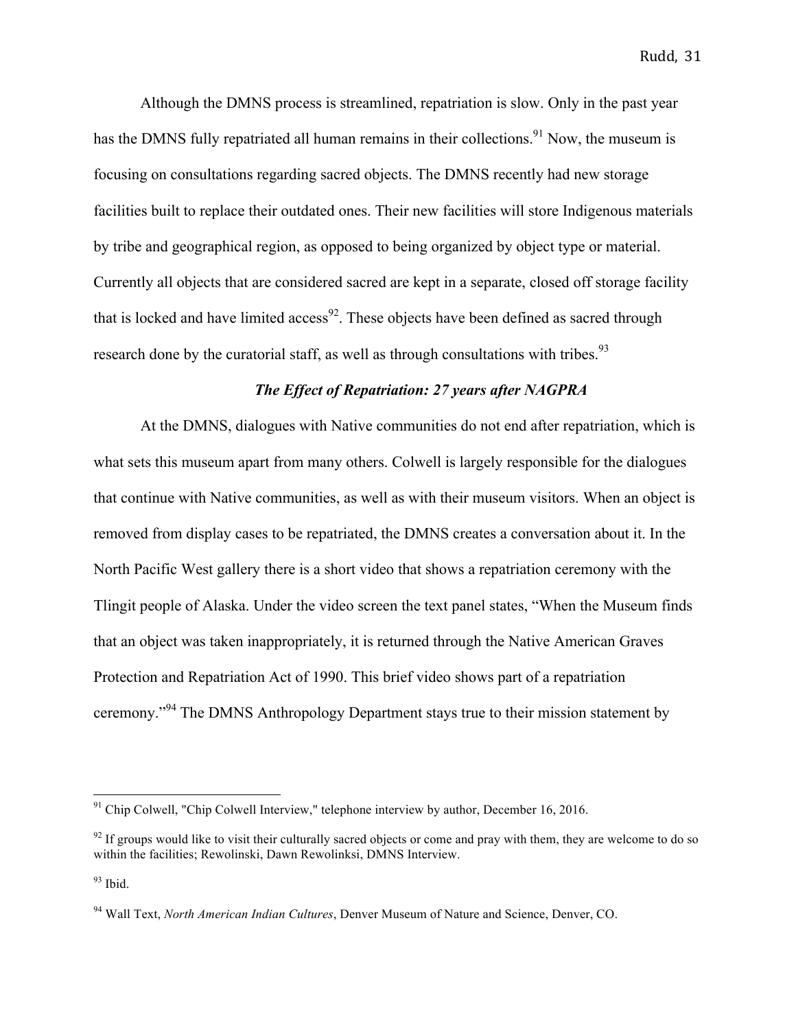Although the DMNS process is streamlined, repatriation is slow. Only in the past year has the DMNS fully repatriated all human remains in their collections.[91] Now, the museum is focusing on consultations regarding sacred objects. The DMNS recently had new storage facilities built to replace their outdated ones. Their new facilities will store Indigenous materials by tribe and geographical region, as opposed to being organized by object type or material. Currently all objects that are considered sacred are kept in a separate, closed off storage facility that is locked and have limited access[92]. These objects have been defined as sacred through research done by the curatorial staff, as well as through consultations with tribes.[93]

### *The Effect of Repatriation: 27 years after NAGPRA*

At the DMNS, dialogues with Native communities do not end after repatriation, which is what sets this museum apart from many others. Colwell is largely responsible for the dialogues that continue with Native communities, as well as with their museum visitors. When an object is removed from display cases to be repatriated, the DMNS creates a conversation about it. In the North Pacific West gallery there is a short video that shows a repatriation ceremony with the Tlingit people of Alaska. Under the video screen the text panel states, "When the Museum finds that an object was taken inappropriately, it is returned through the Native American Graves Protection and Repatriation Act of 1990. This brief video shows part of a repatriation ceremony."[94] The DMNS Anthropology Department stays true to their mission statement by

---

[91] Chip Colwell, "Chip Colwell Interview," telephone interview by author, December 16, 2016.

[92] If groups would like to visit their culturally sacred objects or come and pray with them, they are welcome to do so within the facilities; Rewolinski, Dawn Rewolinksi, DMNS Interview.

[93] Ibid.

[94] Wall Text, *North American Indian Cultures*, Denver Museum of Nature and Science, Denver, CO.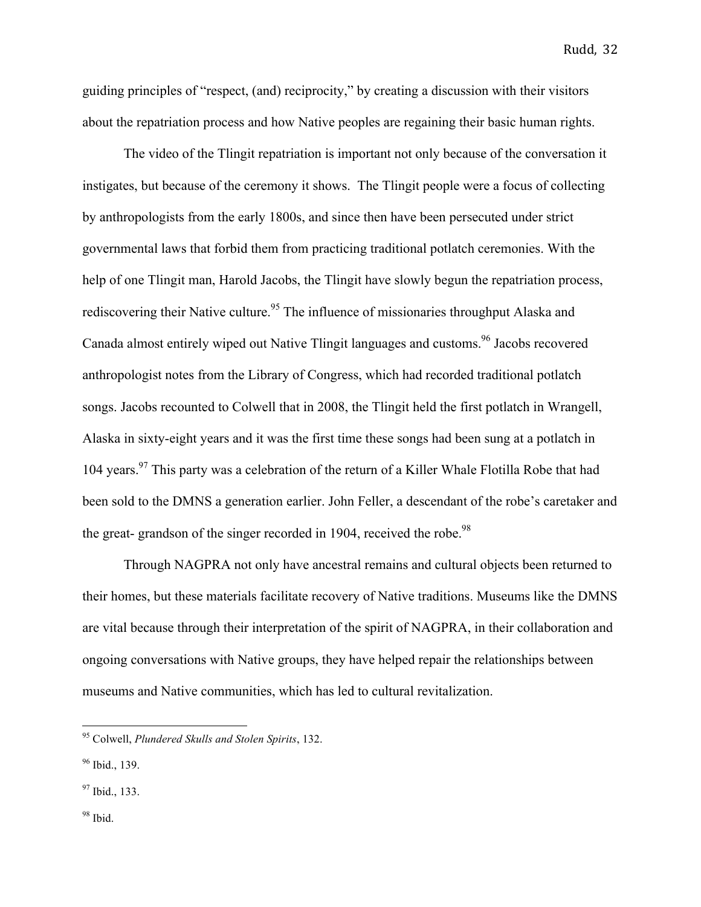guiding principles of "respect, (and) reciprocity," by creating a discussion with their visitors about the repatriation process and how Native peoples are regaining their basic human rights.

The video of the Tlingit repatriation is important not only because of the conversation it instigates, but because of the ceremony it shows. The Tlingit people were a focus of collecting by anthropologists from the early 1800s, and since then have been persecuted under strict governmental laws that forbid them from practicing traditional potlatch ceremonies. With the help of one Tlingit man, Harold Jacobs, the Tlingit have slowly begun the repatriation process, rediscovering their Native culture.[95] The influence of missionaries throughput Alaska and Canada almost entirely wiped out Native Tlingit languages and customs.[96] Jacobs recovered anthropologist notes from the Library of Congress, which had recorded traditional potlatch songs. Jacobs recounted to Colwell that in 2008, the Tlingit held the first potlatch in Wrangell, Alaska in sixty-eight years and it was the first time these songs had been sung at a potlatch in 104 years.[97] This party was a celebration of the return of a Killer Whale Flotilla Robe that had been sold to the DMNS a generation earlier. John Feller, a descendant of the robe's caretaker and the great- grandson of the singer recorded in 1904, received the robe.[98]

Through NAGPRA not only have ancestral remains and cultural objects been returned to their homes, but these materials facilitate recovery of Native traditions. Museums like the DMNS are vital because through their interpretation of the spirit of NAGPRA, in their collaboration and ongoing conversations with Native groups, they have helped repair the relationships between museums and Native communities, which has led to cultural revitalization.

---

[95] Colwell, *Plundered Skulls and Stolen Spirits*, 132.

[96] Ibid., 139.

[97] Ibid., 133.

[98] Ibid.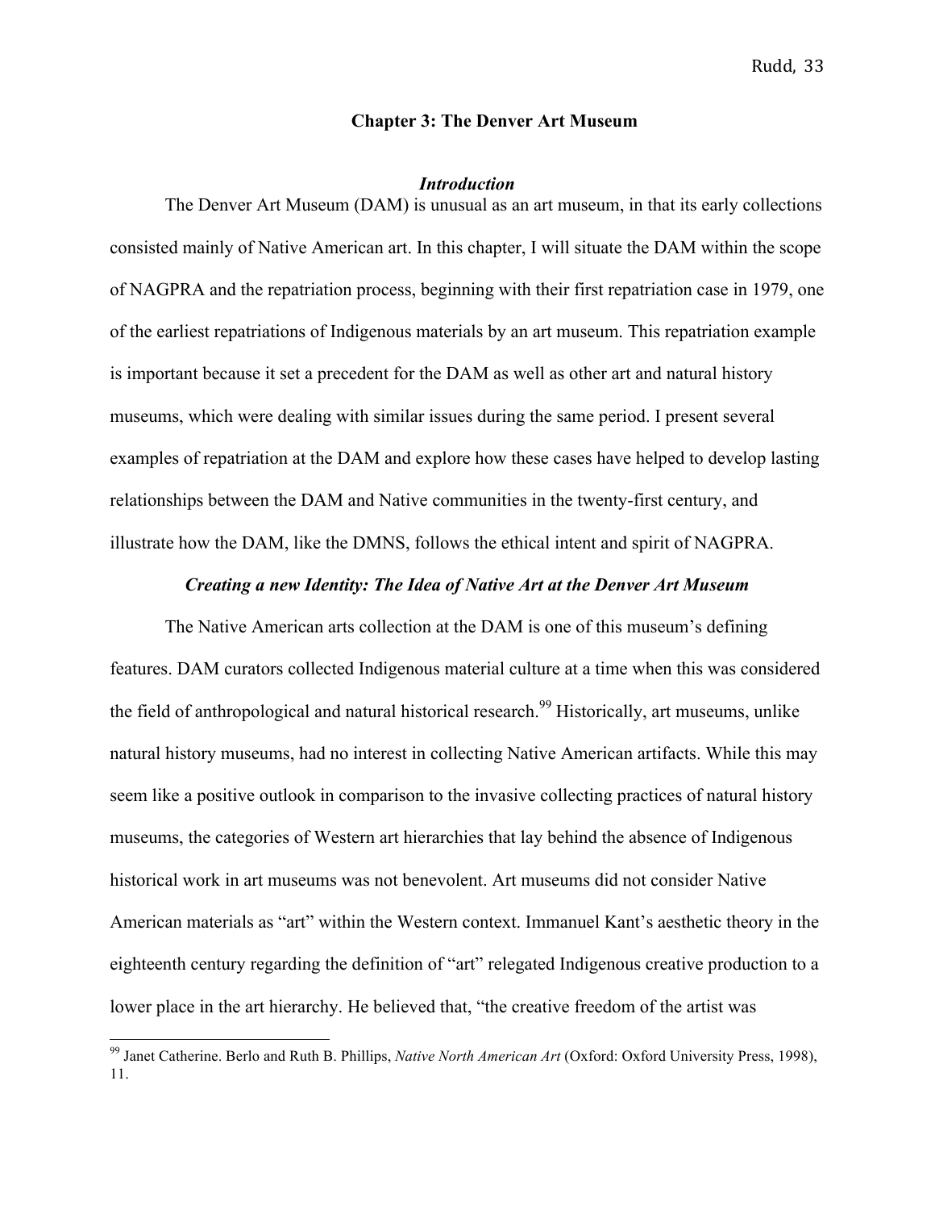## Chapter 3: The Denver Art Museum

### *Introduction*

The Denver Art Museum (DAM) is unusual as an art museum, in that its early collections consisted mainly of Native American art. In this chapter, I will situate the DAM within the scope of NAGPRA and the repatriation process, beginning with their first repatriation case in 1979, one of the earliest repatriations of Indigenous materials by an art museum. This repatriation example is important because it set a precedent for the DAM as well as other art and natural history museums, which were dealing with similar issues during the same period. I present several examples of repatriation at the DAM and explore how these cases have helped to develop lasting relationships between the DAM and Native communities in the twenty-first century, and illustrate how the DAM, like the DMNS, follows the ethical intent and spirit of NAGPRA.

### *Creating a new Identity: The Idea of Native Art at the Denver Art Museum*

The Native American arts collection at the DAM is one of this museum's defining features. DAM curators collected Indigenous material culture at a time when this was considered the field of anthropological and natural historical research.[99] Historically, art museums, unlike natural history museums, had no interest in collecting Native American artifacts. While this may seem like a positive outlook in comparison to the invasive collecting practices of natural history museums, the categories of Western art hierarchies that lay behind the absence of Indigenous historical work in art museums was not benevolent. Art museums did not consider Native American materials as "art" within the Western context. Immanuel Kant's aesthetic theory in the eighteenth century regarding the definition of "art" relegated Indigenous creative production to a lower place in the art hierarchy. He believed that, "the creative freedom of the artist was

---

[99] Janet Catherine. Berlo and Ruth B. Phillips, *Native North American Art* (Oxford: Oxford University Press, 1998), 11.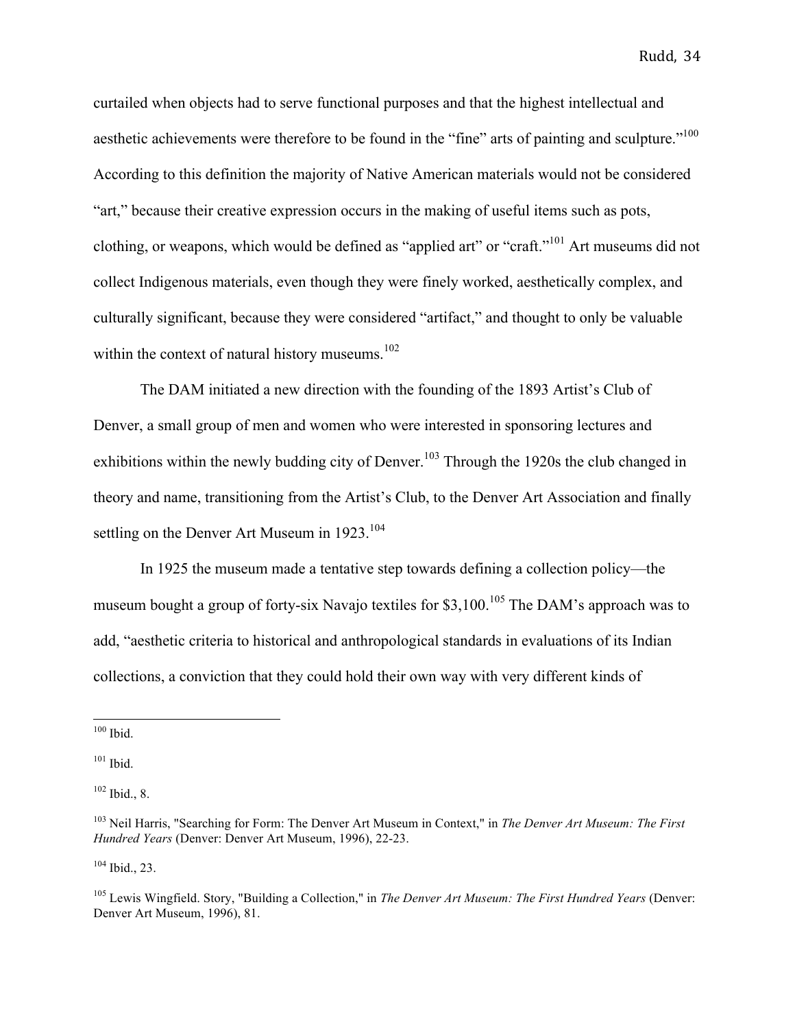curtailed when objects had to serve functional purposes and that the highest intellectual and aesthetic achievements were therefore to be found in the "fine" arts of painting and sculpture."[100] According to this definition the majority of Native American materials would not be considered "art," because their creative expression occurs in the making of useful items such as pots, clothing, or weapons, which would be defined as "applied art" or "craft."[101] Art museums did not collect Indigenous materials, even though they were finely worked, aesthetically complex, and culturally significant, because they were considered "artifact," and thought to only be valuable within the context of natural history museums.[102]

The DAM initiated a new direction with the founding of the 1893 Artist's Club of Denver, a small group of men and women who were interested in sponsoring lectures and exhibitions within the newly budding city of Denver.[103] Through the 1920s the club changed in theory and name, transitioning from the Artist's Club, to the Denver Art Association and finally settling on the Denver Art Museum in 1923.[104]

In 1925 the museum made a tentative step towards defining a collection policy—the museum bought a group of forty-six Navajo textiles for $3,100.[105] The DAM's approach was to add, "aesthetic criteria to historical and anthropological standards in evaluations of its Indian collections, a conviction that they could hold their own way with very different kinds of

---

[100] Ibid.

[101] Ibid.

[102] Ibid., 8.

[103] Neil Harris, "Searching for Form: The Denver Art Museum in Context," in *The Denver Art Museum: The First Hundred Years* (Denver: Denver Art Museum, 1996), 22-23.

[104] Ibid., 23.

[105] Lewis Wingfield. Story, "Building a Collection," in *The Denver Art Museum: The First Hundred Years* (Denver: Denver Art Museum, 1996), 81.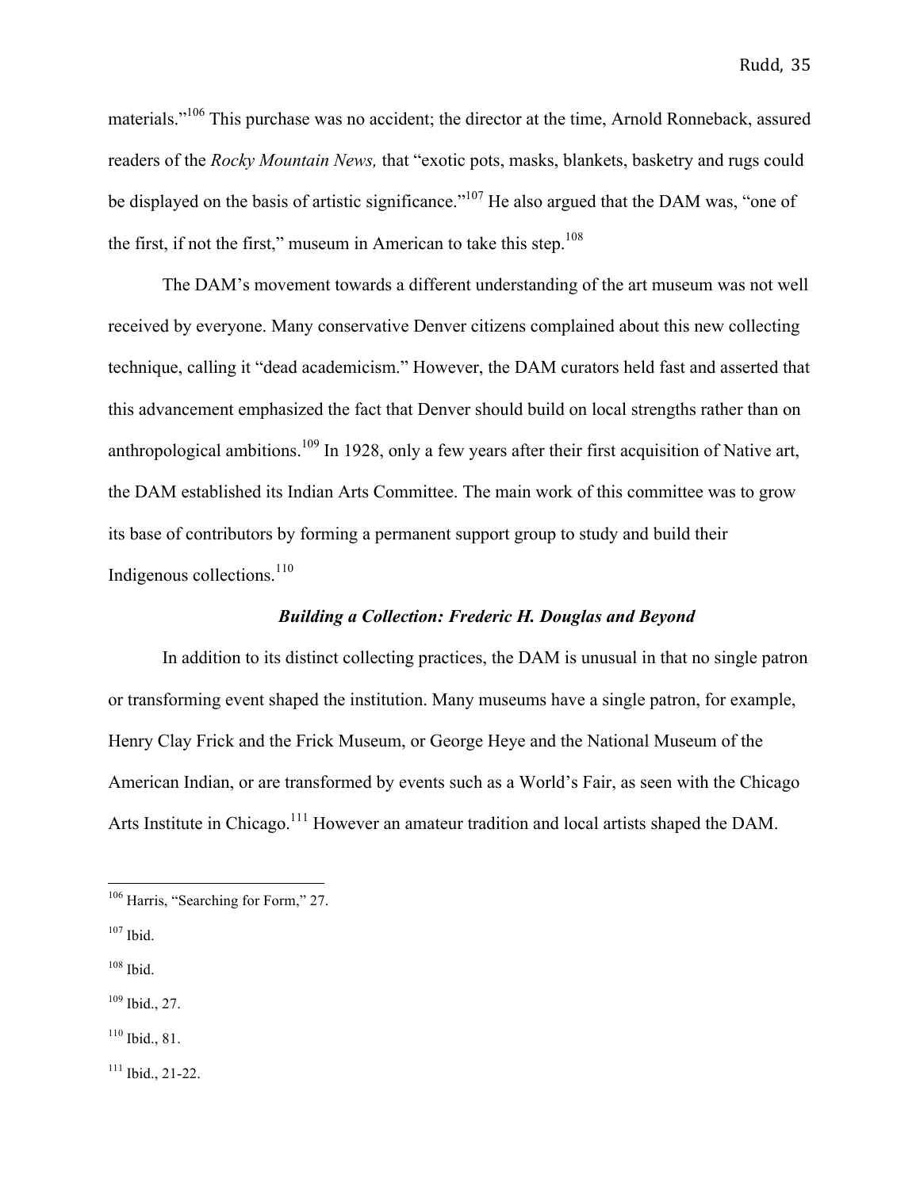materials."[106] This purchase was no accident; the director at the time, Arnold Ronneback, assured readers of the *Rocky Mountain News,* that "exotic pots, masks, blankets, basketry and rugs could be displayed on the basis of artistic significance."[107] He also argued that the DAM was, "one of the first, if not the first," museum in American to take this step.[108]

The DAM's movement towards a different understanding of the art museum was not well received by everyone. Many conservative Denver citizens complained about this new collecting technique, calling it "dead academicism." However, the DAM curators held fast and asserted that this advancement emphasized the fact that Denver should build on local strengths rather than on anthropological ambitions.[109] In 1928, only a few years after their first acquisition of Native art, the DAM established its Indian Arts Committee. The main work of this committee was to grow its base of contributors by forming a permanent support group to study and build their Indigenous collections.[110]

### *Building a Collection: Frederic H. Douglas and Beyond*

In addition to its distinct collecting practices, the DAM is unusual in that no single patron or transforming event shaped the institution. Many museums have a single patron, for example, Henry Clay Frick and the Frick Museum, or George Heye and the National Museum of the American Indian, or are transformed by events such as a World's Fair, as seen with the Chicago Arts Institute in Chicago.[111] However an amateur tradition and local artists shaped the DAM.

---

[106] Harris, "Searching for Form," 27.

[107] Ibid.

[108] Ibid.

[109] Ibid., 27.

[110] Ibid., 81.

[111] Ibid., 21-22.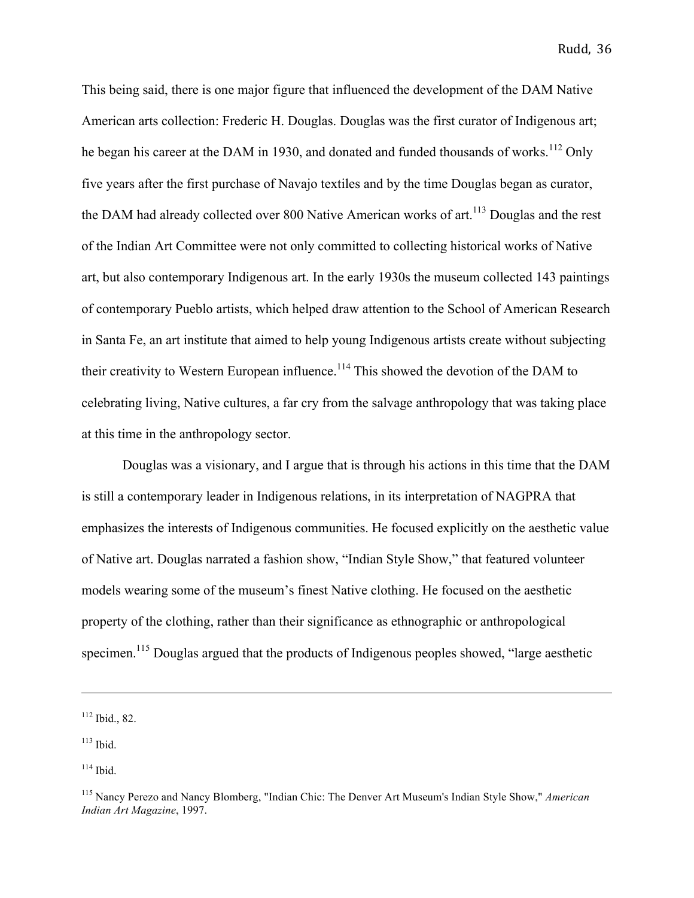This being said, there is one major figure that influenced the development of the DAM Native American arts collection: Frederic H. Douglas. Douglas was the first curator of Indigenous art; he began his career at the DAM in 1930, and donated and funded thousands of works.[112] Only five years after the first purchase of Navajo textiles and by the time Douglas began as curator, the DAM had already collected over 800 Native American works of art.[113] Douglas and the rest of the Indian Art Committee were not only committed to collecting historical works of Native art, but also contemporary Indigenous art. In the early 1930s the museum collected 143 paintings of contemporary Pueblo artists, which helped draw attention to the School of American Research in Santa Fe, an art institute that aimed to help young Indigenous artists create without subjecting their creativity to Western European influence.[114] This showed the devotion of the DAM to celebrating living, Native cultures, a far cry from the salvage anthropology that was taking place at this time in the anthropology sector.

Douglas was a visionary, and I argue that is through his actions in this time that the DAM is still a contemporary leader in Indigenous relations, in its interpretation of NAGPRA that emphasizes the interests of Indigenous communities. He focused explicitly on the aesthetic value of Native art. Douglas narrated a fashion show, "Indian Style Show," that featured volunteer models wearing some of the museum's finest Native clothing. He focused on the aesthetic property of the clothing, rather than their significance as ethnographic or anthropological specimen.[115] Douglas argued that the products of Indigenous peoples showed, "large aesthetic

---

[112] Ibid., 82.

[113] Ibid.

[114] Ibid.

[115] Nancy Perezo and Nancy Blomberg, "Indian Chic: The Denver Art Museum's Indian Style Show," *American Indian Art Magazine*, 1997.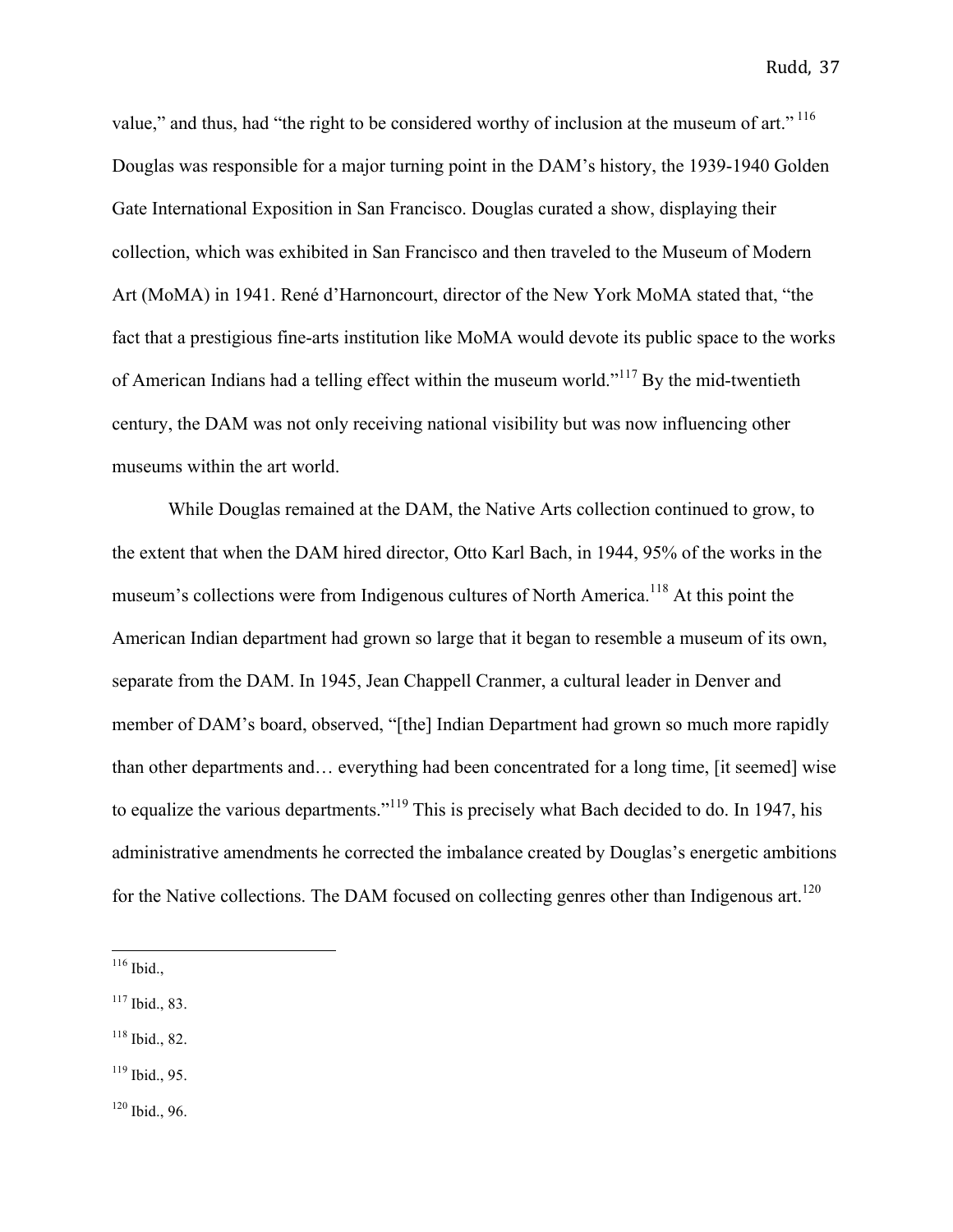value," and thus, had "the right to be considered worthy of inclusion at the museum of art." [116] Douglas was responsible for a major turning point in the DAM's history, the 1939-1940 Golden Gate International Exposition in San Francisco. Douglas curated a show, displaying their collection, which was exhibited in San Francisco and then traveled to the Museum of Modern Art (MoMA) in 1941. René d'Harnoncourt, director of the New York MoMA stated that, "the fact that a prestigious fine-arts institution like MoMA would devote its public space to the works of American Indians had a telling effect within the museum world."[117] By the mid-twentieth century, the DAM was not only receiving national visibility but was now influencing other museums within the art world.

While Douglas remained at the DAM, the Native Arts collection continued to grow, to the extent that when the DAM hired director, Otto Karl Bach, in 1944, 95% of the works in the museum's collections were from Indigenous cultures of North America.[118] At this point the American Indian department had grown so large that it began to resemble a museum of its own, separate from the DAM. In 1945, Jean Chappell Cranmer, a cultural leader in Denver and member of DAM's board, observed, "[the] Indian Department had grown so much more rapidly than other departments and… everything had been concentrated for a long time, [it seemed] wise to equalize the various departments."[119] This is precisely what Bach decided to do. In 1947, his administrative amendments he corrected the imbalance created by Douglas's energetic ambitions for the Native collections. The DAM focused on collecting genres other than Indigenous art.[120]

---

[116] Ibid.,

[117] Ibid., 83.

[118] Ibid., 82.

[119] Ibid., 95.

[120] Ibid., 96.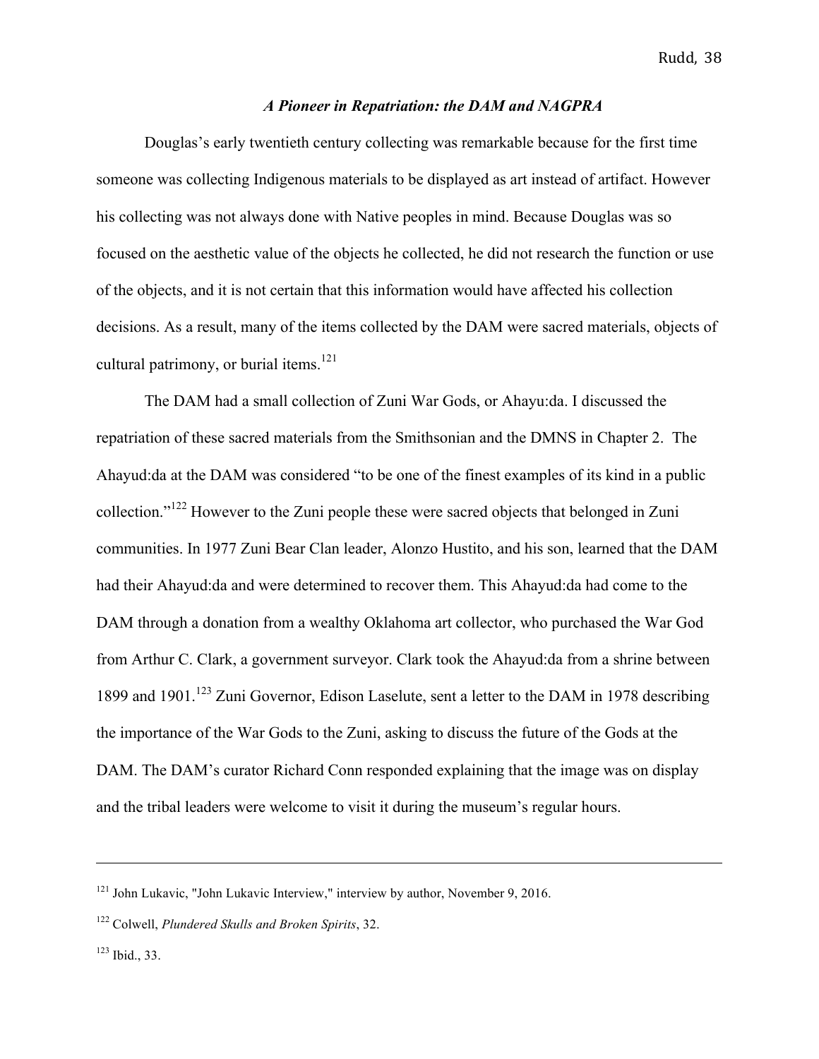### *A Pioneer in Repatriation: the DAM and NAGPRA*

Douglas's early twentieth century collecting was remarkable because for the first time someone was collecting Indigenous materials to be displayed as art instead of artifact. However his collecting was not always done with Native peoples in mind. Because Douglas was so focused on the aesthetic value of the objects he collected, he did not research the function or use of the objects, and it is not certain that this information would have affected his collection decisions. As a result, many of the items collected by the DAM were sacred materials, objects of cultural patrimony, or burial items.[121]

The DAM had a small collection of Zuni War Gods, or Ahayu:da. I discussed the repatriation of these sacred materials from the Smithsonian and the DMNS in Chapter 2. The Ahayud:da at the DAM was considered "to be one of the finest examples of its kind in a public collection."[122] However to the Zuni people these were sacred objects that belonged in Zuni communities. In 1977 Zuni Bear Clan leader, Alonzo Hustito, and his son, learned that the DAM had their Ahayud:da and were determined to recover them. This Ahayud:da had come to the DAM through a donation from a wealthy Oklahoma art collector, who purchased the War God from Arthur C. Clark, a government surveyor. Clark took the Ahayud:da from a shrine between 1899 and 1901.[123] Zuni Governor, Edison Laselute, sent a letter to the DAM in 1978 describing the importance of the War Gods to the Zuni, asking to discuss the future of the Gods at the DAM. The DAM's curator Richard Conn responded explaining that the image was on display and the tribal leaders were welcome to visit it during the museum's regular hours.

---

[121] John Lukavic, "John Lukavic Interview," interview by author, November 9, 2016.

[122] Colwell, *Plundered Skulls and Broken Spirits*, 32.

[123] Ibid., 33.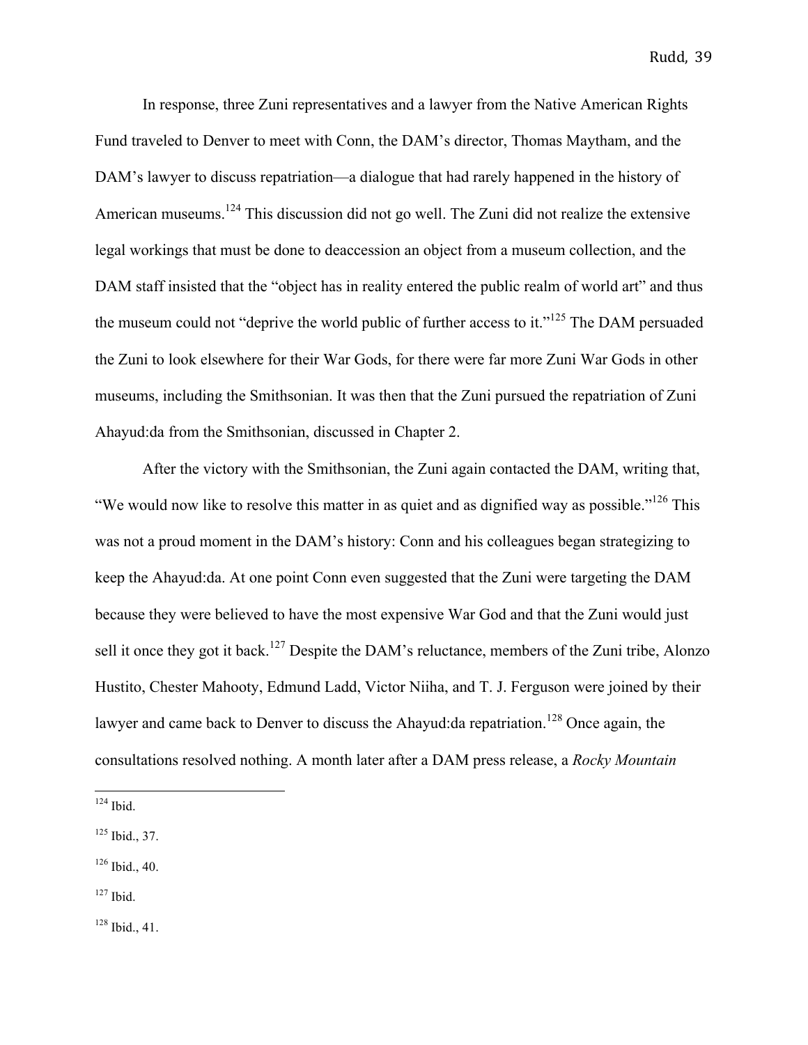In response, three Zuni representatives and a lawyer from the Native American Rights Fund traveled to Denver to meet with Conn, the DAM's director, Thomas Maytham, and the DAM's lawyer to discuss repatriation—a dialogue that had rarely happened in the history of American museums.[124] This discussion did not go well. The Zuni did not realize the extensive legal workings that must be done to deaccession an object from a museum collection, and the DAM staff insisted that the "object has in reality entered the public realm of world art" and thus the museum could not "deprive the world public of further access to it."[125] The DAM persuaded the Zuni to look elsewhere for their War Gods, for there were far more Zuni War Gods in other museums, including the Smithsonian. It was then that the Zuni pursued the repatriation of Zuni Ahayud:da from the Smithsonian, discussed in Chapter 2.

After the victory with the Smithsonian, the Zuni again contacted the DAM, writing that, "We would now like to resolve this matter in as quiet and as dignified way as possible."[126] This was not a proud moment in the DAM's history: Conn and his colleagues began strategizing to keep the Ahayud:da. At one point Conn even suggested that the Zuni were targeting the DAM because they were believed to have the most expensive War God and that the Zuni would just sell it once they got it back.[127] Despite the DAM's reluctance, members of the Zuni tribe, Alonzo Hustito, Chester Mahooty, Edmund Ladd, Victor Niiha, and T. J. Ferguson were joined by their lawyer and came back to Denver to discuss the Ahayud:da repatriation.[128] Once again, the consultations resolved nothing. A month later after a DAM press release, a *Rocky Mountain*

---

[124] Ibid.

[125] Ibid., 37.

[126] Ibid., 40.

[127] Ibid.

[128] Ibid., 41.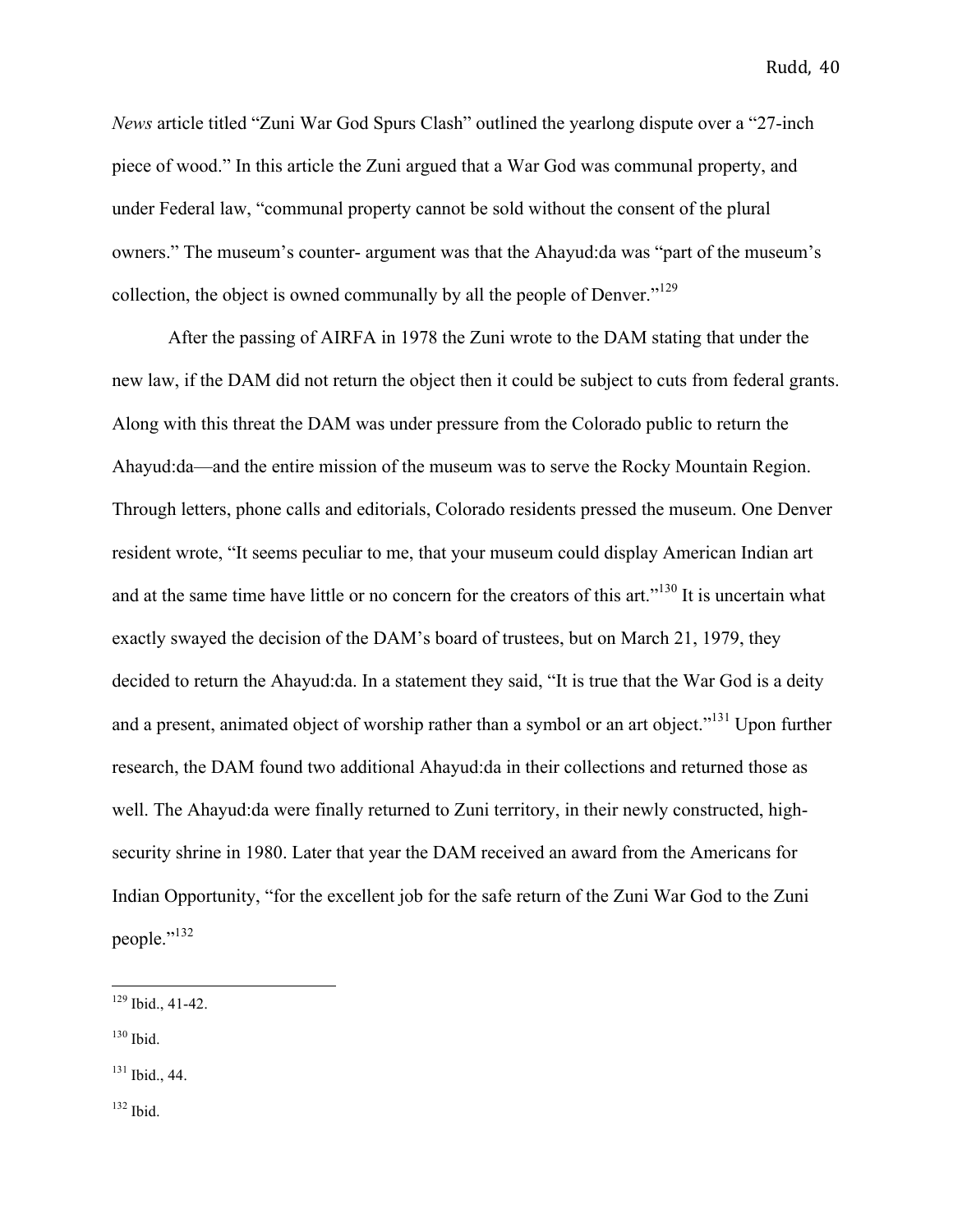*News* article titled “Zuni War God Spurs Clash” outlined the yearlong dispute over a “27-inch piece of wood.” In this article the Zuni argued that a War God was communal property, and under Federal law, “communal property cannot be sold without the consent of the plural owners.” The museum’s counter- argument was that the Ahayud:da was “part of the museum’s collection, the object is owned communally by all the people of Denver.”[129]

After the passing of AIRFA in 1978 the Zuni wrote to the DAM stating that under the new law, if the DAM did not return the object then it could be subject to cuts from federal grants. Along with this threat the DAM was under pressure from the Colorado public to return the Ahayud:da—and the entire mission of the museum was to serve the Rocky Mountain Region. Through letters, phone calls and editorials, Colorado residents pressed the museum. One Denver resident wrote, “It seems peculiar to me, that your museum could display American Indian art and at the same time have little or no concern for the creators of this art.”[130] It is uncertain what exactly swayed the decision of the DAM’s board of trustees, but on March 21, 1979, they decided to return the Ahayud:da. In a statement they said, “It is true that the War God is a deity and a present, animated object of worship rather than a symbol or an art object.”[131] Upon further research, the DAM found two additional Ahayud:da in their collections and returned those as well. The Ahayud:da were finally returned to Zuni territory, in their newly constructed, high-security shrine in 1980. Later that year the DAM received an award from the Americans for Indian Opportunity, “for the excellent job for the safe return of the Zuni War God to the Zuni people.”[132]

---

[129] Ibid., 41-42.

[130] Ibid.

[131] Ibid., 44.

[132] Ibid.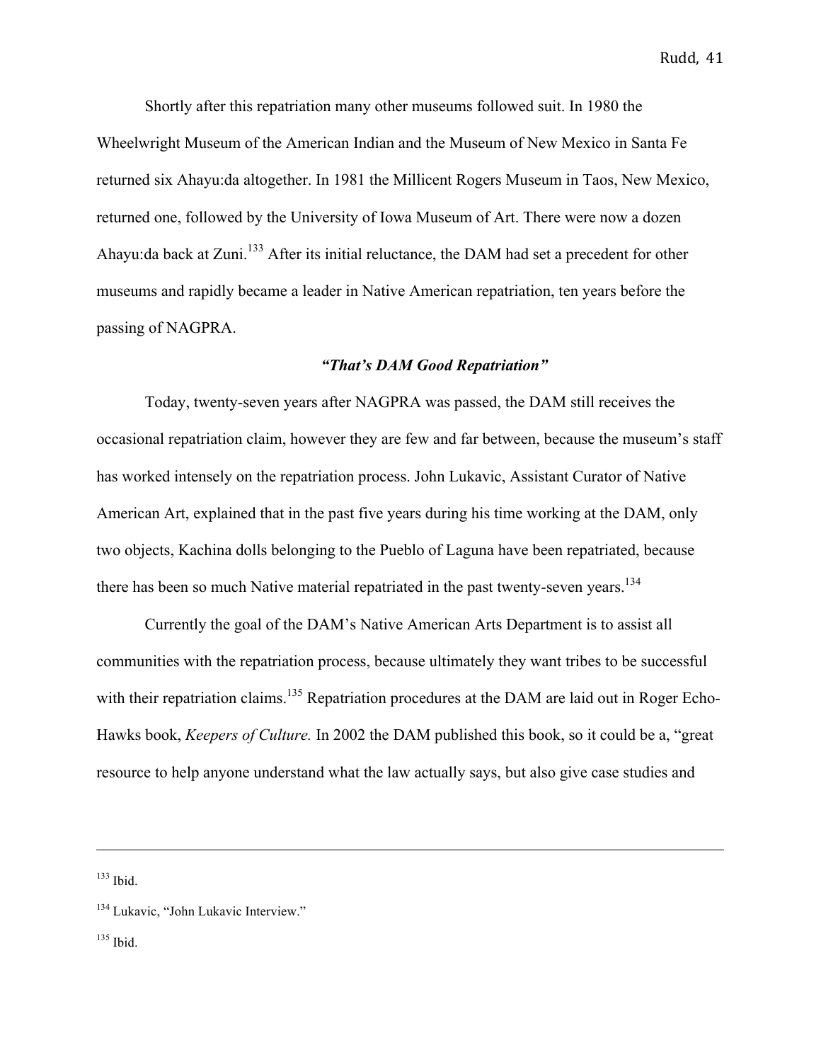Shortly after this repatriation many other museums followed suit. In 1980 the Wheelwright Museum of the American Indian and the Museum of New Mexico in Santa Fe returned six Ahayu:da altogether. In 1981 the Millicent Rogers Museum in Taos, New Mexico, returned one, followed by the University of Iowa Museum of Art. There were now a dozen Ahayu:da back at Zuni.[133] After its initial reluctance, the DAM had set a precedent for other museums and rapidly became a leader in Native American repatriation, ten years before the passing of NAGPRA.

### *"That's DAM Good Repatriation"*

Today, twenty-seven years after NAGPRA was passed, the DAM still receives the occasional repatriation claim, however they are few and far between, because the museum's staff has worked intensely on the repatriation process. John Lukavic, Assistant Curator of Native American Art, explained that in the past five years during his time working at the DAM, only two objects, Kachina dolls belonging to the Pueblo of Laguna have been repatriated, because there has been so much Native material repatriated in the past twenty-seven years.[134]

Currently the goal of the DAM's Native American Arts Department is to assist all communities with the repatriation process, because ultimately they want tribes to be successful with their repatriation claims.[135] Repatriation procedures at the DAM are laid out in Roger Echo-Hawks book, *Keepers of Culture.* In 2002 the DAM published this book, so it could be a, "great resource to help anyone understand what the law actually says, but also give case studies and

---

[133] Ibid.

[134] Lukavic, "John Lukavic Interview."

[135] Ibid.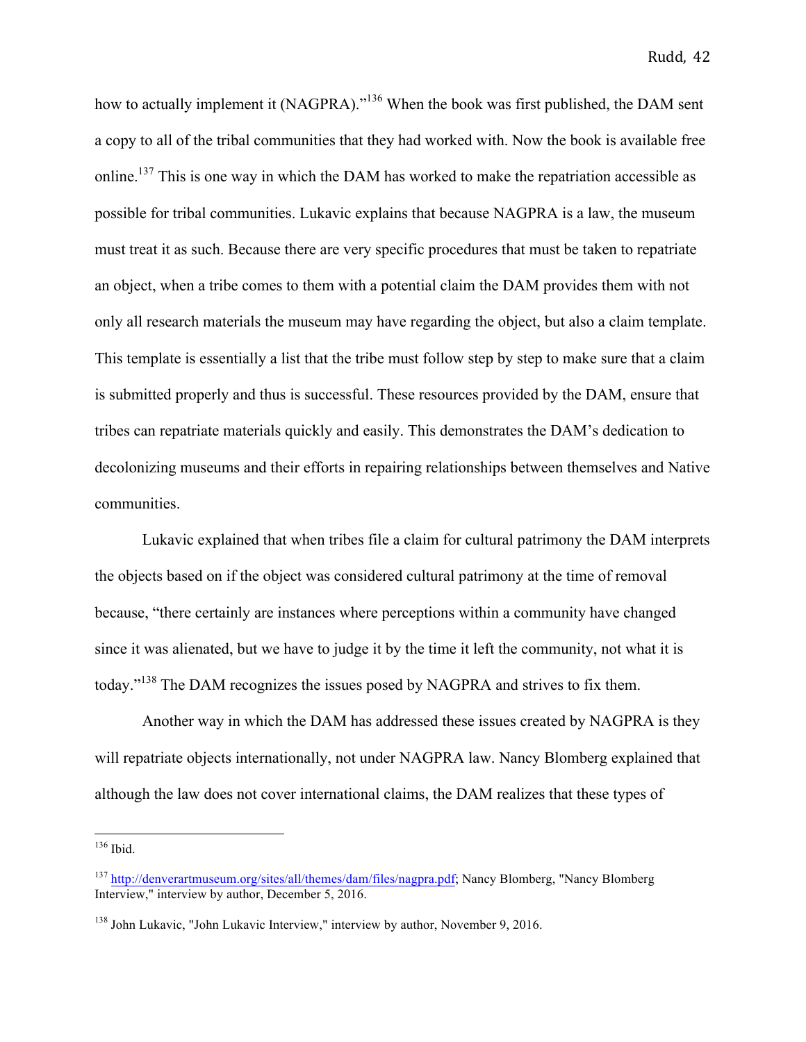how to actually implement it (NAGPRA)."[136] When the book was first published, the DAM sent a copy to all of the tribal communities that they had worked with. Now the book is available free online.[137] This is one way in which the DAM has worked to make the repatriation accessible as possible for tribal communities. Lukavic explains that because NAGPRA is a law, the museum must treat it as such. Because there are very specific procedures that must be taken to repatriate an object, when a tribe comes to them with a potential claim the DAM provides them with not only all research materials the museum may have regarding the object, but also a claim template. This template is essentially a list that the tribe must follow step by step to make sure that a claim is submitted properly and thus is successful. These resources provided by the DAM, ensure that tribes can repatriate materials quickly and easily. This demonstrates the DAM's dedication to decolonizing museums and their efforts in repairing relationships between themselves and Native communities.

Lukavic explained that when tribes file a claim for cultural patrimony the DAM interprets the objects based on if the object was considered cultural patrimony at the time of removal because, "there certainly are instances where perceptions within a community have changed since it was alienated, but we have to judge it by the time it left the community, not what it is today."[138] The DAM recognizes the issues posed by NAGPRA and strives to fix them.

Another way in which the DAM has addressed these issues created by NAGPRA is they will repatriate objects internationally, not under NAGPRA law. Nancy Blomberg explained that although the law does not cover international claims, the DAM realizes that these types of

---

[136] Ibid.

[137] http://denverartmuseum.org/sites/all/themes/dam/files/nagpra.pdf; Nancy Blomberg, "Nancy Blomberg Interview," interview by author, December 5, 2016.

[138] John Lukavic, "John Lukavic Interview," interview by author, November 9, 2016.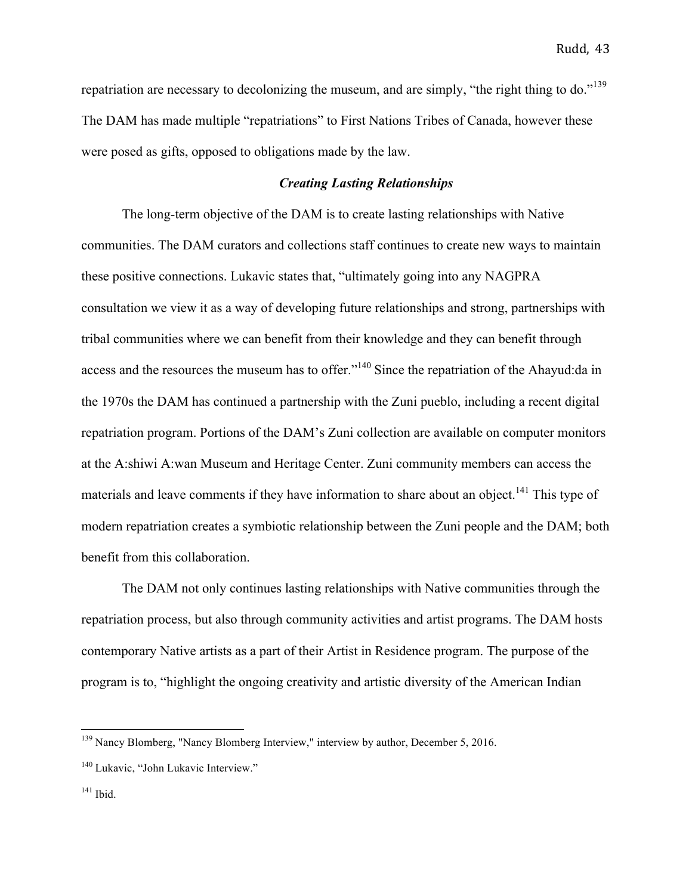repatriation are necessary to decolonizing the museum, and are simply, "the right thing to do."[139] The DAM has made multiple "repatriations" to First Nations Tribes of Canada, however these were posed as gifts, opposed to obligations made by the law.

### ***Creating Lasting Relationships***

The long-term objective of the DAM is to create lasting relationships with Native communities. The DAM curators and collections staff continues to create new ways to maintain these positive connections. Lukavic states that, "ultimately going into any NAGPRA consultation we view it as a way of developing future relationships and strong, partnerships with tribal communities where we can benefit from their knowledge and they can benefit through access and the resources the museum has to offer."[140] Since the repatriation of the Ahayud:da in the 1970s the DAM has continued a partnership with the Zuni pueblo, including a recent digital repatriation program. Portions of the DAM's Zuni collection are available on computer monitors at the A:shiwi A:wan Museum and Heritage Center. Zuni community members can access the materials and leave comments if they have information to share about an object.[141] This type of modern repatriation creates a symbiotic relationship between the Zuni people and the DAM; both benefit from this collaboration.

The DAM not only continues lasting relationships with Native communities through the repatriation process, but also through community activities and artist programs. The DAM hosts contemporary Native artists as a part of their Artist in Residence program. The purpose of the program is to, "highlight the ongoing creativity and artistic diversity of the American Indian

---

[139] Nancy Blomberg, "Nancy Blomberg Interview," interview by author, December 5, 2016.

[140] Lukavic, "John Lukavic Interview."

[141] Ibid.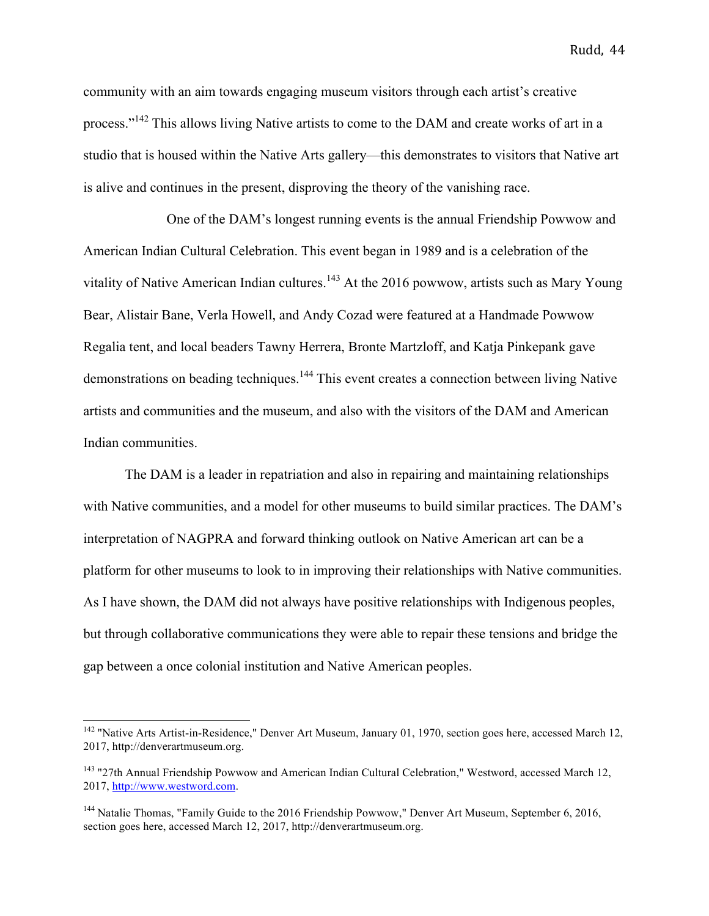community with an aim towards engaging museum visitors through each artist's creative process."[142] This allows living Native artists to come to the DAM and create works of art in a studio that is housed within the Native Arts gallery—this demonstrates to visitors that Native art is alive and continues in the present, disproving the theory of the vanishing race.

One of the DAM's longest running events is the annual Friendship Powwow and American Indian Cultural Celebration. This event began in 1989 and is a celebration of the vitality of Native American Indian cultures.[143] At the 2016 powwow, artists such as Mary Young Bear, Alistair Bane, Verla Howell, and Andy Cozad were featured at a Handmade Powwow Regalia tent, and local beaders Tawny Herrera, Bronte Martzloff, and Katja Pinkepank gave demonstrations on beading techniques.[144] This event creates a connection between living Native artists and communities and the museum, and also with the visitors of the DAM and American Indian communities.

The DAM is a leader in repatriation and also in repairing and maintaining relationships with Native communities, and a model for other museums to build similar practices. The DAM's interpretation of NAGPRA and forward thinking outlook on Native American art can be a platform for other museums to look to in improving their relationships with Native communities. As I have shown, the DAM did not always have positive relationships with Indigenous peoples, but through collaborative communications they were able to repair these tensions and bridge the gap between a once colonial institution and Native American peoples.

---

[142] "Native Arts Artist-in-Residence," Denver Art Museum, January 01, 1970, section goes here, accessed March 12, 2017, http://denverartmuseum.org.

[143] "27th Annual Friendship Powwow and American Indian Cultural Celebration," Westword, accessed March 12, 2017, http://www.westword.com.

[144] Natalie Thomas, "Family Guide to the 2016 Friendship Powwow," Denver Art Museum, September 6, 2016, section goes here, accessed March 12, 2017, http://denverartmuseum.org.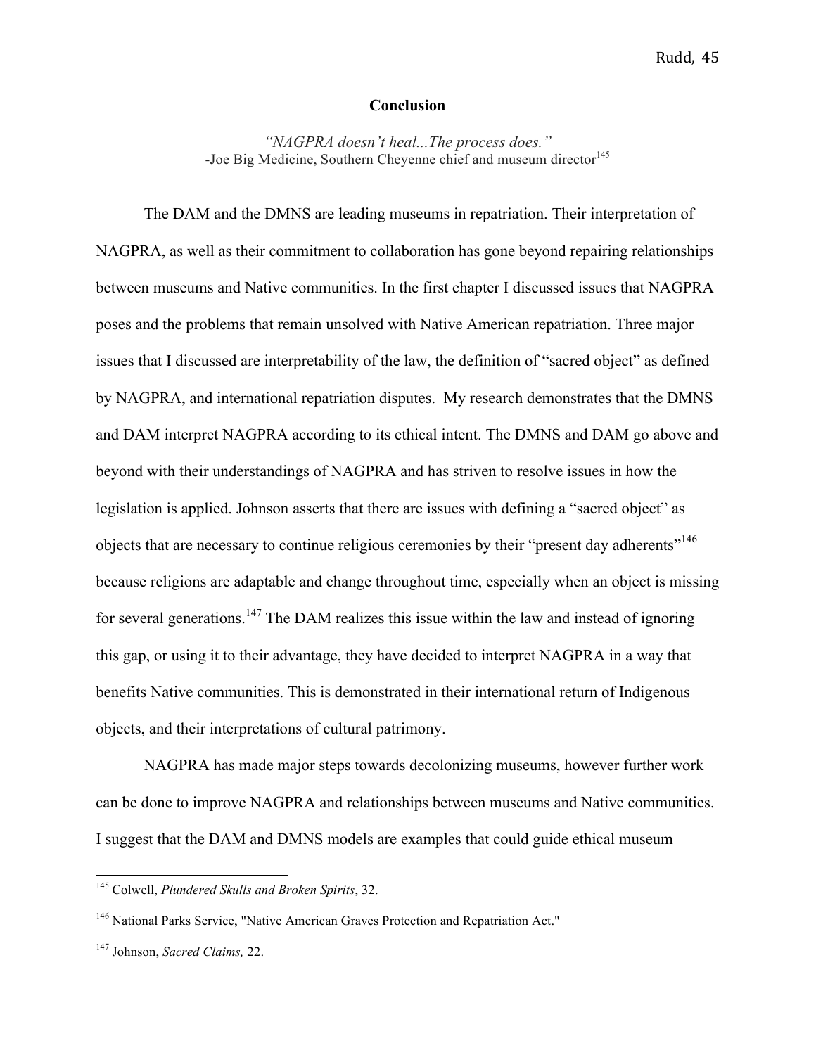## Conclusion

*"NAGPRA doesn't heal...The process does."*
-Joe Big Medicine, Southern Cheyenne chief and museum director[145]

The DAM and the DMNS are leading museums in repatriation. Their interpretation of NAGPRA, as well as their commitment to collaboration has gone beyond repairing relationships between museums and Native communities. In the first chapter I discussed issues that NAGPRA poses and the problems that remain unsolved with Native American repatriation. Three major issues that I discussed are interpretability of the law, the definition of "sacred object" as defined by NAGPRA, and international repatriation disputes. My research demonstrates that the DMNS and DAM interpret NAGPRA according to its ethical intent. The DMNS and DAM go above and beyond with their understandings of NAGPRA and has striven to resolve issues in how the legislation is applied. Johnson asserts that there are issues with defining a "sacred object" as objects that are necessary to continue religious ceremonies by their "present day adherents"[146] because religions are adaptable and change throughout time, especially when an object is missing for several generations.[147] The DAM realizes this issue within the law and instead of ignoring this gap, or using it to their advantage, they have decided to interpret NAGPRA in a way that benefits Native communities. This is demonstrated in their international return of Indigenous objects, and their interpretations of cultural patrimony.

NAGPRA has made major steps towards decolonizing museums, however further work can be done to improve NAGPRA and relationships between museums and Native communities. I suggest that the DAM and DMNS models are examples that could guide ethical museum

---

[145] Colwell, *Plundered Skulls and Broken Spirits*, 32.

[146] National Parks Service, "Native American Graves Protection and Repatriation Act."

[147] Johnson, *Sacred Claims,* 22.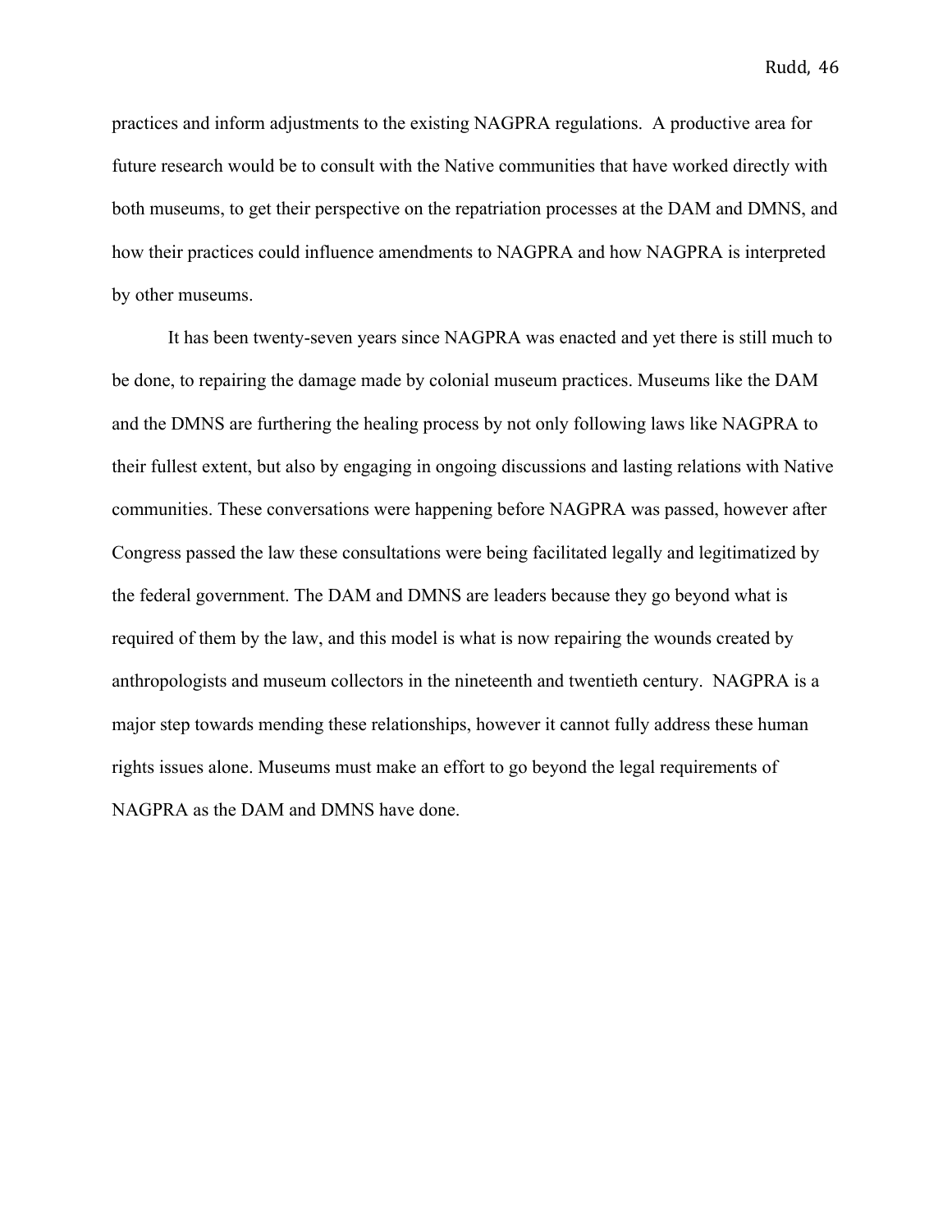practices and inform adjustments to the existing NAGPRA regulations. A productive area for future research would be to consult with the Native communities that have worked directly with both museums, to get their perspective on the repatriation processes at the DAM and DMNS, and how their practices could influence amendments to NAGPRA and how NAGPRA is interpreted by other museums.

It has been twenty-seven years since NAGPRA was enacted and yet there is still much to be done, to repairing the damage made by colonial museum practices. Museums like the DAM and the DMNS are furthering the healing process by not only following laws like NAGPRA to their fullest extent, but also by engaging in ongoing discussions and lasting relations with Native communities. These conversations were happening before NAGPRA was passed, however after Congress passed the law these consultations were being facilitated legally and legitimatized by the federal government. The DAM and DMNS are leaders because they go beyond what is required of them by the law, and this model is what is now repairing the wounds created by anthropologists and museum collectors in the nineteenth and twentieth century. NAGPRA is a major step towards mending these relationships, however it cannot fully address these human rights issues alone. Museums must make an effort to go beyond the legal requirements of NAGPRA as the DAM and DMNS have done.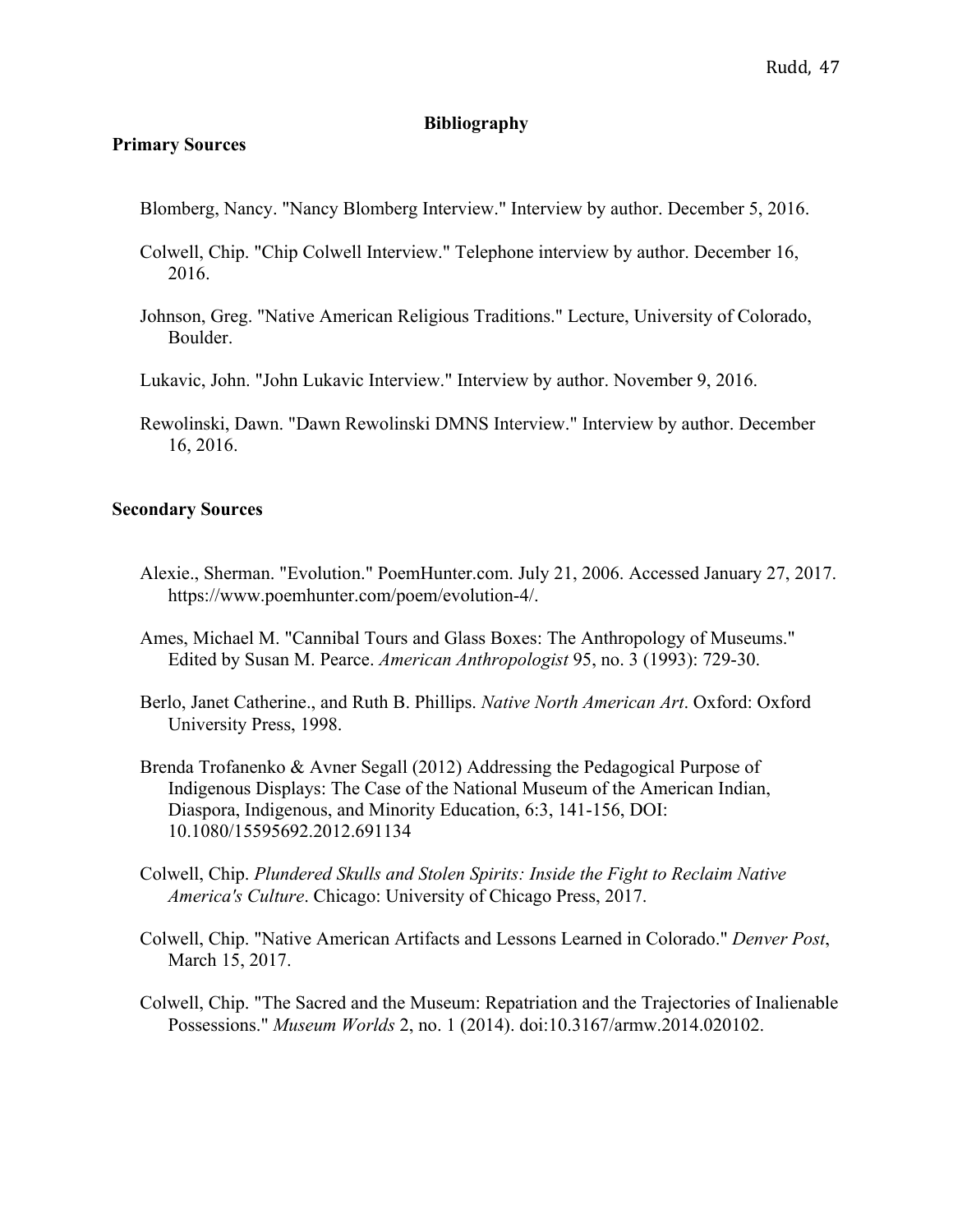**Bibliography**

**Primary Sources**

Blomberg, Nancy. "Nancy Blomberg Interview." Interview by author. December 5, 2016.

Colwell, Chip. "Chip Colwell Interview." Telephone interview by author. December 16, 2016.

Johnson, Greg. "Native American Religious Traditions." Lecture, University of Colorado, Boulder.

Lukavic, John. "John Lukavic Interview." Interview by author. November 9, 2016.

Rewolinski, Dawn. "Dawn Rewolinski DMNS Interview." Interview by author. December 16, 2016.

**Secondary Sources**

Alexie., Sherman. "Evolution." PoemHunter.com. July 21, 2006. Accessed January 27, 2017. https://www.poemhunter.com/poem/evolution-4/.

Ames, Michael M. "Cannibal Tours and Glass Boxes: The Anthropology of Museums." Edited by Susan M. Pearce. *American Anthropologist* 95, no. 3 (1993): 729-30.

Berlo, Janet Catherine., and Ruth B. Phillips. *Native North American Art*. Oxford: Oxford University Press, 1998.

Brenda Trofanenko & Avner Segall (2012) Addressing the Pedagogical Purpose of Indigenous Displays: The Case of the National Museum of the American Indian, Diaspora, Indigenous, and Minority Education, 6:3, 141-156, DOI: 10.1080/15595692.2012.691134

Colwell, Chip. *Plundered Skulls and Stolen Spirits: Inside the Fight to Reclaim Native America's Culture*. Chicago: University of Chicago Press, 2017.

Colwell, Chip. "Native American Artifacts and Lessons Learned in Colorado." *Denver Post*, March 15, 2017.

Colwell, Chip. "The Sacred and the Museum: Repatriation and the Trajectories of Inalienable Possessions." *Museum Worlds* 2, no. 1 (2014). doi:10.3167/armw.2014.020102.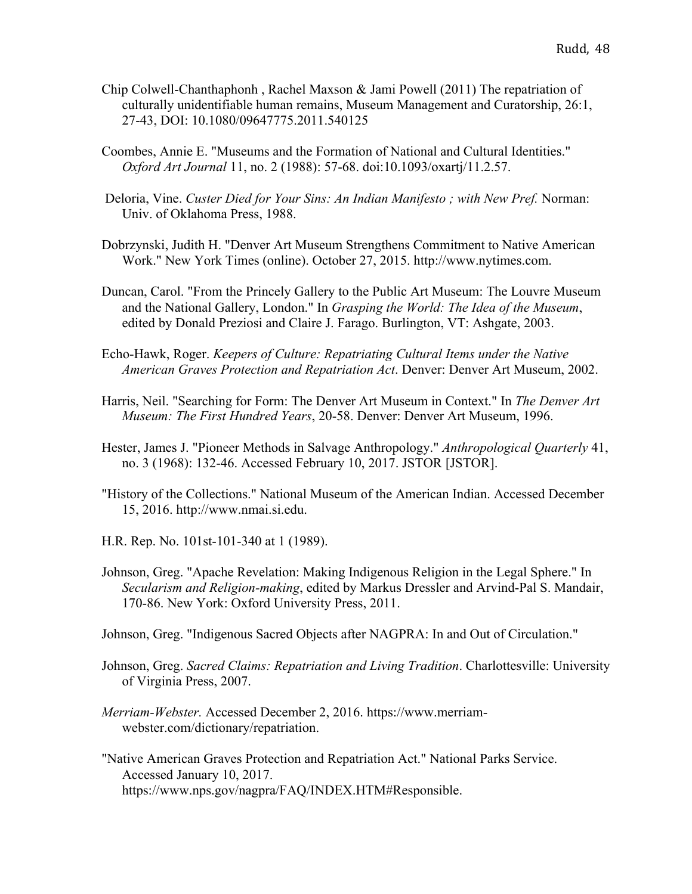Chip Colwell-Chanthaphonh , Rachel Maxson & Jami Powell (2011) The repatriation of culturally unidentifiable human remains, Museum Management and Curatorship, 26:1, 27-43, DOI: 10.1080/09647775.2011.540125

Coombes, Annie E. "Museums and the Formation of National and Cultural Identities." *Oxford Art Journal* 11, no. 2 (1988): 57-68. doi:10.1093/oxartj/11.2.57.

Deloria, Vine. *Custer Died for Your Sins: An Indian Manifesto ; with New Pref.* Norman: Univ. of Oklahoma Press, 1988.

Dobrzynski, Judith H. "Denver Art Museum Strengthens Commitment to Native American Work." New York Times (online). October 27, 2015. http://www.nytimes.com.

Duncan, Carol. "From the Princely Gallery to the Public Art Museum: The Louvre Museum and the National Gallery, London." In *Grasping the World: The Idea of the Museum*, edited by Donald Preziosi and Claire J. Farago. Burlington, VT: Ashgate, 2003.

Echo-Hawk, Roger. *Keepers of Culture: Repatriating Cultural Items under the Native American Graves Protection and Repatriation Act*. Denver: Denver Art Museum, 2002.

Harris, Neil. "Searching for Form: The Denver Art Museum in Context." In *The Denver Art Museum: The First Hundred Years*, 20-58. Denver: Denver Art Museum, 1996.

Hester, James J. "Pioneer Methods in Salvage Anthropology." *Anthropological Quarterly* 41, no. 3 (1968): 132-46. Accessed February 10, 2017. JSTOR [JSTOR].

"History of the Collections." National Museum of the American Indian. Accessed December 15, 2016. http://www.nmai.si.edu.

H.R. Rep. No. 101st-101-340 at 1 (1989).

Johnson, Greg. "Apache Revelation: Making Indigenous Religion in the Legal Sphere." In *Secularism and Religion-making*, edited by Markus Dressler and Arvind-Pal S. Mandair, 170-86. New York: Oxford University Press, 2011.

Johnson, Greg. "Indigenous Sacred Objects after NAGPRA: In and Out of Circulation."

Johnson, Greg. *Sacred Claims: Repatriation and Living Tradition*. Charlottesville: University of Virginia Press, 2007.

*Merriam-Webster.* Accessed December 2, 2016. https://www.merriam-webster.com/dictionary/repatriation.

"Native American Graves Protection and Repatriation Act." National Parks Service. Accessed January 10, 2017. https://www.nps.gov/nagpra/FAQ/INDEX.HTM#Responsible.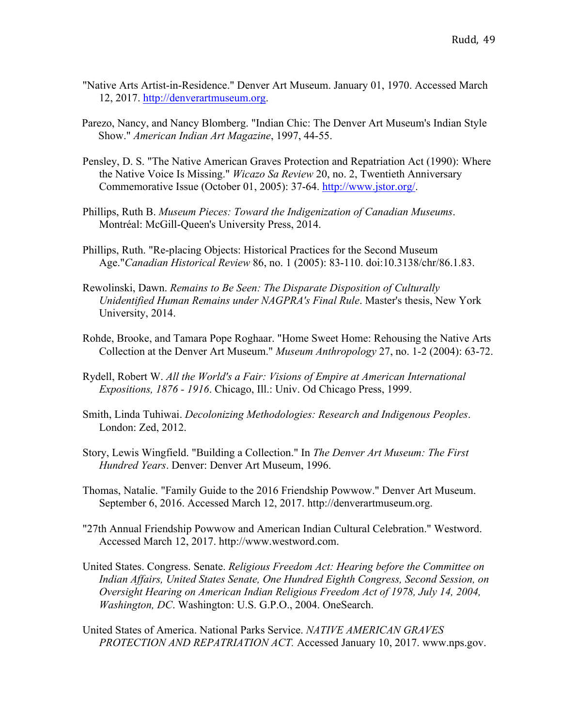"Native Arts Artist-in-Residence." Denver Art Museum. January 01, 1970. Accessed March 12, 2017. http://denverartmuseum.org.

Parezo, Nancy, and Nancy Blomberg. "Indian Chic: The Denver Art Museum's Indian Style Show." *American Indian Art Magazine*, 1997, 44-55.

Pensley, D. S. "The Native American Graves Protection and Repatriation Act (1990): Where the Native Voice Is Missing." *Wicazo Sa Review* 20, no. 2, Twentieth Anniversary Commemorative Issue (October 01, 2005): 37-64. http://www.jstor.org/.

Phillips, Ruth B. *Museum Pieces: Toward the Indigenization of Canadian Museums*. Montréal: McGill-Queen's University Press, 2014.

Phillips, Ruth. "Re-placing Objects: Historical Practices for the Second Museum Age."*Canadian Historical Review* 86, no. 1 (2005): 83-110. doi:10.3138/chr/86.1.83.

Rewolinski, Dawn. *Remains to Be Seen: The Disparate Disposition of Culturally Unidentified Human Remains under NAGPRA's Final Rule*. Master's thesis, New York University, 2014.

Rohde, Brooke, and Tamara Pope Roghaar. "Home Sweet Home: Rehousing the Native Arts Collection at the Denver Art Museum." *Museum Anthropology* 27, no. 1-2 (2004): 63-72.

Rydell, Robert W. *All the World's a Fair: Visions of Empire at American International Expositions, 1876 - 1916*. Chicago, Ill.: Univ. Od Chicago Press, 1999.

Smith, Linda Tuhiwai. *Decolonizing Methodologies: Research and Indigenous Peoples*. London: Zed, 2012.

Story, Lewis Wingfield. "Building a Collection." In *The Denver Art Museum: The First Hundred Years*. Denver: Denver Art Museum, 1996.

Thomas, Natalie. "Family Guide to the 2016 Friendship Powwow." Denver Art Museum. September 6, 2016. Accessed March 12, 2017. http://denverartmuseum.org.

"27th Annual Friendship Powwow and American Indian Cultural Celebration." Westword. Accessed March 12, 2017. http://www.westword.com.

United States. Congress. Senate. *Religious Freedom Act: Hearing before the Committee on Indian Affairs, United States Senate, One Hundred Eighth Congress, Second Session, on Oversight Hearing on American Indian Religious Freedom Act of 1978, July 14, 2004, Washington, DC*. Washington: U.S. G.P.O., 2004. OneSearch.

United States of America. National Parks Service. *NATIVE AMERICAN GRAVES PROTECTION AND REPATRIATION ACT.* Accessed January 10, 2017. www.nps.gov.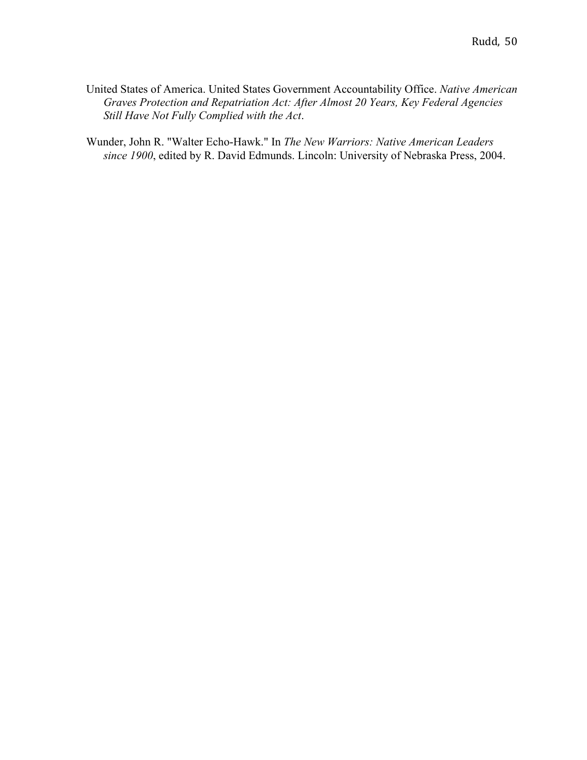United States of America. United States Government Accountability Office. *Native American Graves Protection and Repatriation Act: After Almost 20 Years, Key Federal Agencies Still Have Not Fully Complied with the Act*.

Wunder, John R. "Walter Echo-Hawk." In *The New Warriors: Native American Leaders since 1900*, edited by R. David Edmunds. Lincoln: University of Nebraska Press, 2004.